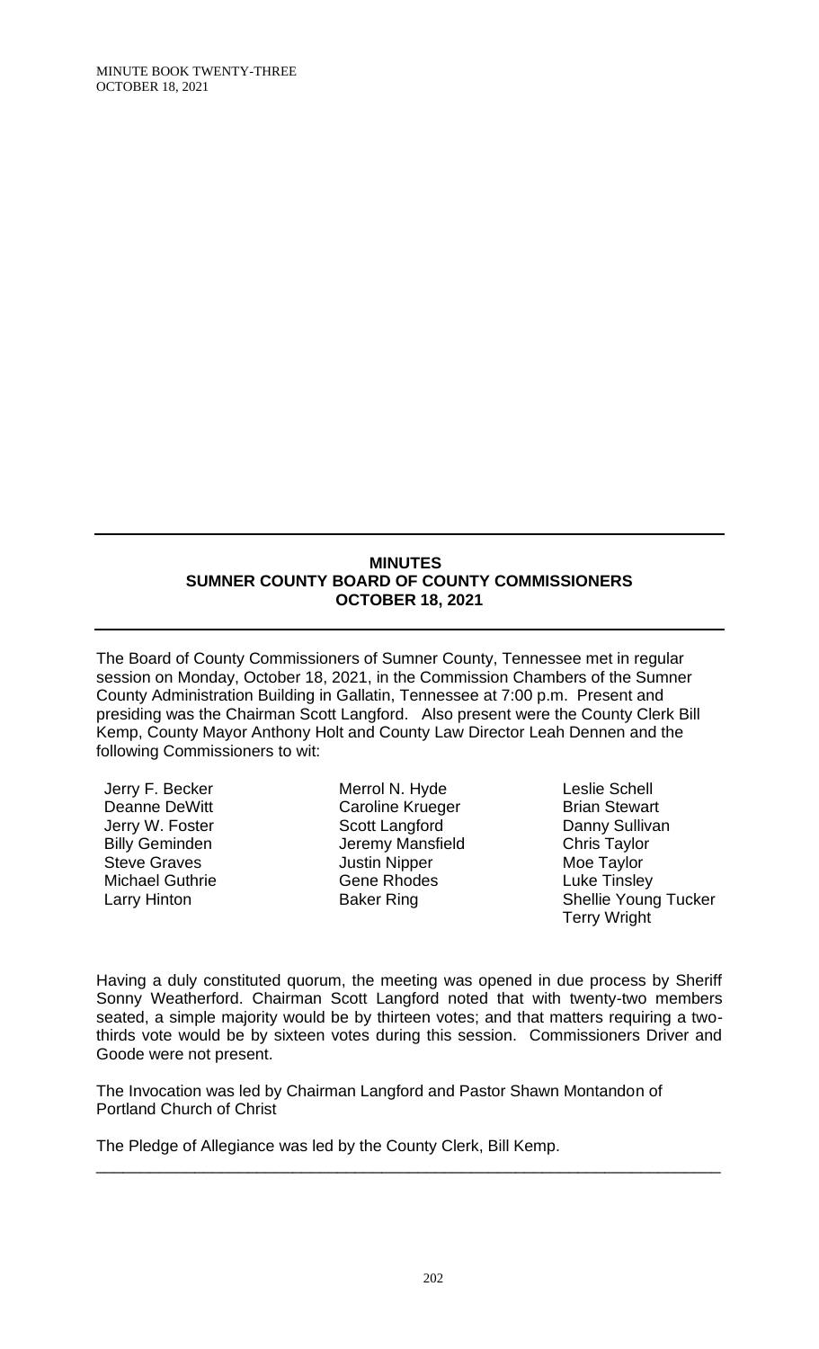**MINUTES**
**SUMNER COUNTY BOARD OF COUNTY COMMISSIONERS**
**OCTOBER 18, 2021**

---

The Board of County Commissioners of Sumner County, Tennessee met in regular session on Monday, October 18, 2021, in the Commission Chambers of the Sumner County Administration Building in Gallatin, Tennessee at 7:00 p.m. Present and presiding was the Chairman Scott Langford. Also present were the County Clerk Bill Kemp, County Mayor Anthony Holt and County Law Director Leah Dennen and the following Commissioners to wit:

| | | |
|---|---|---|
| Jerry F. Becker | Merrol N. Hyde | Leslie Schell |
| Deanne DeWitt | Caroline Krueger | Brian Stewart |
| Jerry W. Foster | Scott Langford | Danny Sullivan |
| Billy Geminden | Jeremy Mansfield | Chris Taylor |
| Steve Graves | Justin Nipper | Moe Taylor |
| Michael Guthrie | Gene Rhodes | Luke Tinsley |
| Larry Hinton | Baker Ring | Shellie Young Tucker |
| | | Terry Wright |

Having a duly constituted quorum, the meeting was opened in due process by Sheriff Sonny Weatherford. Chairman Scott Langford noted that with twenty-two members seated, a simple majority would be by thirteen votes; and that matters requiring a two-thirds vote would be by sixteen votes during this session. Commissioners Driver and Goode were not present.

The Invocation was led by Chairman Langford and Pastor Shawn Montandon of Portland Church of Christ

The Pledge of Allegiance was led by the County Clerk, Bill Kemp.

---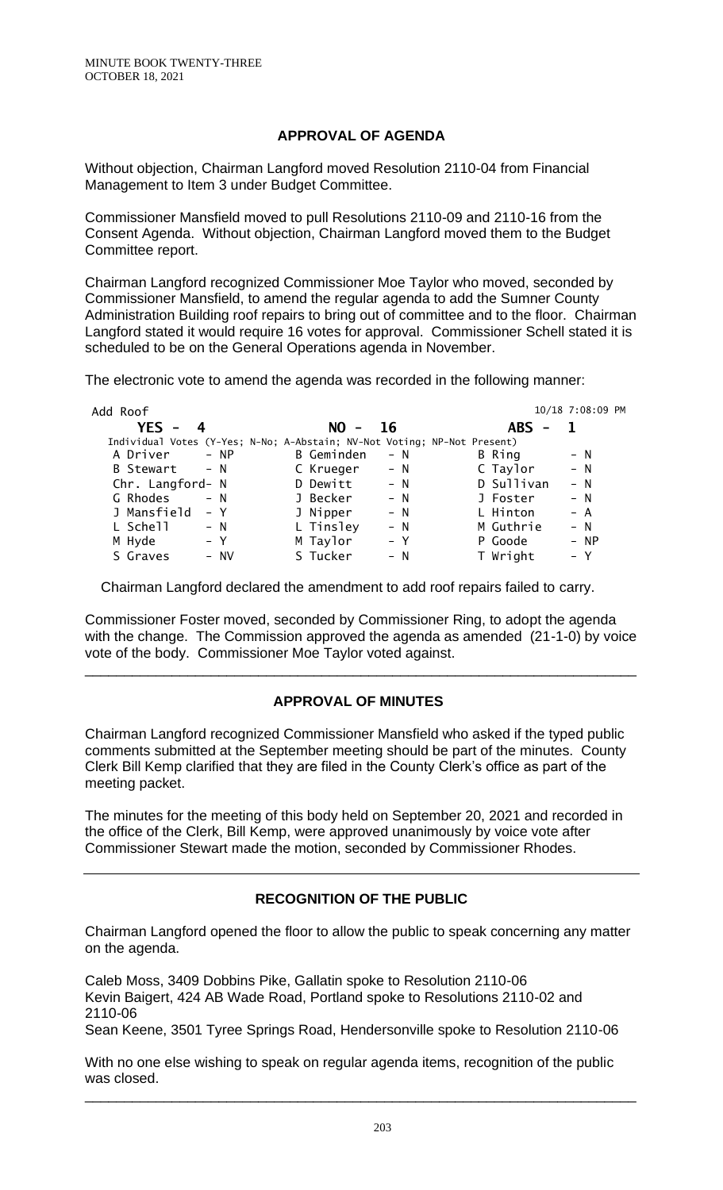## APPROVAL OF AGENDA

Without objection, Chairman Langford moved Resolution 2110-04 from Financial Management to Item 3 under Budget Committee.

Commissioner Mansfield moved to pull Resolutions 2110-09 and 2110-16 from the Consent Agenda. Without objection, Chairman Langford moved them to the Budget Committee report.

Chairman Langford recognized Commissioner Moe Taylor who moved, seconded by Commissioner Mansfield, to amend the regular agenda to add the Sumner County Administration Building roof repairs to bring out of committee and to the floor. Chairman Langford stated it would require 16 votes for approval. Commissioner Schell stated it is scheduled to be on the General Operations agenda in November.

The electronic vote to amend the agenda was recorded in the following manner:

```
Add Roof                                                          10/18 7:08:09 PM
   YES -  4                   NO -  16                     ABS -  1
 Individual Votes (Y-Yes; N-No; A-Abstain; NV-Not Voting; NP-Not Present)
  A Driver     - NP       B Geminden   - N          B Ring       - N
  B Stewart    - N        C Krueger    - N          C Taylor     - N
  Chr. Langford- N        D Dewitt     - N          D Sullivan   - N
  G Rhodes     - N        J Becker     - N          J Foster     - N
  J Mansfield  - Y        J Nipper     - N          L Hinton     - A
  L Schell     - N        L Tinsley    - N          M Guthrie    - N
  M Hyde       - Y        M Taylor     - Y          P Goode      - NP
  S Graves     - NV       S Tucker     - N          T Wright     - Y
```

Chairman Langford declared the amendment to add roof repairs failed to carry.

Commissioner Foster moved, seconded by Commissioner Ring, to adopt the agenda with the change. The Commission approved the agenda as amended (21-1-0) by voice vote of the body. Commissioner Moe Taylor voted against.

---

## APPROVAL OF MINUTES

Chairman Langford recognized Commissioner Mansfield who asked if the typed public comments submitted at the September meeting should be part of the minutes. County Clerk Bill Kemp clarified that they are filed in the County Clerk's office as part of the meeting packet.

The minutes for the meeting of this body held on September 20, 2021 and recorded in the office of the Clerk, Bill Kemp, were approved unanimously by voice vote after Commissioner Stewart made the motion, seconded by Commissioner Rhodes.

---

## RECOGNITION OF THE PUBLIC

Chairman Langford opened the floor to allow the public to speak concerning any matter on the agenda.

Caleb Moss, 3409 Dobbins Pike, Gallatin spoke to Resolution 2110-06
Kevin Baigert, 424 AB Wade Road, Portland spoke to Resolutions 2110-02 and 2110-06
Sean Keene, 3501 Tyree Springs Road, Hendersonville spoke to Resolution 2110-06

With no one else wishing to speak on regular agenda items, recognition of the public was closed.

---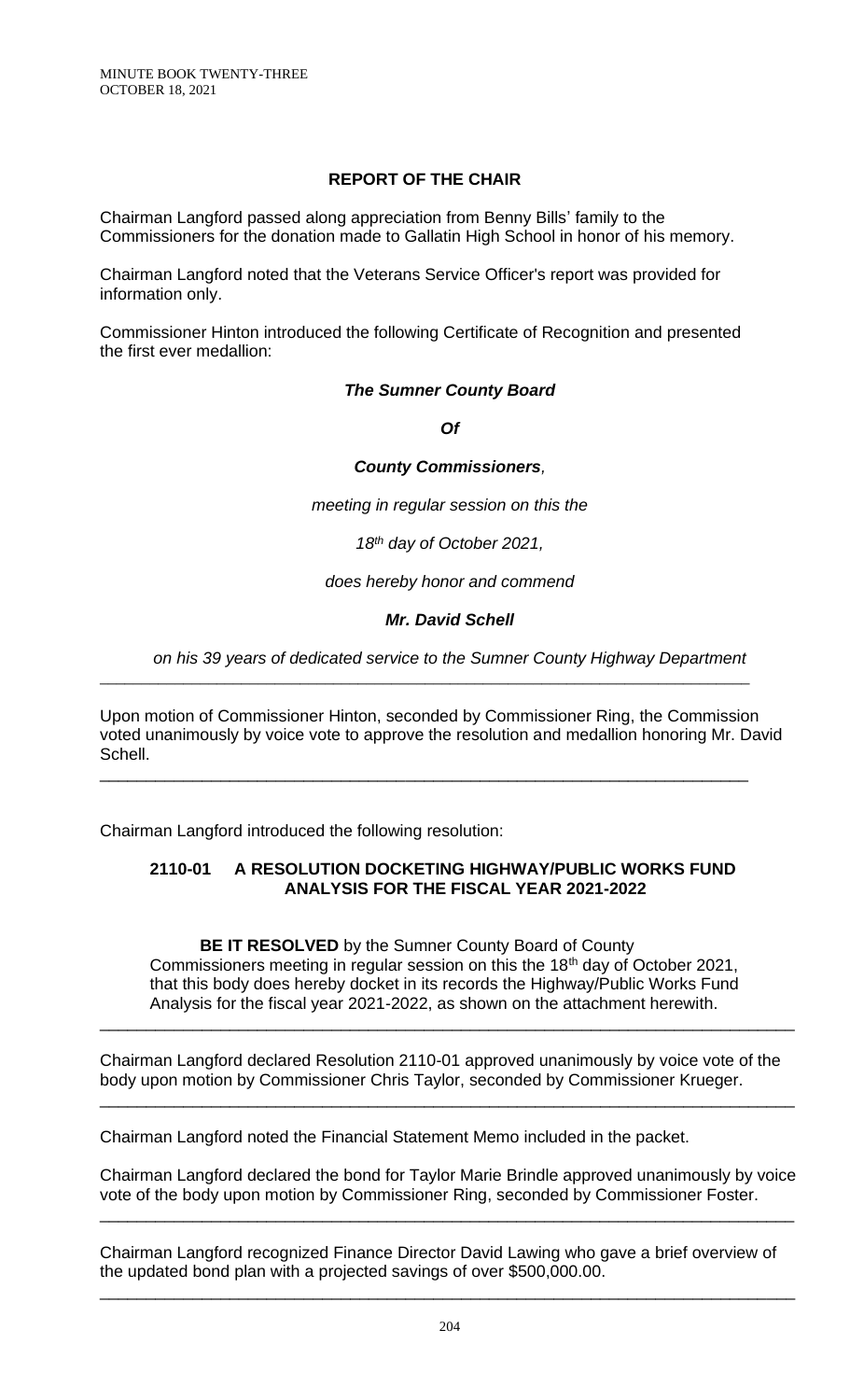## REPORT OF THE CHAIR

Chairman Langford passed along appreciation from Benny Bills' family to the Commissioners for the donation made to Gallatin High School in honor of his memory.

Chairman Langford noted that the Veterans Service Officer's report was provided for information only.

Commissioner Hinton introduced the following Certificate of Recognition and presented the first ever medallion:

***The Sumner County Board***

***Of***

***County Commissioners,***

*meeting in regular session on this the*

*18th day of October 2021,*

*does hereby honor and commend*

***Mr. David Schell***

*on his 39 years of dedicated service to the Sumner County Highway Department*

---

Upon motion of Commissioner Hinton, seconded by Commissioner Ring, the Commission voted unanimously by voice vote to approve the resolution and medallion honoring Mr. David Schell.

---

Chairman Langford introduced the following resolution:

### 2110-01 A RESOLUTION DOCKETING HIGHWAY/PUBLIC WORKS FUND ANALYSIS FOR THE FISCAL YEAR 2021-2022

**BE IT RESOLVED** by the Sumner County Board of County Commissioners meeting in regular session on this the 18th day of October 2021, that this body does hereby docket in its records the Highway/Public Works Fund Analysis for the fiscal year 2021-2022, as shown on the attachment herewith.

---

Chairman Langford declared Resolution 2110-01 approved unanimously by voice vote of the body upon motion by Commissioner Chris Taylor, seconded by Commissioner Krueger.

---

Chairman Langford noted the Financial Statement Memo included in the packet.

Chairman Langford declared the bond for Taylor Marie Brindle approved unanimously by voice vote of the body upon motion by Commissioner Ring, seconded by Commissioner Foster.

---

Chairman Langford recognized Finance Director David Lawing who gave a brief overview of the updated bond plan with a projected savings of over $500,000.00.

---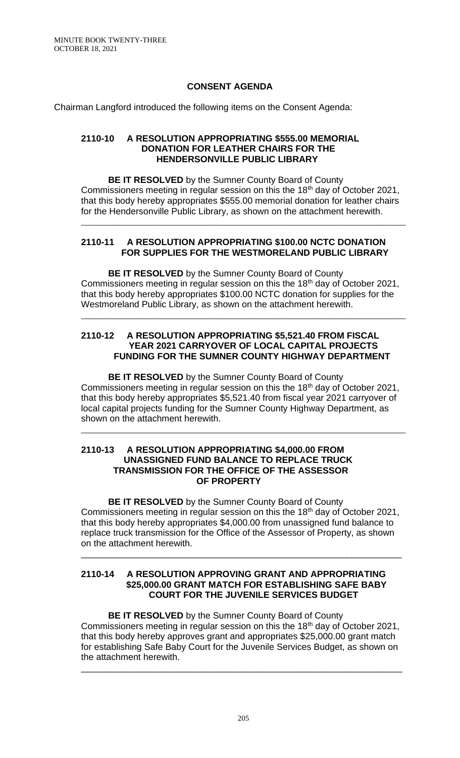## CONSENT AGENDA

Chairman Langford introduced the following items on the Consent Agenda:

### 2110-10 A RESOLUTION APPROPRIATING $555.00 MEMORIAL DONATION FOR LEATHER CHAIRS FOR THE HENDERSONVILLE PUBLIC LIBRARY

**BE IT RESOLVED** by the Sumner County Board of County Commissioners meeting in regular session on this the 18th day of October 2021, that this body hereby appropriates $555.00 memorial donation for leather chairs for the Hendersonville Public Library, as shown on the attachment herewith.

---

### 2110-11 A RESOLUTION APPROPRIATING $100.00 NCTC DONATION FOR SUPPLIES FOR THE WESTMORELAND PUBLIC LIBRARY

**BE IT RESOLVED** by the Sumner County Board of County Commissioners meeting in regular session on this the 18th day of October 2021, that this body hereby appropriates $100.00 NCTC donation for supplies for the Westmoreland Public Library, as shown on the attachment herewith.

---

### 2110-12 A RESOLUTION APPROPRIATING $5,521.40 FROM FISCAL YEAR 2021 CARRYOVER OF LOCAL CAPITAL PROJECTS FUNDING FOR THE SUMNER COUNTY HIGHWAY DEPARTMENT

**BE IT RESOLVED** by the Sumner County Board of County Commissioners meeting in regular session on this the 18th day of October 2021, that this body hereby appropriates $5,521.40 from fiscal year 2021 carryover of local capital projects funding for the Sumner County Highway Department, as shown on the attachment herewith.

---

### 2110-13 A RESOLUTION APPROPRIATING $4,000.00 FROM UNASSIGNED FUND BALANCE TO REPLACE TRUCK TRANSMISSION FOR THE OFFICE OF THE ASSESSOR OF PROPERTY

**BE IT RESOLVED** by the Sumner County Board of County Commissioners meeting in regular session on this the 18th day of October 2021, that this body hereby appropriates $4,000.00 from unassigned fund balance to replace truck transmission for the Office of the Assessor of Property, as shown on the attachment herewith.

---

### 2110-14 A RESOLUTION APPROVING GRANT AND APPROPRIATING $25,000.00 GRANT MATCH FOR ESTABLISHING SAFE BABY COURT FOR THE JUVENILE SERVICES BUDGET

**BE IT RESOLVED** by the Sumner County Board of County Commissioners meeting in regular session on this the 18th day of October 2021, that this body hereby approves grant and appropriates $25,000.00 grant match for establishing Safe Baby Court for the Juvenile Services Budget, as shown on the attachment herewith.

---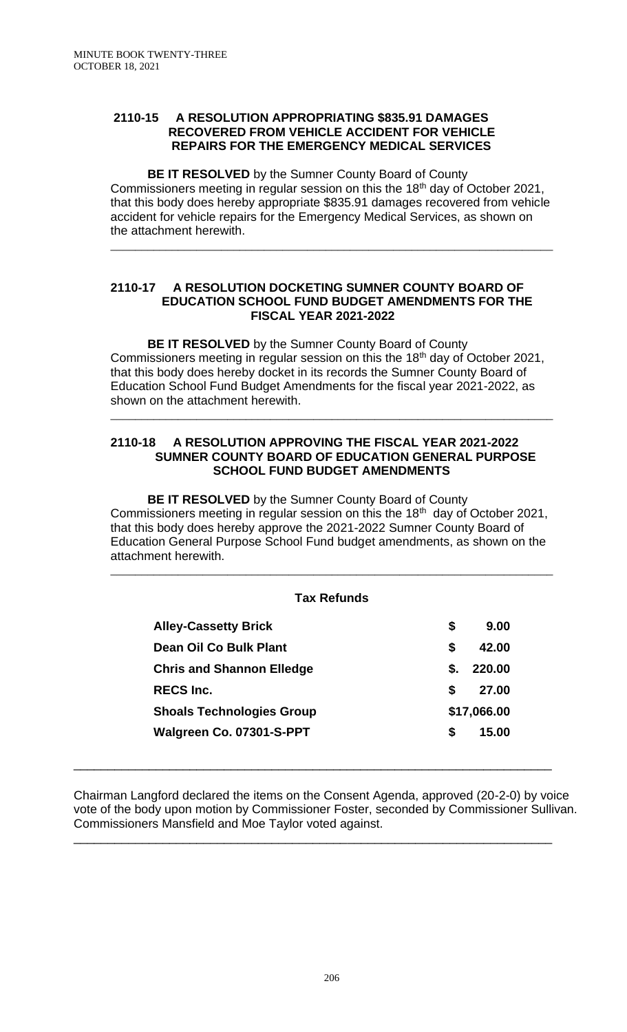**2110-15 A RESOLUTION APPROPRIATING $835.91 DAMAGES RECOVERED FROM VEHICLE ACCIDENT FOR VEHICLE REPAIRS FOR THE EMERGENCY MEDICAL SERVICES**

**BE IT RESOLVED** by the Sumner County Board of County Commissioners meeting in regular session on this the 18th day of October 2021, that this body does hereby appropriate $835.91 damages recovered from vehicle accident for vehicle repairs for the Emergency Medical Services, as shown on the attachment herewith.

---

**2110-17 A RESOLUTION DOCKETING SUMNER COUNTY BOARD OF EDUCATION SCHOOL FUND BUDGET AMENDMENTS FOR THE FISCAL YEAR 2021-2022**

**BE IT RESOLVED** by the Sumner County Board of County Commissioners meeting in regular session on this the 18th day of October 2021, that this body does hereby docket in its records the Sumner County Board of Education School Fund Budget Amendments for the fiscal year 2021-2022, as shown on the attachment herewith.

---

**2110-18 A RESOLUTION APPROVING THE FISCAL YEAR 2021-2022 SUMNER COUNTY BOARD OF EDUCATION GENERAL PURPOSE SCHOOL FUND BUDGET AMENDMENTS**

**BE IT RESOLVED** by the Sumner County Board of County Commissioners meeting in regular session on this the 18th day of October 2021, that this body does hereby approve the 2021-2022 Sumner County Board of Education General Purpose School Fund budget amendments, as shown on the attachment herewith.

---

**Tax Refunds**

| | |
|---|---|
| **Alley-Cassetty Brick** | **$ 9.00** |
| **Dean Oil Co Bulk Plant** | **$ 42.00** |
| **Chris and Shannon Elledge** | **$. 220.00** |
| **RECS Inc.** | **$ 27.00** |
| **Shoals Technologies Group** | **$17,066.00** |
| **Walgreen Co. 07301-S-PPT** | **$ 15.00** |

---

Chairman Langford declared the items on the Consent Agenda, approved (20-2-0) by voice vote of the body upon motion by Commissioner Foster, seconded by Commissioner Sullivan. Commissioners Mansfield and Moe Taylor voted against.

---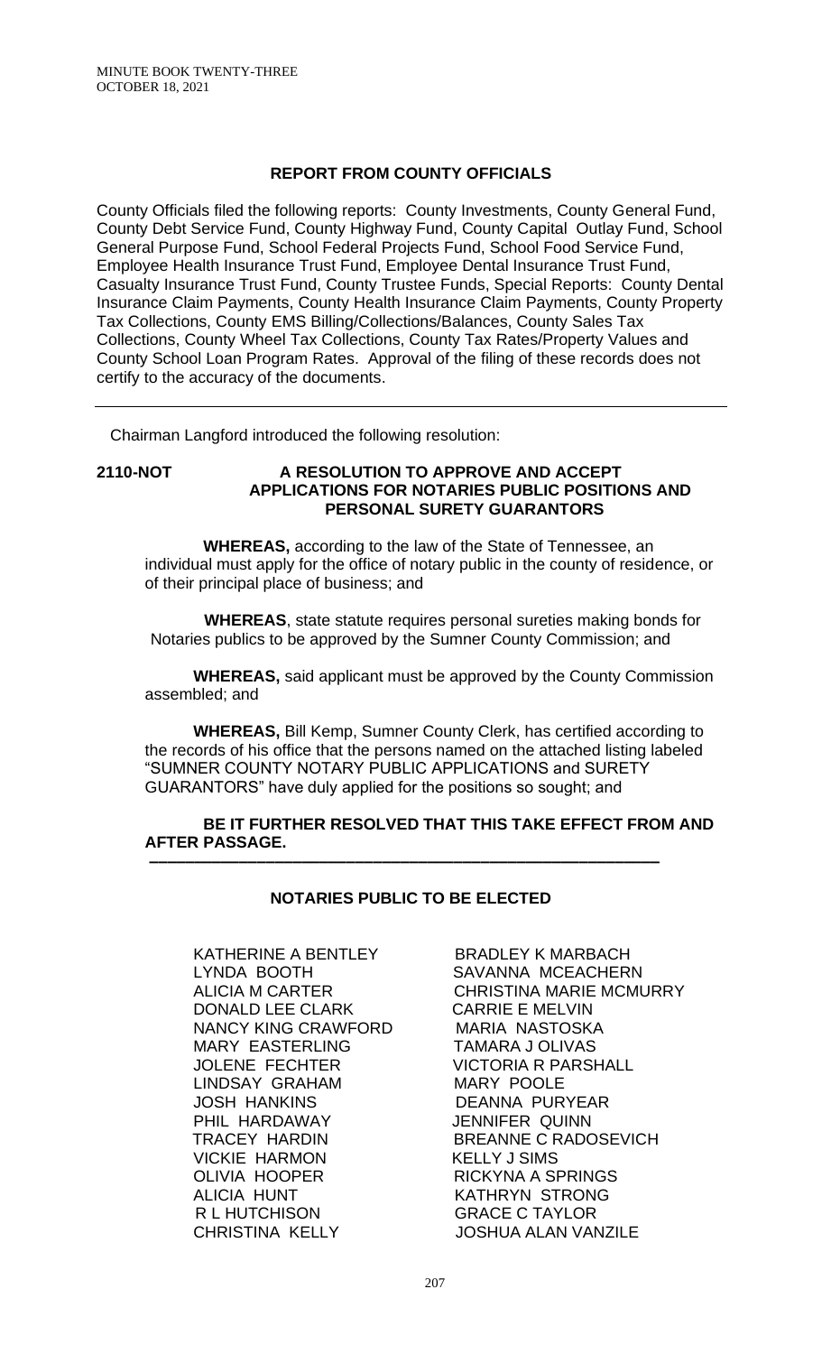## REPORT FROM COUNTY OFFICIALS

County Officials filed the following reports: County Investments, County General Fund, County Debt Service Fund, County Highway Fund, County Capital Outlay Fund, School General Purpose Fund, School Federal Projects Fund, School Food Service Fund, Employee Health Insurance Trust Fund, Employee Dental Insurance Trust Fund, Casualty Insurance Trust Fund, County Trustee Funds, Special Reports: County Dental Insurance Claim Payments, County Health Insurance Claim Payments, County Property Tax Collections, County EMS Billing/Collections/Balances, County Sales Tax Collections, County Wheel Tax Collections, County Tax Rates/Property Values and County School Loan Program Rates. Approval of the filing of these records does not certify to the accuracy of the documents.

---

Chairman Langford introduced the following resolution:

**2110-NOT** **A RESOLUTION TO APPROVE AND ACCEPT APPLICATIONS FOR NOTARIES PUBLIC POSITIONS AND PERSONAL SURETY GUARANTORS**

**WHEREAS,** according to the law of the State of Tennessee, an individual must apply for the office of notary public in the county of residence, or of their principal place of business; and

**WHEREAS**, state statute requires personal sureties making bonds for Notaries publics to be approved by the Sumner County Commission; and

**WHEREAS,** said applicant must be approved by the County Commission assembled; and

**WHEREAS,** Bill Kemp, Sumner County Clerk, has certified according to the records of his office that the persons named on the attached listing labeled "SUMNER COUNTY NOTARY PUBLIC APPLICATIONS and SURETY GUARANTORS" have duly applied for the positions so sought; and

**BE IT FURTHER RESOLVED THAT THIS TAKE EFFECT FROM AND AFTER PASSAGE.**

---

### NOTARIES PUBLIC TO BE ELECTED

KATHERINE A BENTLEY
LYNDA BOOTH
ALICIA M CARTER
DONALD LEE CLARK
NANCY KING CRAWFORD
MARY EASTERLING
JOLENE FECHTER
LINDSAY GRAHAM
JOSH HANKINS
PHIL HARDAWAY
TRACEY HARDIN
VICKIE HARMON
OLIVIA HOOPER
ALICIA HUNT
R L HUTCHISON
CHRISTINA KELLY
BRADLEY K MARBACH
SAVANNA MCEACHERN
CHRISTINA MARIE MCMURRY
CARRIE E MELVIN
MARIA NASTOSKA
TAMARA J OLIVAS
VICTORIA R PARSHALL
MARY POOLE
DEANNA PURYEAR
JENNIFER QUINN
BREANNE C RADOSEVICH
KELLY J SIMS
RICKYNA A SPRINGS
KATHRYN STRONG
GRACE C TAYLOR
JOSHUA ALAN VANZILE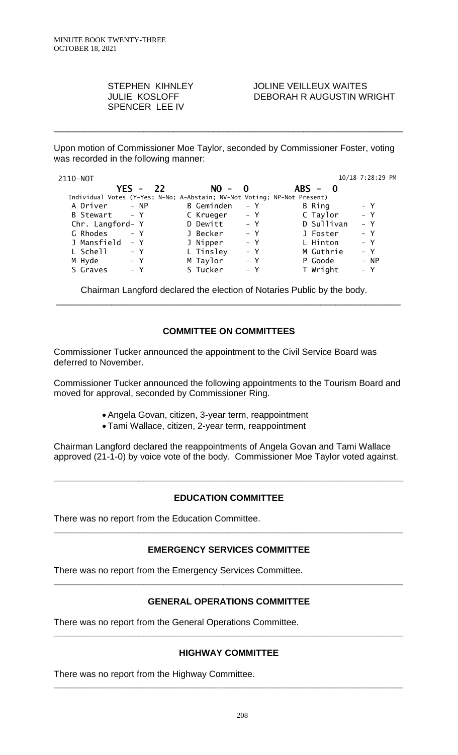STEPHEN KIHNLEY
JULIE KOSLOFF
SPENCER LEE IV

JOLINE VEILLEUX WAITES
DEBORAH R AUGUSTIN WRIGHT

---

Upon motion of Commissioner Moe Taylor, seconded by Commissioner Foster, voting was recorded in the following manner:

```
2110-NOT                                                     10/18 7:28:29 PM
             YES -  22          NO -  0            ABS -  0
 Individual Votes (Y-Yes; N-No; A-Abstain; NV-Not Voting; NP-Not Present)
 A Driver     - NP       B Geminden   - Y        B Ring       - Y
 B Stewart    - Y        C Krueger    - Y        C Taylor     - Y
 Chr. Langford- Y        D Dewitt     - Y        D Sullivan   - Y
 G Rhodes     - Y        J Becker     - Y        J Foster     - Y
 J Mansfield  - Y        J Nipper     - Y        L Hinton     - Y
 L Schell     - Y        L Tinsley    - Y        M Guthrie    - Y
 M Hyde       - Y        M Taylor     - Y        P Goode      - NP
 S Graves     - Y        S Tucker     - Y        T Wright     - Y
```

Chairman Langford declared the election of Notaries Public by the body.

---

## COMMITTEE ON COMMITTEES

Commissioner Tucker announced the appointment to the Civil Service Board was deferred to November.

Commissioner Tucker announced the following appointments to the Tourism Board and moved for approval, seconded by Commissioner Ring.

- Angela Govan, citizen, 3-year term, reappointment
- Tami Wallace, citizen, 2-year term, reappointment

Chairman Langford declared the reappointments of Angela Govan and Tami Wallace approved (21-1-0) by voice vote of the body. Commissioner Moe Taylor voted against.

---

## EDUCATION COMMITTEE

There was no report from the Education Committee.

---

## EMERGENCY SERVICES COMMITTEE

There was no report from the Emergency Services Committee.

---

## GENERAL OPERATIONS COMMITTEE

There was no report from the General Operations Committee.

---

## HIGHWAY COMMITTEE

There was no report from the Highway Committee.

---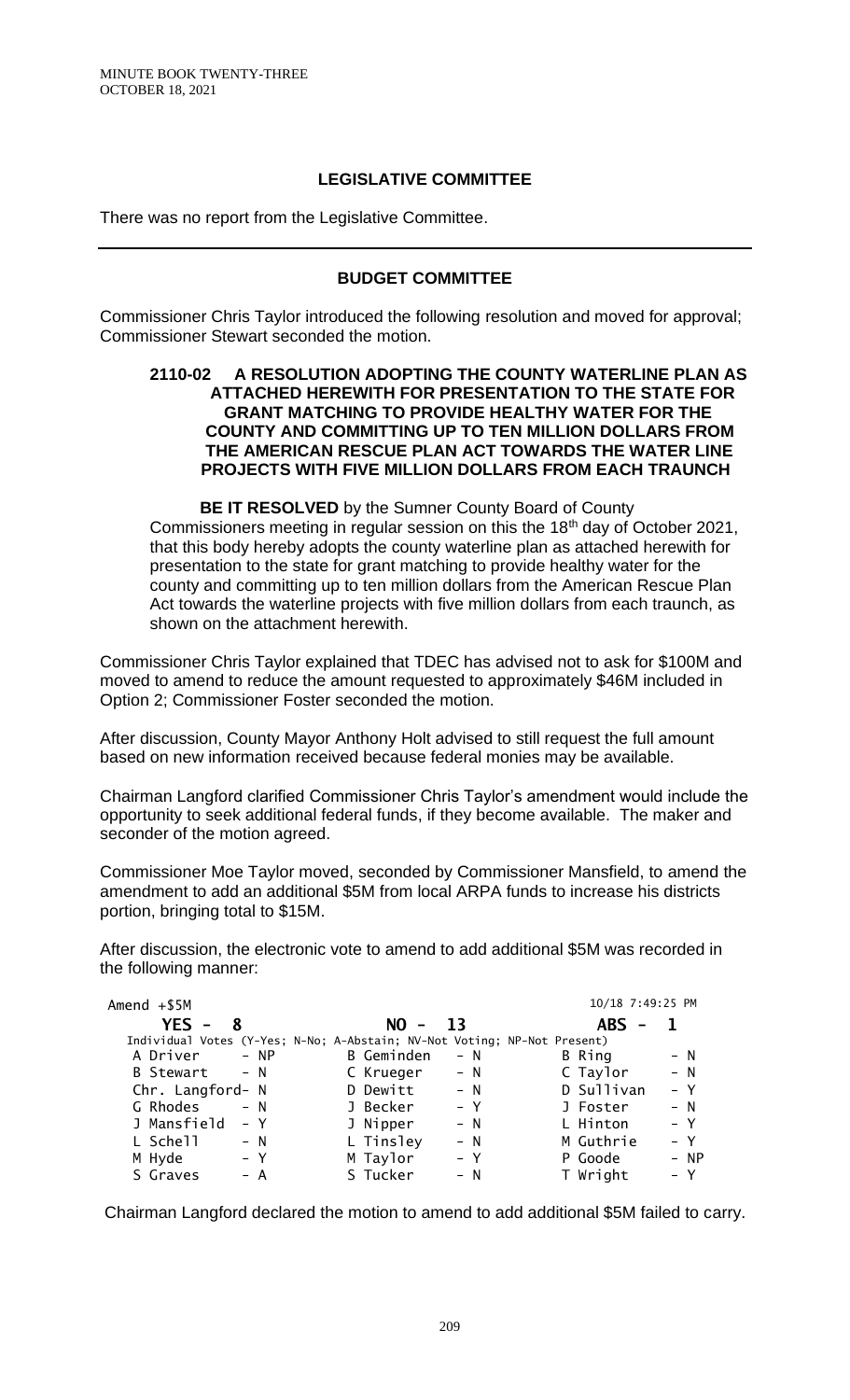## LEGISLATIVE COMMITTEE

There was no report from the Legislative Committee.

---

## BUDGET COMMITTEE

Commissioner Chris Taylor introduced the following resolution and moved for approval; Commissioner Stewart seconded the motion.

**2110-02 A RESOLUTION ADOPTING THE COUNTY WATERLINE PLAN AS ATTACHED HEREWITH FOR PRESENTATION TO THE STATE FOR GRANT MATCHING TO PROVIDE HEALTHY WATER FOR THE COUNTY AND COMMITTING UP TO TEN MILLION DOLLARS FROM THE AMERICAN RESCUE PLAN ACT TOWARDS THE WATER LINE PROJECTS WITH FIVE MILLION DOLLARS FROM EACH TRAUNCH**

**BE IT RESOLVED** by the Sumner County Board of County Commissioners meeting in regular session on this the 18th day of October 2021, that this body hereby adopts the county waterline plan as attached herewith for presentation to the state for grant matching to provide healthy water for the county and committing up to ten million dollars from the American Rescue Plan Act towards the waterline projects with five million dollars from each traunch, as shown on the attachment herewith.

Commissioner Chris Taylor explained that TDEC has advised not to ask for $100M and moved to amend to reduce the amount requested to approximately $46M included in Option 2; Commissioner Foster seconded the motion.

After discussion, County Mayor Anthony Holt advised to still request the full amount based on new information received because federal monies may be available.

Chairman Langford clarified Commissioner Chris Taylor's amendment would include the opportunity to seek additional federal funds, if they become available. The maker and seconder of the motion agreed.

Commissioner Moe Taylor moved, seconded by Commissioner Mansfield, to amend the amendment to add an additional $5M from local ARPA funds to increase his districts portion, bringing total to $15M.

After discussion, the electronic vote to amend to add additional $5M was recorded in the following manner:

Amend +$5M — 10/18 7:49:25 PM

**YES - 8 NO - 13 ABS - 1**

Individual Votes (Y-Yes; N-No; A-Abstain; NV-Not Voting; NP-Not Present)

| | | | | | |
|---|---|---|---|---|---|
| A Driver | - NP | B Geminden | - N | B Ring | - N |
| B Stewart | - N | C Krueger | - N | C Taylor | - N |
| Chr. Langford | - N | D Dewitt | - N | D Sullivan | - Y |
| G Rhodes | - N | J Becker | - Y | J Foster | - N |
| J Mansfield | - Y | J Nipper | - N | L Hinton | - Y |
| L Schell | - N | L Tinsley | - N | M Guthrie | - Y |
| M Hyde | - Y | M Taylor | - Y | P Goode | - NP |
| S Graves | - A | S Tucker | - N | T Wright | - Y |

Chairman Langford declared the motion to amend to add additional $5M failed to carry.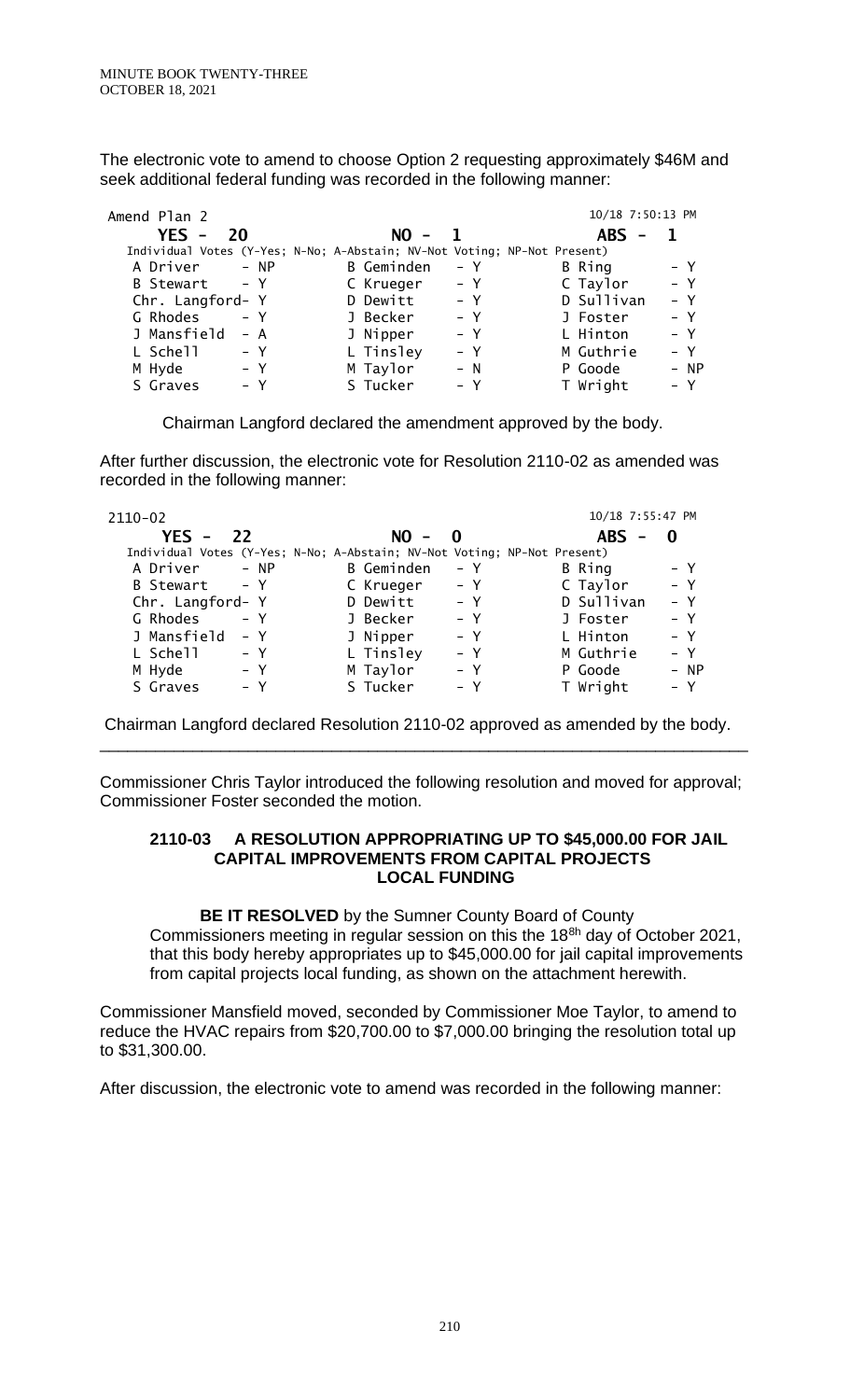The electronic vote to amend to choose Option 2 requesting approximately $46M and seek additional federal funding was recorded in the following manner:

```
Amend Plan 2                                                      10/18 7:50:13 PM
   YES -  20                    NO -  1                          ABS -  1
 Individual Votes (Y-Yes; N-No; A-Abstain; NV-Not Voting; NP-Not Present)
  A Driver     - NP          B Geminden   - Y              B Ring        - Y
  B Stewart    - Y           C Krueger    - Y              C Taylor      - Y
  Chr. Langford- Y           D Dewitt     - Y              D Sullivan    - Y
  G Rhodes     - Y           J Becker     - Y              J Foster      - Y
  J Mansfield  - A           J Nipper     - Y              L Hinton      - Y
  L Schell     - Y           L Tinsley    - Y              M Guthrie     - Y
  M Hyde       - Y           M Taylor     - N              P Goode       - NP
  S Graves     - Y           S Tucker     - Y              T Wright      - Y
```

Chairman Langford declared the amendment approved by the body.

After further discussion, the electronic vote for Resolution 2110-02 as amended was recorded in the following manner:

```
2110-02                                                           10/18 7:55:47 PM
   YES -  22                    NO -  0                          ABS -  0
 Individual Votes (Y-Yes; N-No; A-Abstain; NV-Not Voting; NP-Not Present)
  A Driver     - NP          B Geminden   - Y              B Ring        - Y
  B Stewart    - Y           C Krueger    - Y              C Taylor      - Y
  Chr. Langford- Y           D Dewitt     - Y              D Sullivan    - Y
  G Rhodes     - Y           J Becker     - Y              J Foster      - Y
  J Mansfield  - Y           J Nipper     - Y              L Hinton      - Y
  L Schell     - Y           L Tinsley    - Y              M Guthrie     - Y
  M Hyde       - Y           M Taylor     - Y              P Goode       - NP
  S Graves     - Y           S Tucker     - Y              T Wright      - Y
```

Chairman Langford declared Resolution 2110-02 approved as amended by the body.

---

Commissioner Chris Taylor introduced the following resolution and moved for approval; Commissioner Foster seconded the motion.

**2110-03 A RESOLUTION APPROPRIATING UP TO $45,000.00 FOR JAIL CAPITAL IMPROVEMENTS FROM CAPITAL PROJECTS LOCAL FUNDING**

**BE IT RESOLVED** by the Sumner County Board of County Commissioners meeting in regular session on this the 18[8h] day of October 2021, that this body hereby appropriates up to $45,000.00 for jail capital improvements from capital projects local funding, as shown on the attachment herewith.

Commissioner Mansfield moved, seconded by Commissioner Moe Taylor, to amend to reduce the HVAC repairs from $20,700.00 to $7,000.00 bringing the resolution total up to $31,300.00.

After discussion, the electronic vote to amend was recorded in the following manner: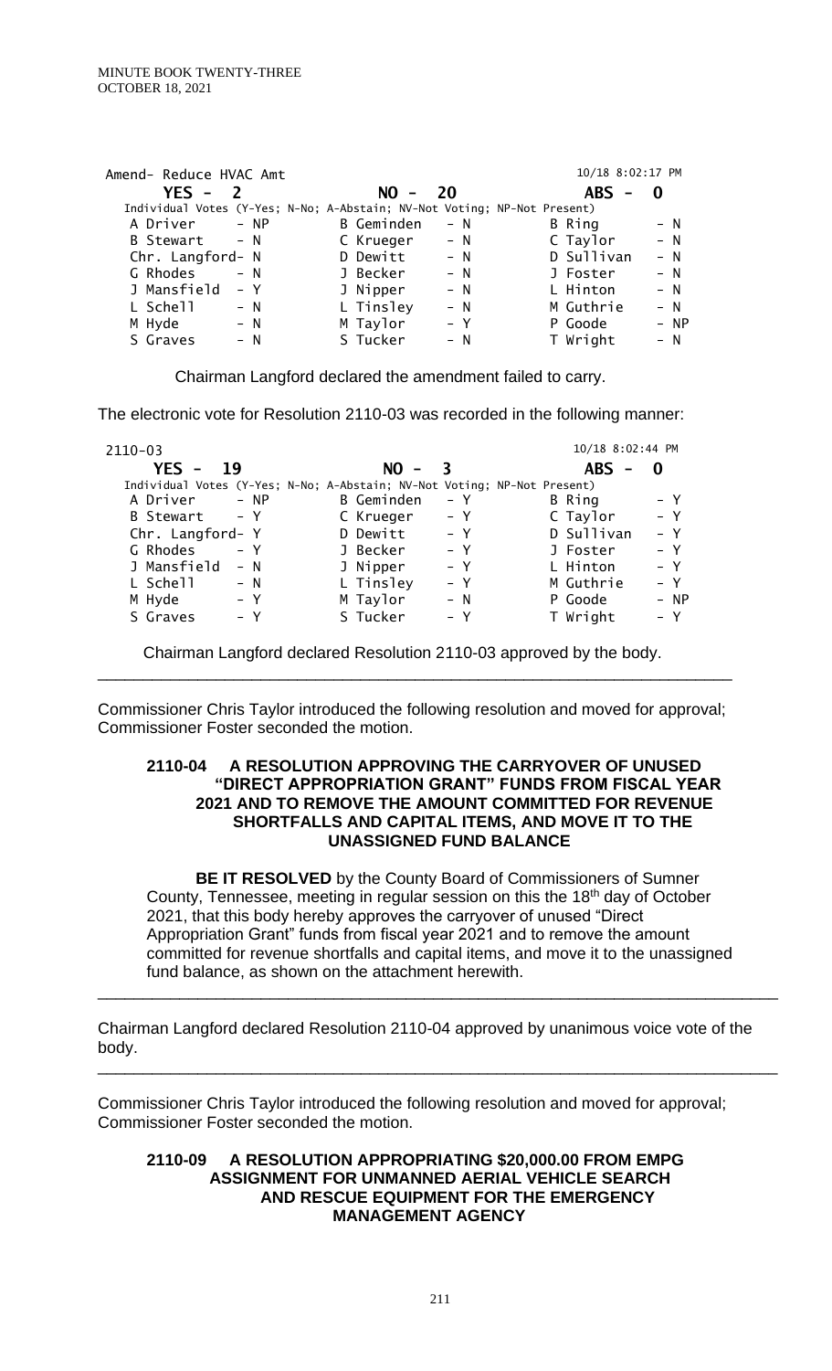Amend- Reduce HVAC Amt — 10/18 8:02:17 PM

**YES - 2 NO - 20 ABS - 0**

Individual Votes (Y-Yes; N-No; A-Abstain; NV-Not Voting; NP-Not Present)

| | | | | | |
|---|---|---|---|---|---|
| A Driver | - NP | B Geminden | - N | B Ring | - N |
| B Stewart | - N | C Krueger | - N | C Taylor | - N |
| Chr. Langford | - N | D Dewitt | - N | D Sullivan | - N |
| G Rhodes | - N | J Becker | - N | J Foster | - N |
| J Mansfield | - Y | J Nipper | - N | L Hinton | - N |
| L Schell | - N | L Tinsley | - N | M Guthrie | - N |
| M Hyde | - N | M Taylor | - Y | P Goode | - NP |
| S Graves | - N | S Tucker | - N | T Wright | - N |

Chairman Langford declared the amendment failed to carry.

The electronic vote for Resolution 2110-03 was recorded in the following manner:

2110-03 — 10/18 8:02:44 PM

**YES - 19 NO - 3 ABS - 0**

Individual Votes (Y-Yes; N-No; A-Abstain; NV-Not Voting; NP-Not Present)

| | | | | | |
|---|---|---|---|---|---|
| A Driver | - NP | B Geminden | - Y | B Ring | - Y |
| B Stewart | - Y | C Krueger | - Y | C Taylor | - Y |
| Chr. Langford | - Y | D Dewitt | - Y | D Sullivan | - Y |
| G Rhodes | - Y | J Becker | - Y | J Foster | - Y |
| J Mansfield | - N | J Nipper | - Y | L Hinton | - Y |
| L Schell | - N | L Tinsley | - Y | M Guthrie | - Y |
| M Hyde | - Y | M Taylor | - N | P Goode | - NP |
| S Graves | - Y | S Tucker | - Y | T Wright | - Y |

Chairman Langford declared Resolution 2110-03 approved by the body.

---

Commissioner Chris Taylor introduced the following resolution and moved for approval; Commissioner Foster seconded the motion.

**2110-04 A RESOLUTION APPROVING THE CARRYOVER OF UNUSED "DIRECT APPROPRIATION GRANT" FUNDS FROM FISCAL YEAR 2021 AND TO REMOVE THE AMOUNT COMMITTED FOR REVENUE SHORTFALLS AND CAPITAL ITEMS, AND MOVE IT TO THE UNASSIGNED FUND BALANCE**

**BE IT RESOLVED** by the County Board of Commissioners of Sumner County, Tennessee, meeting in regular session on this the 18th day of October 2021, that this body hereby approves the carryover of unused "Direct Appropriation Grant" funds from fiscal year 2021 and to remove the amount committed for revenue shortfalls and capital items, and move it to the unassigned fund balance, as shown on the attachment herewith.

---

Chairman Langford declared Resolution 2110-04 approved by unanimous voice vote of the body.

---

Commissioner Chris Taylor introduced the following resolution and moved for approval; Commissioner Foster seconded the motion.

**2110-09 A RESOLUTION APPROPRIATING $20,000.00 FROM EMPG ASSIGNMENT FOR UNMANNED AERIAL VEHICLE SEARCH AND RESCUE EQUIPMENT FOR THE EMERGENCY MANAGEMENT AGENCY**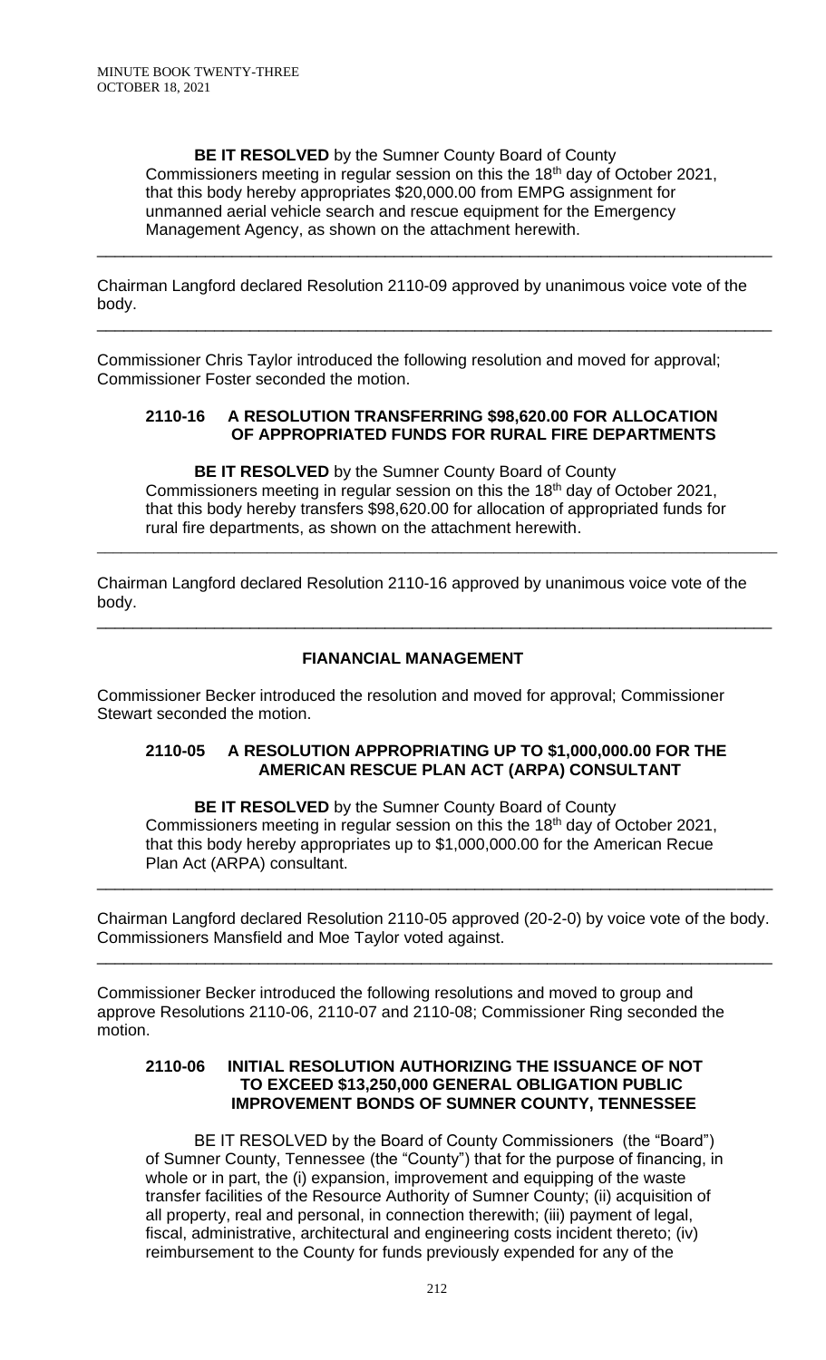**BE IT RESOLVED** by the Sumner County Board of County Commissioners meeting in regular session on this the 18th day of October 2021, that this body hereby appropriates $20,000.00 from EMPG assignment for unmanned aerial vehicle search and rescue equipment for the Emergency Management Agency, as shown on the attachment herewith.

---

Chairman Langford declared Resolution 2110-09 approved by unanimous voice vote of the body.

---

Commissioner Chris Taylor introduced the following resolution and moved for approval; Commissioner Foster seconded the motion.

**2110-16 A RESOLUTION TRANSFERRING $98,620.00 FOR ALLOCATION OF APPROPRIATED FUNDS FOR RURAL FIRE DEPARTMENTS**

**BE IT RESOLVED** by the Sumner County Board of County Commissioners meeting in regular session on this the 18th day of October 2021, that this body hereby transfers $98,620.00 for allocation of appropriated funds for rural fire departments, as shown on the attachment herewith.

---

Chairman Langford declared Resolution 2110-16 approved by unanimous voice vote of the body.

---

**FIANANCIAL MANAGEMENT**

Commissioner Becker introduced the resolution and moved for approval; Commissioner Stewart seconded the motion.

**2110-05 A RESOLUTION APPROPRIATING UP TO $1,000,000.00 FOR THE AMERICAN RESCUE PLAN ACT (ARPA) CONSULTANT**

**BE IT RESOLVED** by the Sumner County Board of County Commissioners meeting in regular session on this the 18th day of October 2021, that this body hereby appropriates up to $1,000,000.00 for the American Recue Plan Act (ARPA) consultant.

---

Chairman Langford declared Resolution 2110-05 approved (20-2-0) by voice vote of the body. Commissioners Mansfield and Moe Taylor voted against.

---

Commissioner Becker introduced the following resolutions and moved to group and approve Resolutions 2110-06, 2110-07 and 2110-08; Commissioner Ring seconded the motion.

**2110-06 INITIAL RESOLUTION AUTHORIZING THE ISSUANCE OF NOT TO EXCEED $13,250,000 GENERAL OBLIGATION PUBLIC IMPROVEMENT BONDS OF SUMNER COUNTY, TENNESSEE**

BE IT RESOLVED by the Board of County Commissioners (the "Board") of Sumner County, Tennessee (the "County") that for the purpose of financing, in whole or in part, the (i) expansion, improvement and equipping of the waste transfer facilities of the Resource Authority of Sumner County; (ii) acquisition of all property, real and personal, in connection therewith; (iii) payment of legal, fiscal, administrative, architectural and engineering costs incident thereto; (iv) reimbursement to the County for funds previously expended for any of the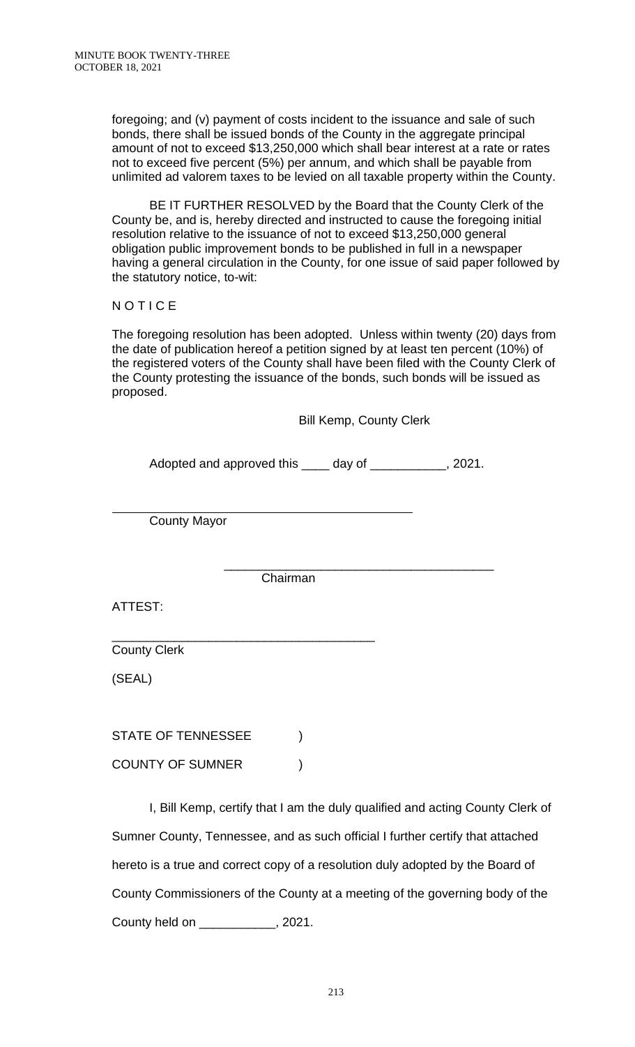foregoing; and (v) payment of costs incident to the issuance and sale of such bonds, there shall be issued bonds of the County in the aggregate principal amount of not to exceed $13,250,000 which shall bear interest at a rate or rates not to exceed five percent (5%) per annum, and which shall be payable from unlimited ad valorem taxes to be levied on all taxable property within the County.

BE IT FURTHER RESOLVED by the Board that the County Clerk of the County be, and is, hereby directed and instructed to cause the foregoing initial resolution relative to the issuance of not to exceed $13,250,000 general obligation public improvement bonds to be published in full in a newspaper having a general circulation in the County, for one issue of said paper followed by the statutory notice, to-wit:

N O T I C E

The foregoing resolution has been adopted. Unless within twenty (20) days from the date of publication hereof a petition signed by at least ten percent (10%) of the registered voters of the County shall have been filed with the County Clerk of the County protesting the issuance of the bonds, such bonds will be issued as proposed.

Bill Kemp, County Clerk

Adopted and approved this ____ day of ___________, 2021.

_____________________________________________
County Mayor

_______________________________________
Chairman

ATTEST:

_______________________________________
County Clerk

(SEAL)

STATE OF TENNESSEE )

COUNTY OF SUMNER )

I, Bill Kemp, certify that I am the duly qualified and acting County Clerk of Sumner County, Tennessee, and as such official I further certify that attached hereto is a true and correct copy of a resolution duly adopted by the Board of County Commissioners of the County at a meeting of the governing body of the County held on ___________, 2021.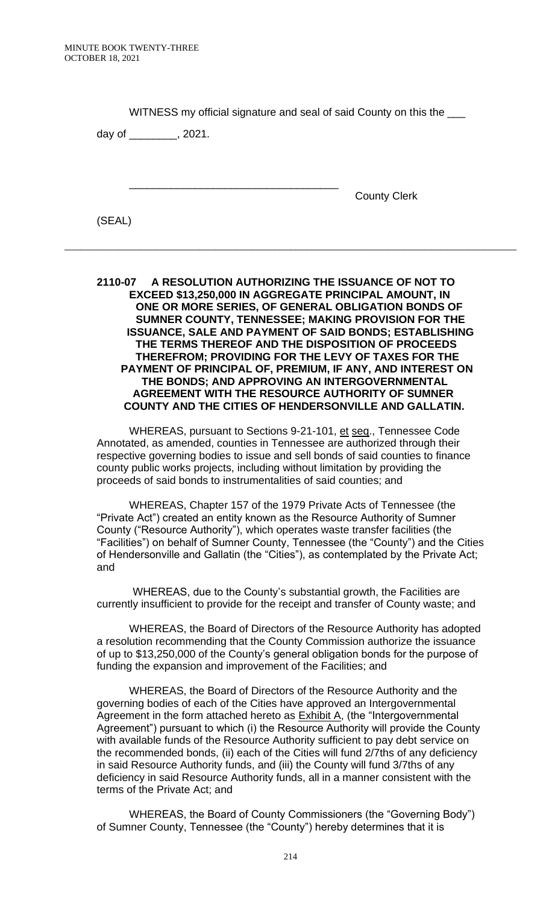WITNESS my official signature and seal of said County on this the ___ day of ________, 2021.

_________________________________ County Clerk

(SEAL)

---

**2110-07 A RESOLUTION AUTHORIZING THE ISSUANCE OF NOT TO EXCEED $13,250,000 IN AGGREGATE PRINCIPAL AMOUNT, IN ONE OR MORE SERIES, OF GENERAL OBLIGATION BONDS OF SUMNER COUNTY, TENNESSEE; MAKING PROVISION FOR THE ISSUANCE, SALE AND PAYMENT OF SAID BONDS; ESTABLISHING THE TERMS THEREOF AND THE DISPOSITION OF PROCEEDS THEREFROM; PROVIDING FOR THE LEVY OF TAXES FOR THE PAYMENT OF PRINCIPAL OF, PREMIUM, IF ANY, AND INTEREST ON THE BONDS; AND APPROVING AN INTERGOVERNMENTAL AGREEMENT WITH THE RESOURCE AUTHORITY OF SUMNER COUNTY AND THE CITIES OF HENDERSONVILLE AND GALLATIN.**

WHEREAS, pursuant to Sections 9-21-101, et seq., Tennessee Code Annotated, as amended, counties in Tennessee are authorized through their respective governing bodies to issue and sell bonds of said counties to finance county public works projects, including without limitation by providing the proceeds of said bonds to instrumentalities of said counties; and

WHEREAS, Chapter 157 of the 1979 Private Acts of Tennessee (the "Private Act") created an entity known as the Resource Authority of Sumner County ("Resource Authority"), which operates waste transfer facilities (the "Facilities") on behalf of Sumner County, Tennessee (the "County") and the Cities of Hendersonville and Gallatin (the "Cities"), as contemplated by the Private Act; and

WHEREAS, due to the County's substantial growth, the Facilities are currently insufficient to provide for the receipt and transfer of County waste; and

WHEREAS, the Board of Directors of the Resource Authority has adopted a resolution recommending that the County Commission authorize the issuance of up to $13,250,000 of the County's general obligation bonds for the purpose of funding the expansion and improvement of the Facilities; and

WHEREAS, the Board of Directors of the Resource Authority and the governing bodies of each of the Cities have approved an Intergovernmental Agreement in the form attached hereto as Exhibit A, (the "Intergovernmental Agreement") pursuant to which (i) the Resource Authority will provide the County with available funds of the Resource Authority sufficient to pay debt service on the recommended bonds, (ii) each of the Cities will fund 2/7ths of any deficiency in said Resource Authority funds, and (iii) the County will fund 3/7ths of any deficiency in said Resource Authority funds, all in a manner consistent with the terms of the Private Act; and

WHEREAS, the Board of County Commissioners (the "Governing Body") of Sumner County, Tennessee (the "County") hereby determines that it is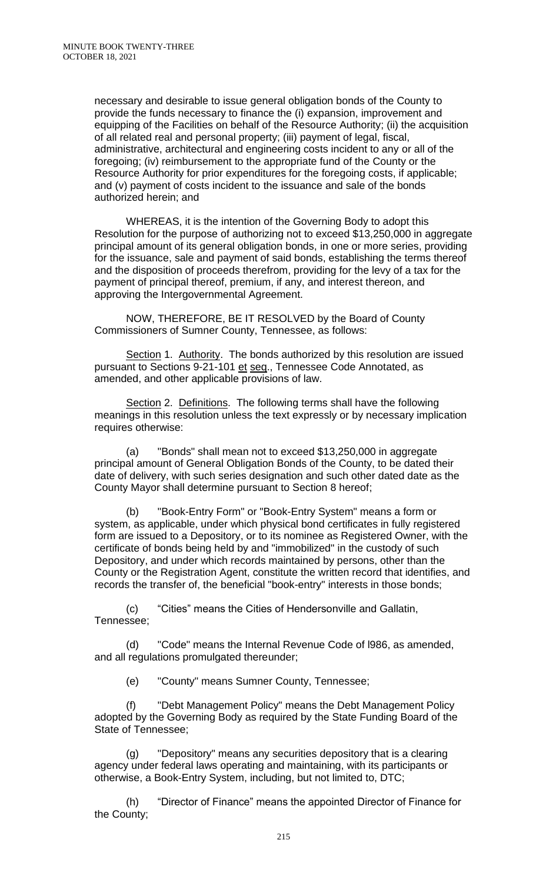necessary and desirable to issue general obligation bonds of the County to provide the funds necessary to finance the (i) expansion, improvement and equipping of the Facilities on behalf of the Resource Authority; (ii) the acquisition of all related real and personal property; (iii) payment of legal, fiscal, administrative, architectural and engineering costs incident to any or all of the foregoing; (iv) reimbursement to the appropriate fund of the County or the Resource Authority for prior expenditures for the foregoing costs, if applicable; and (v) payment of costs incident to the issuance and sale of the bonds authorized herein; and

WHEREAS, it is the intention of the Governing Body to adopt this Resolution for the purpose of authorizing not to exceed \$13,250,000 in aggregate principal amount of its general obligation bonds, in one or more series, providing for the issuance, sale and payment of said bonds, establishing the terms thereof and the disposition of proceeds therefrom, providing for the levy of a tax for the payment of principal thereof, premium, if any, and interest thereon, and approving the Intergovernmental Agreement.

NOW, THEREFORE, BE IT RESOLVED by the Board of County Commissioners of Sumner County, Tennessee, as follows:

Section 1. Authority. The bonds authorized by this resolution are issued pursuant to Sections 9-21-101 et seq., Tennessee Code Annotated, as amended, and other applicable provisions of law.

Section 2. Definitions. The following terms shall have the following meanings in this resolution unless the text expressly or by necessary implication requires otherwise:

(a) "Bonds" shall mean not to exceed \$13,250,000 in aggregate principal amount of General Obligation Bonds of the County, to be dated their date of delivery, with such series designation and such other dated date as the County Mayor shall determine pursuant to Section 8 hereof;

(b) "Book-Entry Form" or "Book-Entry System" means a form or system, as applicable, under which physical bond certificates in fully registered form are issued to a Depository, or to its nominee as Registered Owner, with the certificate of bonds being held by and "immobilized" in the custody of such Depository, and under which records maintained by persons, other than the County or the Registration Agent, constitute the written record that identifies, and records the transfer of, the beneficial "book-entry" interests in those bonds;

(c) "Cities" means the Cities of Hendersonville and Gallatin, Tennessee;

(d) "Code" means the Internal Revenue Code of l986, as amended, and all regulations promulgated thereunder;

(e) "County" means Sumner County, Tennessee;

(f) "Debt Management Policy" means the Debt Management Policy adopted by the Governing Body as required by the State Funding Board of the State of Tennessee;

(g) "Depository" means any securities depository that is a clearing agency under federal laws operating and maintaining, with its participants or otherwise, a Book-Entry System, including, but not limited to, DTC;

(h) "Director of Finance" means the appointed Director of Finance for the County;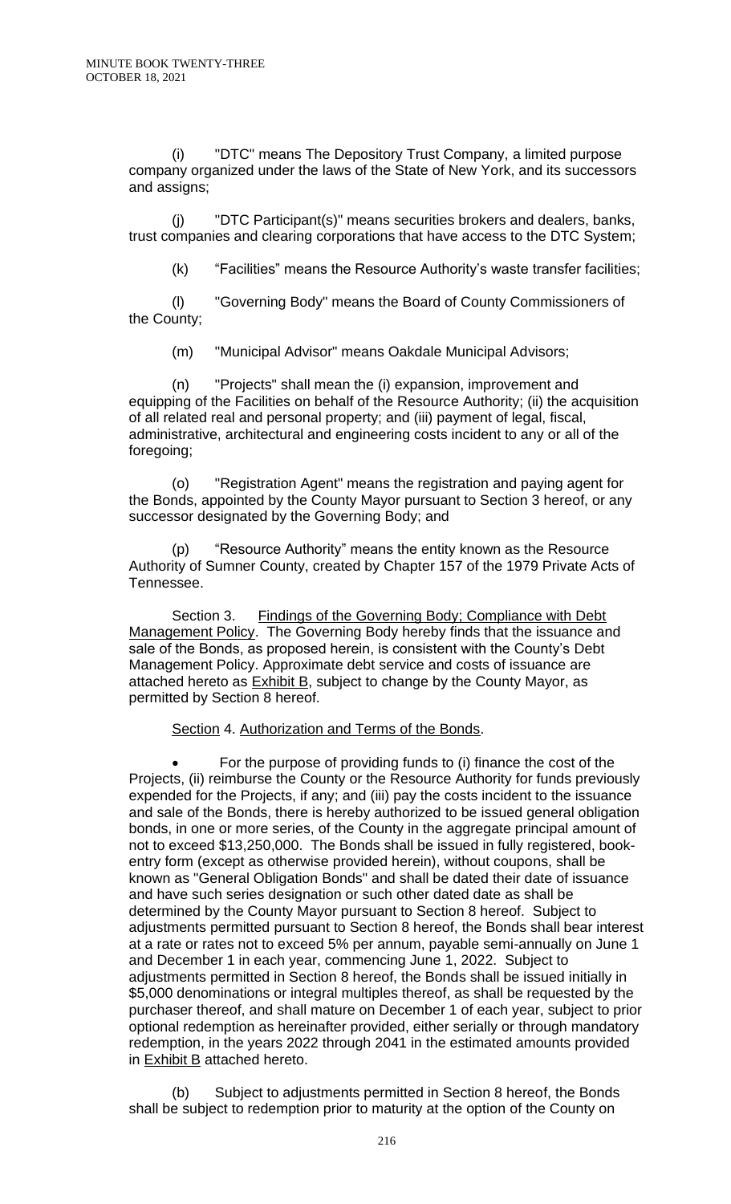(i) "DTC" means The Depository Trust Company, a limited purpose company organized under the laws of the State of New York, and its successors and assigns;

(j) "DTC Participant(s)" means securities brokers and dealers, banks, trust companies and clearing corporations that have access to the DTC System;

(k) "Facilities" means the Resource Authority's waste transfer facilities;

(l) "Governing Body" means the Board of County Commissioners of the County;

(m) "Municipal Advisor" means Oakdale Municipal Advisors;

(n) "Projects" shall mean the (i) expansion, improvement and equipping of the Facilities on behalf of the Resource Authority; (ii) the acquisition of all related real and personal property; and (iii) payment of legal, fiscal, administrative, architectural and engineering costs incident to any or all of the foregoing;

(o) "Registration Agent" means the registration and paying agent for the Bonds, appointed by the County Mayor pursuant to Section 3 hereof, or any successor designated by the Governing Body; and

(p) "Resource Authority" means the entity known as the Resource Authority of Sumner County, created by Chapter 157 of the 1979 Private Acts of Tennessee.

Section 3. Findings of the Governing Body; Compliance with Debt Management Policy. The Governing Body hereby finds that the issuance and sale of the Bonds, as proposed herein, is consistent with the County's Debt Management Policy. Approximate debt service and costs of issuance are attached hereto as Exhibit B, subject to change by the County Mayor, as permitted by Section 8 hereof.

Section 4. Authorization and Terms of the Bonds.

- For the purpose of providing funds to (i) finance the cost of the Projects, (ii) reimburse the County or the Resource Authority for funds previously expended for the Projects, if any; and (iii) pay the costs incident to the issuance and sale of the Bonds, there is hereby authorized to be issued general obligation bonds, in one or more series, of the County in the aggregate principal amount of not to exceed $13,250,000. The Bonds shall be issued in fully registered, book-entry form (except as otherwise provided herein), without coupons, shall be known as "General Obligation Bonds" and shall be dated their date of issuance and have such series designation or such other dated date as shall be determined by the County Mayor pursuant to Section 8 hereof. Subject to adjustments permitted pursuant to Section 8 hereof, the Bonds shall bear interest at a rate or rates not to exceed 5% per annum, payable semi-annually on June 1 and December 1 in each year, commencing June 1, 2022. Subject to adjustments permitted in Section 8 hereof, the Bonds shall be issued initially in $5,000 denominations or integral multiples thereof, as shall be requested by the purchaser thereof, and shall mature on December 1 of each year, subject to prior optional redemption as hereinafter provided, either serially or through mandatory redemption, in the years 2022 through 2041 in the estimated amounts provided in Exhibit B attached hereto.

(b) Subject to adjustments permitted in Section 8 hereof, the Bonds shall be subject to redemption prior to maturity at the option of the County on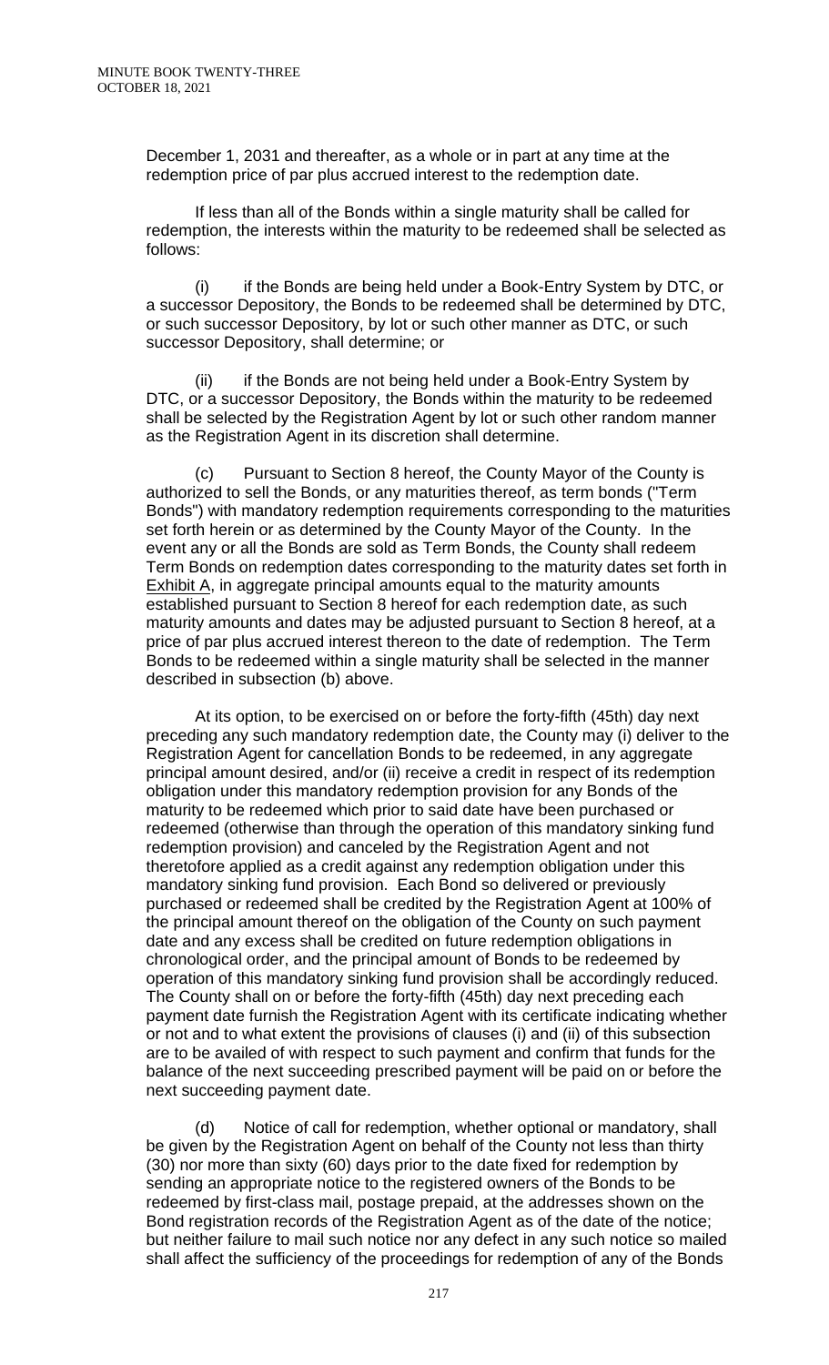December 1, 2031 and thereafter, as a whole or in part at any time at the redemption price of par plus accrued interest to the redemption date.

If less than all of the Bonds within a single maturity shall be called for redemption, the interests within the maturity to be redeemed shall be selected as follows:

(i) if the Bonds are being held under a Book-Entry System by DTC, or a successor Depository, the Bonds to be redeemed shall be determined by DTC, or such successor Depository, by lot or such other manner as DTC, or such successor Depository, shall determine; or

(ii) if the Bonds are not being held under a Book-Entry System by DTC, or a successor Depository, the Bonds within the maturity to be redeemed shall be selected by the Registration Agent by lot or such other random manner as the Registration Agent in its discretion shall determine.

(c) Pursuant to Section 8 hereof, the County Mayor of the County is authorized to sell the Bonds, or any maturities thereof, as term bonds ("Term Bonds") with mandatory redemption requirements corresponding to the maturities set forth herein or as determined by the County Mayor of the County. In the event any or all the Bonds are sold as Term Bonds, the County shall redeem Term Bonds on redemption dates corresponding to the maturity dates set forth in Exhibit A, in aggregate principal amounts equal to the maturity amounts established pursuant to Section 8 hereof for each redemption date, as such maturity amounts and dates may be adjusted pursuant to Section 8 hereof, at a price of par plus accrued interest thereon to the date of redemption. The Term Bonds to be redeemed within a single maturity shall be selected in the manner described in subsection (b) above.

At its option, to be exercised on or before the forty-fifth (45th) day next preceding any such mandatory redemption date, the County may (i) deliver to the Registration Agent for cancellation Bonds to be redeemed, in any aggregate principal amount desired, and/or (ii) receive a credit in respect of its redemption obligation under this mandatory redemption provision for any Bonds of the maturity to be redeemed which prior to said date have been purchased or redeemed (otherwise than through the operation of this mandatory sinking fund redemption provision) and canceled by the Registration Agent and not theretofore applied as a credit against any redemption obligation under this mandatory sinking fund provision. Each Bond so delivered or previously purchased or redeemed shall be credited by the Registration Agent at 100% of the principal amount thereof on the obligation of the County on such payment date and any excess shall be credited on future redemption obligations in chronological order, and the principal amount of Bonds to be redeemed by operation of this mandatory sinking fund provision shall be accordingly reduced. The County shall on or before the forty-fifth (45th) day next preceding each payment date furnish the Registration Agent with its certificate indicating whether or not and to what extent the provisions of clauses (i) and (ii) of this subsection are to be availed of with respect to such payment and confirm that funds for the balance of the next succeeding prescribed payment will be paid on or before the next succeeding payment date.

(d) Notice of call for redemption, whether optional or mandatory, shall be given by the Registration Agent on behalf of the County not less than thirty (30) nor more than sixty (60) days prior to the date fixed for redemption by sending an appropriate notice to the registered owners of the Bonds to be redeemed by first-class mail, postage prepaid, at the addresses shown on the Bond registration records of the Registration Agent as of the date of the notice; but neither failure to mail such notice nor any defect in any such notice so mailed shall affect the sufficiency of the proceedings for redemption of any of the Bonds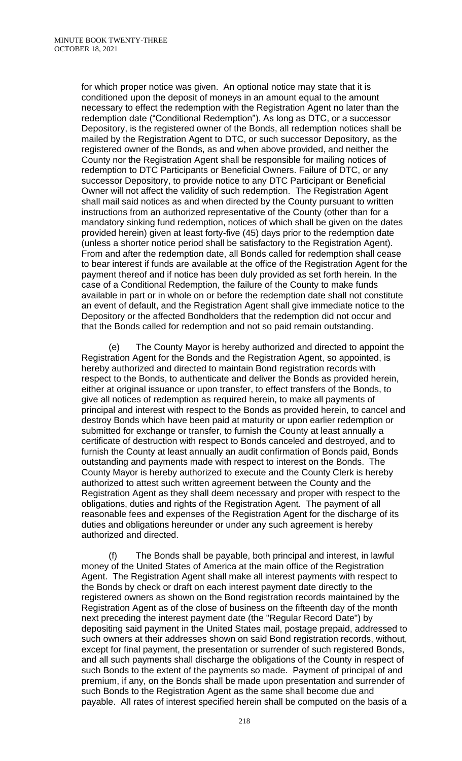for which proper notice was given. An optional notice may state that it is conditioned upon the deposit of moneys in an amount equal to the amount necessary to effect the redemption with the Registration Agent no later than the redemption date ("Conditional Redemption"). As long as DTC, or a successor Depository, is the registered owner of the Bonds, all redemption notices shall be mailed by the Registration Agent to DTC, or such successor Depository, as the registered owner of the Bonds, as and when above provided, and neither the County nor the Registration Agent shall be responsible for mailing notices of redemption to DTC Participants or Beneficial Owners. Failure of DTC, or any successor Depository, to provide notice to any DTC Participant or Beneficial Owner will not affect the validity of such redemption. The Registration Agent shall mail said notices as and when directed by the County pursuant to written instructions from an authorized representative of the County (other than for a mandatory sinking fund redemption, notices of which shall be given on the dates provided herein) given at least forty-five (45) days prior to the redemption date (unless a shorter notice period shall be satisfactory to the Registration Agent). From and after the redemption date, all Bonds called for redemption shall cease to bear interest if funds are available at the office of the Registration Agent for the payment thereof and if notice has been duly provided as set forth herein. In the case of a Conditional Redemption, the failure of the County to make funds available in part or in whole on or before the redemption date shall not constitute an event of default, and the Registration Agent shall give immediate notice to the Depository or the affected Bondholders that the redemption did not occur and that the Bonds called for redemption and not so paid remain outstanding.

(e) The County Mayor is hereby authorized and directed to appoint the Registration Agent for the Bonds and the Registration Agent, so appointed, is hereby authorized and directed to maintain Bond registration records with respect to the Bonds, to authenticate and deliver the Bonds as provided herein, either at original issuance or upon transfer, to effect transfers of the Bonds, to give all notices of redemption as required herein, to make all payments of principal and interest with respect to the Bonds as provided herein, to cancel and destroy Bonds which have been paid at maturity or upon earlier redemption or submitted for exchange or transfer, to furnish the County at least annually a certificate of destruction with respect to Bonds canceled and destroyed, and to furnish the County at least annually an audit confirmation of Bonds paid, Bonds outstanding and payments made with respect to interest on the Bonds. The County Mayor is hereby authorized to execute and the County Clerk is hereby authorized to attest such written agreement between the County and the Registration Agent as they shall deem necessary and proper with respect to the obligations, duties and rights of the Registration Agent. The payment of all reasonable fees and expenses of the Registration Agent for the discharge of its duties and obligations hereunder or under any such agreement is hereby authorized and directed.

(f) The Bonds shall be payable, both principal and interest, in lawful money of the United States of America at the main office of the Registration Agent. The Registration Agent shall make all interest payments with respect to the Bonds by check or draft on each interest payment date directly to the registered owners as shown on the Bond registration records maintained by the Registration Agent as of the close of business on the fifteenth day of the month next preceding the interest payment date (the "Regular Record Date") by depositing said payment in the United States mail, postage prepaid, addressed to such owners at their addresses shown on said Bond registration records, without, except for final payment, the presentation or surrender of such registered Bonds, and all such payments shall discharge the obligations of the County in respect of such Bonds to the extent of the payments so made. Payment of principal of and premium, if any, on the Bonds shall be made upon presentation and surrender of such Bonds to the Registration Agent as the same shall become due and payable. All rates of interest specified herein shall be computed on the basis of a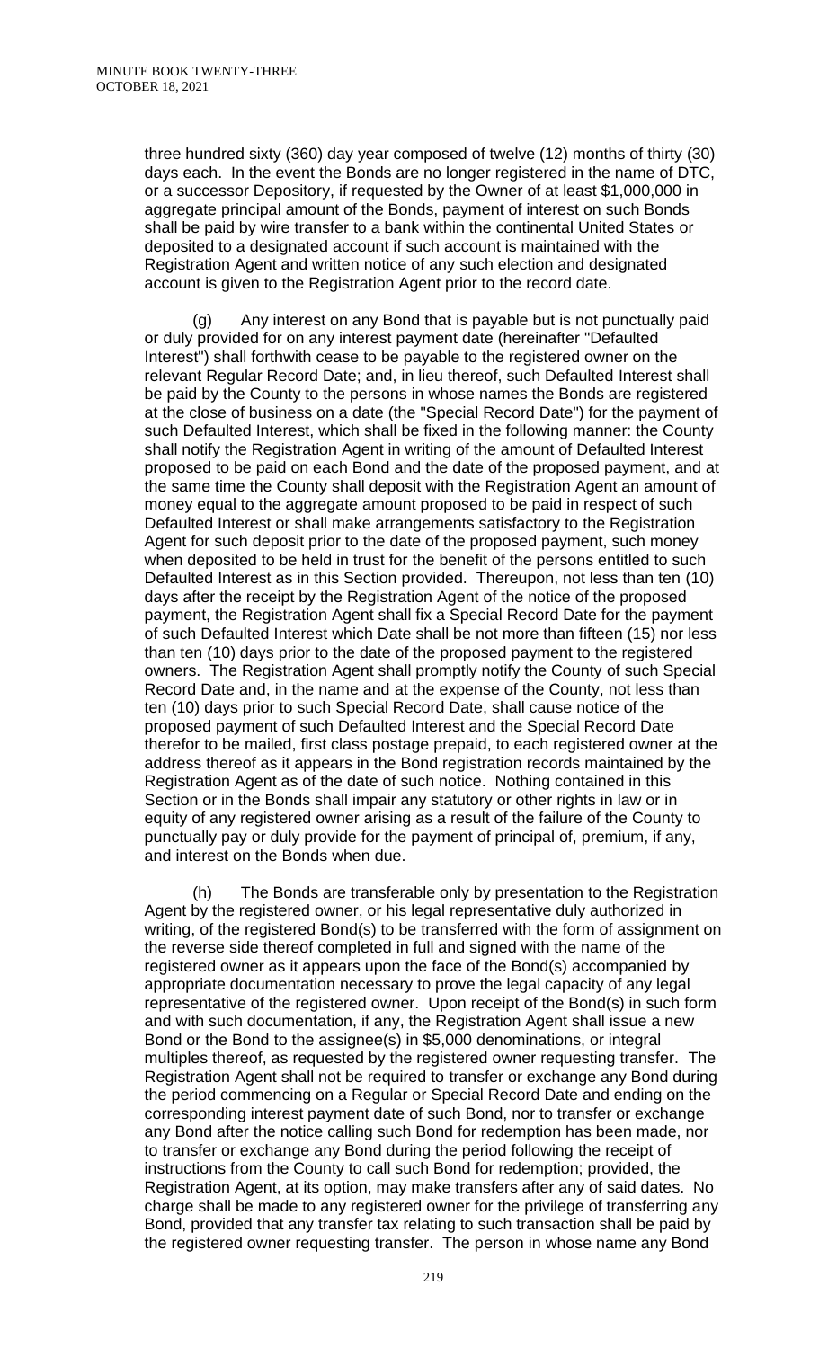three hundred sixty (360) day year composed of twelve (12) months of thirty (30) days each. In the event the Bonds are no longer registered in the name of DTC, or a successor Depository, if requested by the Owner of at least $1,000,000 in aggregate principal amount of the Bonds, payment of interest on such Bonds shall be paid by wire transfer to a bank within the continental United States or deposited to a designated account if such account is maintained with the Registration Agent and written notice of any such election and designated account is given to the Registration Agent prior to the record date.

(g) Any interest on any Bond that is payable but is not punctually paid or duly provided for on any interest payment date (hereinafter "Defaulted Interest") shall forthwith cease to be payable to the registered owner on the relevant Regular Record Date; and, in lieu thereof, such Defaulted Interest shall be paid by the County to the persons in whose names the Bonds are registered at the close of business on a date (the "Special Record Date") for the payment of such Defaulted Interest, which shall be fixed in the following manner: the County shall notify the Registration Agent in writing of the amount of Defaulted Interest proposed to be paid on each Bond and the date of the proposed payment, and at the same time the County shall deposit with the Registration Agent an amount of money equal to the aggregate amount proposed to be paid in respect of such Defaulted Interest or shall make arrangements satisfactory to the Registration Agent for such deposit prior to the date of the proposed payment, such money when deposited to be held in trust for the benefit of the persons entitled to such Defaulted Interest as in this Section provided. Thereupon, not less than ten (10) days after the receipt by the Registration Agent of the notice of the proposed payment, the Registration Agent shall fix a Special Record Date for the payment of such Defaulted Interest which Date shall be not more than fifteen (15) nor less than ten (10) days prior to the date of the proposed payment to the registered owners. The Registration Agent shall promptly notify the County of such Special Record Date and, in the name and at the expense of the County, not less than ten (10) days prior to such Special Record Date, shall cause notice of the proposed payment of such Defaulted Interest and the Special Record Date therefor to be mailed, first class postage prepaid, to each registered owner at the address thereof as it appears in the Bond registration records maintained by the Registration Agent as of the date of such notice. Nothing contained in this Section or in the Bonds shall impair any statutory or other rights in law or in equity of any registered owner arising as a result of the failure of the County to punctually pay or duly provide for the payment of principal of, premium, if any, and interest on the Bonds when due.

(h) The Bonds are transferable only by presentation to the Registration Agent by the registered owner, or his legal representative duly authorized in writing, of the registered Bond(s) to be transferred with the form of assignment on the reverse side thereof completed in full and signed with the name of the registered owner as it appears upon the face of the Bond(s) accompanied by appropriate documentation necessary to prove the legal capacity of any legal representative of the registered owner. Upon receipt of the Bond(s) in such form and with such documentation, if any, the Registration Agent shall issue a new Bond or the Bond to the assignee(s) in $5,000 denominations, or integral multiples thereof, as requested by the registered owner requesting transfer. The Registration Agent shall not be required to transfer or exchange any Bond during the period commencing on a Regular or Special Record Date and ending on the corresponding interest payment date of such Bond, nor to transfer or exchange any Bond after the notice calling such Bond for redemption has been made, nor to transfer or exchange any Bond during the period following the receipt of instructions from the County to call such Bond for redemption; provided, the Registration Agent, at its option, may make transfers after any of said dates. No charge shall be made to any registered owner for the privilege of transferring any Bond, provided that any transfer tax relating to such transaction shall be paid by the registered owner requesting transfer. The person in whose name any Bond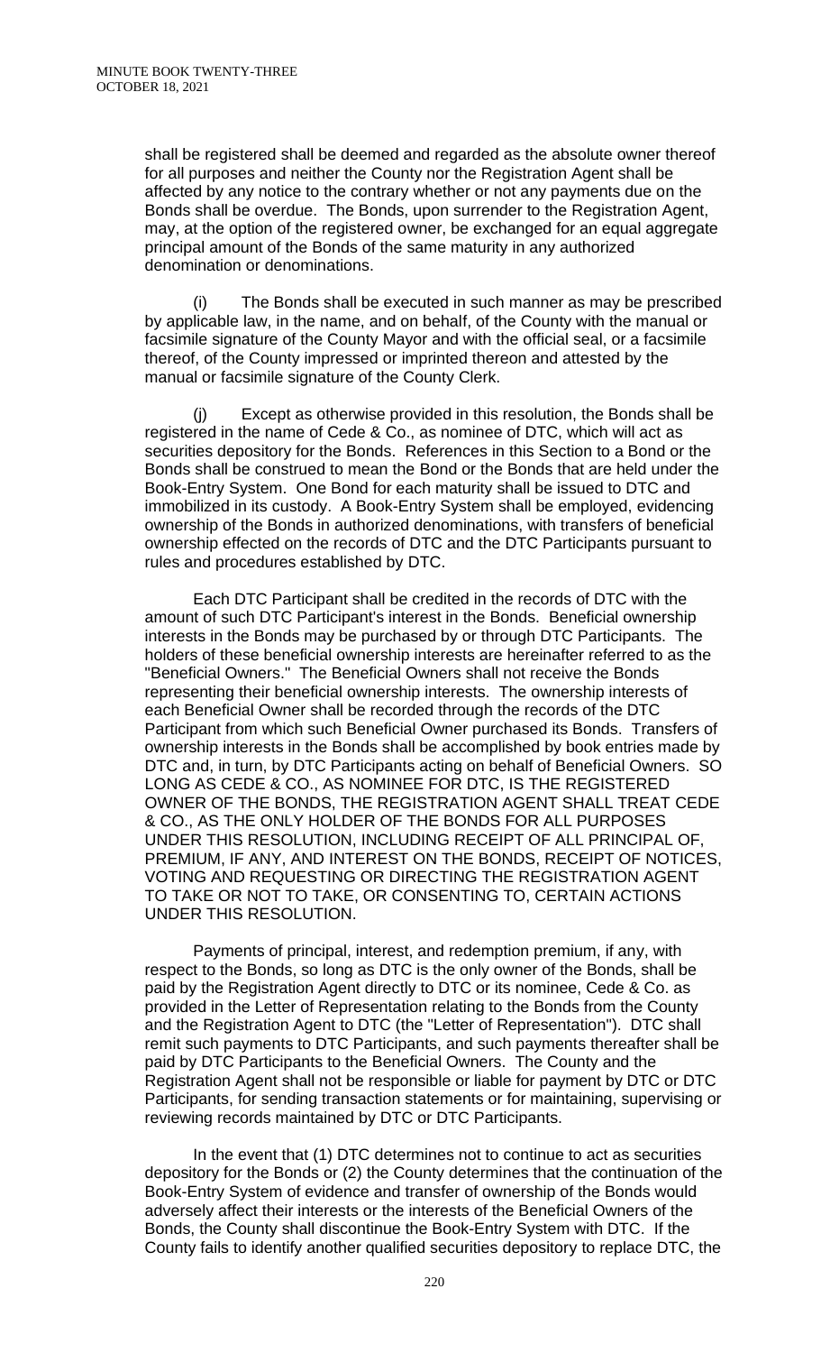shall be registered shall be deemed and regarded as the absolute owner thereof for all purposes and neither the County nor the Registration Agent shall be affected by any notice to the contrary whether or not any payments due on the Bonds shall be overdue. The Bonds, upon surrender to the Registration Agent, may, at the option of the registered owner, be exchanged for an equal aggregate principal amount of the Bonds of the same maturity in any authorized denomination or denominations.

(i) The Bonds shall be executed in such manner as may be prescribed by applicable law, in the name, and on behalf, of the County with the manual or facsimile signature of the County Mayor and with the official seal, or a facsimile thereof, of the County impressed or imprinted thereon and attested by the manual or facsimile signature of the County Clerk.

(j) Except as otherwise provided in this resolution, the Bonds shall be registered in the name of Cede & Co., as nominee of DTC, which will act as securities depository for the Bonds. References in this Section to a Bond or the Bonds shall be construed to mean the Bond or the Bonds that are held under the Book-Entry System. One Bond for each maturity shall be issued to DTC and immobilized in its custody. A Book-Entry System shall be employed, evidencing ownership of the Bonds in authorized denominations, with transfers of beneficial ownership effected on the records of DTC and the DTC Participants pursuant to rules and procedures established by DTC.

Each DTC Participant shall be credited in the records of DTC with the amount of such DTC Participant's interest in the Bonds. Beneficial ownership interests in the Bonds may be purchased by or through DTC Participants. The holders of these beneficial ownership interests are hereinafter referred to as the "Beneficial Owners." The Beneficial Owners shall not receive the Bonds representing their beneficial ownership interests. The ownership interests of each Beneficial Owner shall be recorded through the records of the DTC Participant from which such Beneficial Owner purchased its Bonds. Transfers of ownership interests in the Bonds shall be accomplished by book entries made by DTC and, in turn, by DTC Participants acting on behalf of Beneficial Owners. SO LONG AS CEDE & CO., AS NOMINEE FOR DTC, IS THE REGISTERED OWNER OF THE BONDS, THE REGISTRATION AGENT SHALL TREAT CEDE & CO., AS THE ONLY HOLDER OF THE BONDS FOR ALL PURPOSES UNDER THIS RESOLUTION, INCLUDING RECEIPT OF ALL PRINCIPAL OF, PREMIUM, IF ANY, AND INTEREST ON THE BONDS, RECEIPT OF NOTICES, VOTING AND REQUESTING OR DIRECTING THE REGISTRATION AGENT TO TAKE OR NOT TO TAKE, OR CONSENTING TO, CERTAIN ACTIONS UNDER THIS RESOLUTION.

Payments of principal, interest, and redemption premium, if any, with respect to the Bonds, so long as DTC is the only owner of the Bonds, shall be paid by the Registration Agent directly to DTC or its nominee, Cede & Co. as provided in the Letter of Representation relating to the Bonds from the County and the Registration Agent to DTC (the "Letter of Representation"). DTC shall remit such payments to DTC Participants, and such payments thereafter shall be paid by DTC Participants to the Beneficial Owners. The County and the Registration Agent shall not be responsible or liable for payment by DTC or DTC Participants, for sending transaction statements or for maintaining, supervising or reviewing records maintained by DTC or DTC Participants.

In the event that (1) DTC determines not to continue to act as securities depository for the Bonds or (2) the County determines that the continuation of the Book-Entry System of evidence and transfer of ownership of the Bonds would adversely affect their interests or the interests of the Beneficial Owners of the Bonds, the County shall discontinue the Book-Entry System with DTC. If the County fails to identify another qualified securities depository to replace DTC, the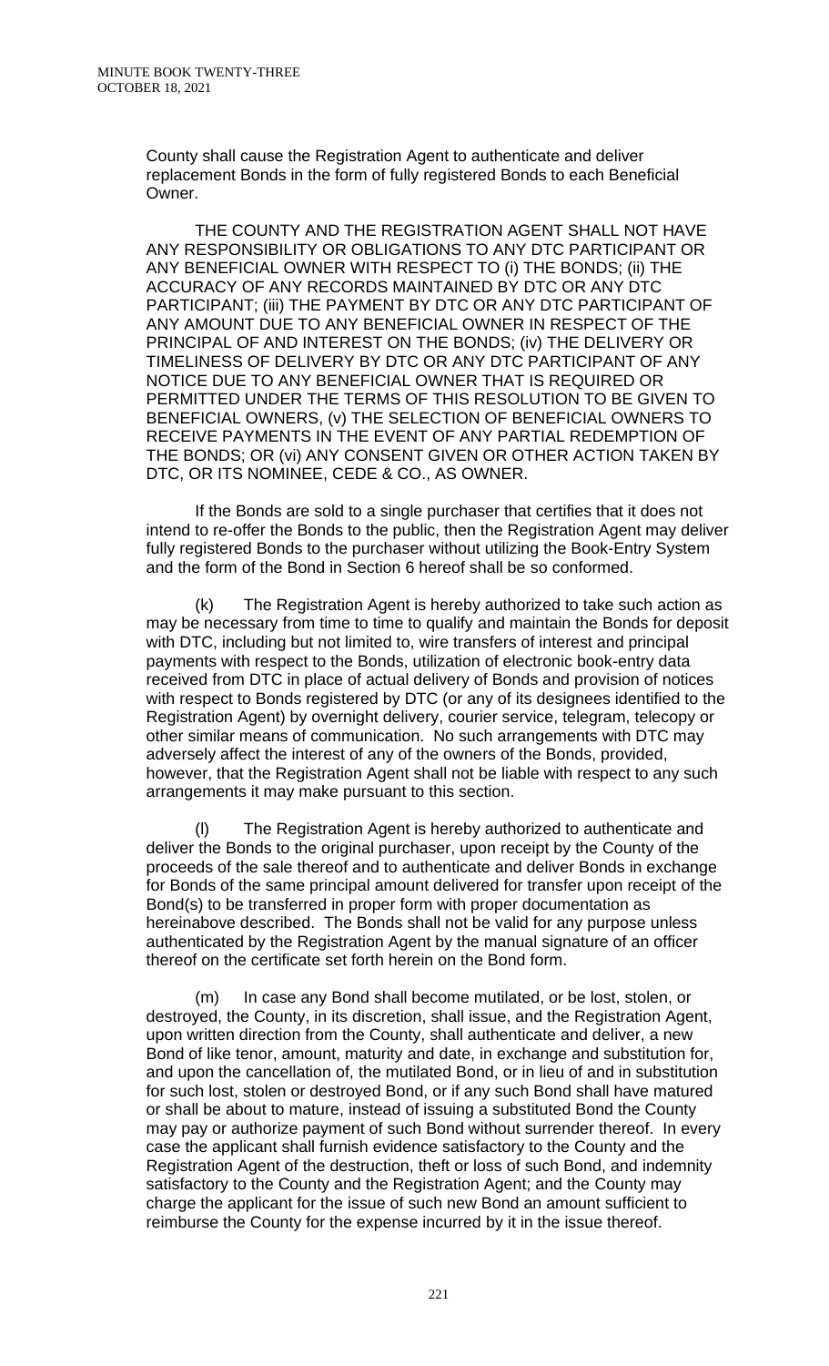County shall cause the Registration Agent to authenticate and deliver replacement Bonds in the form of fully registered Bonds to each Beneficial Owner.

THE COUNTY AND THE REGISTRATION AGENT SHALL NOT HAVE ANY RESPONSIBILITY OR OBLIGATIONS TO ANY DTC PARTICIPANT OR ANY BENEFICIAL OWNER WITH RESPECT TO (i) THE BONDS; (ii) THE ACCURACY OF ANY RECORDS MAINTAINED BY DTC OR ANY DTC PARTICIPANT; (iii) THE PAYMENT BY DTC OR ANY DTC PARTICIPANT OF ANY AMOUNT DUE TO ANY BENEFICIAL OWNER IN RESPECT OF THE PRINCIPAL OF AND INTEREST ON THE BONDS; (iv) THE DELIVERY OR TIMELINESS OF DELIVERY BY DTC OR ANY DTC PARTICIPANT OF ANY NOTICE DUE TO ANY BENEFICIAL OWNER THAT IS REQUIRED OR PERMITTED UNDER THE TERMS OF THIS RESOLUTION TO BE GIVEN TO BENEFICIAL OWNERS, (v) THE SELECTION OF BENEFICIAL OWNERS TO RECEIVE PAYMENTS IN THE EVENT OF ANY PARTIAL REDEMPTION OF THE BONDS; OR (vi) ANY CONSENT GIVEN OR OTHER ACTION TAKEN BY DTC, OR ITS NOMINEE, CEDE & CO., AS OWNER.

If the Bonds are sold to a single purchaser that certifies that it does not intend to re-offer the Bonds to the public, then the Registration Agent may deliver fully registered Bonds to the purchaser without utilizing the Book-Entry System and the form of the Bond in Section 6 hereof shall be so conformed.

(k) The Registration Agent is hereby authorized to take such action as may be necessary from time to time to qualify and maintain the Bonds for deposit with DTC, including but not limited to, wire transfers of interest and principal payments with respect to the Bonds, utilization of electronic book-entry data received from DTC in place of actual delivery of Bonds and provision of notices with respect to Bonds registered by DTC (or any of its designees identified to the Registration Agent) by overnight delivery, courier service, telegram, telecopy or other similar means of communication. No such arrangements with DTC may adversely affect the interest of any of the owners of the Bonds, provided, however, that the Registration Agent shall not be liable with respect to any such arrangements it may make pursuant to this section.

(l) The Registration Agent is hereby authorized to authenticate and deliver the Bonds to the original purchaser, upon receipt by the County of the proceeds of the sale thereof and to authenticate and deliver Bonds in exchange for Bonds of the same principal amount delivered for transfer upon receipt of the Bond(s) to be transferred in proper form with proper documentation as hereinabove described. The Bonds shall not be valid for any purpose unless authenticated by the Registration Agent by the manual signature of an officer thereof on the certificate set forth herein on the Bond form.

(m) In case any Bond shall become mutilated, or be lost, stolen, or destroyed, the County, in its discretion, shall issue, and the Registration Agent, upon written direction from the County, shall authenticate and deliver, a new Bond of like tenor, amount, maturity and date, in exchange and substitution for, and upon the cancellation of, the mutilated Bond, or in lieu of and in substitution for such lost, stolen or destroyed Bond, or if any such Bond shall have matured or shall be about to mature, instead of issuing a substituted Bond the County may pay or authorize payment of such Bond without surrender thereof. In every case the applicant shall furnish evidence satisfactory to the County and the Registration Agent of the destruction, theft or loss of such Bond, and indemnity satisfactory to the County and the Registration Agent; and the County may charge the applicant for the issue of such new Bond an amount sufficient to reimburse the County for the expense incurred by it in the issue thereof.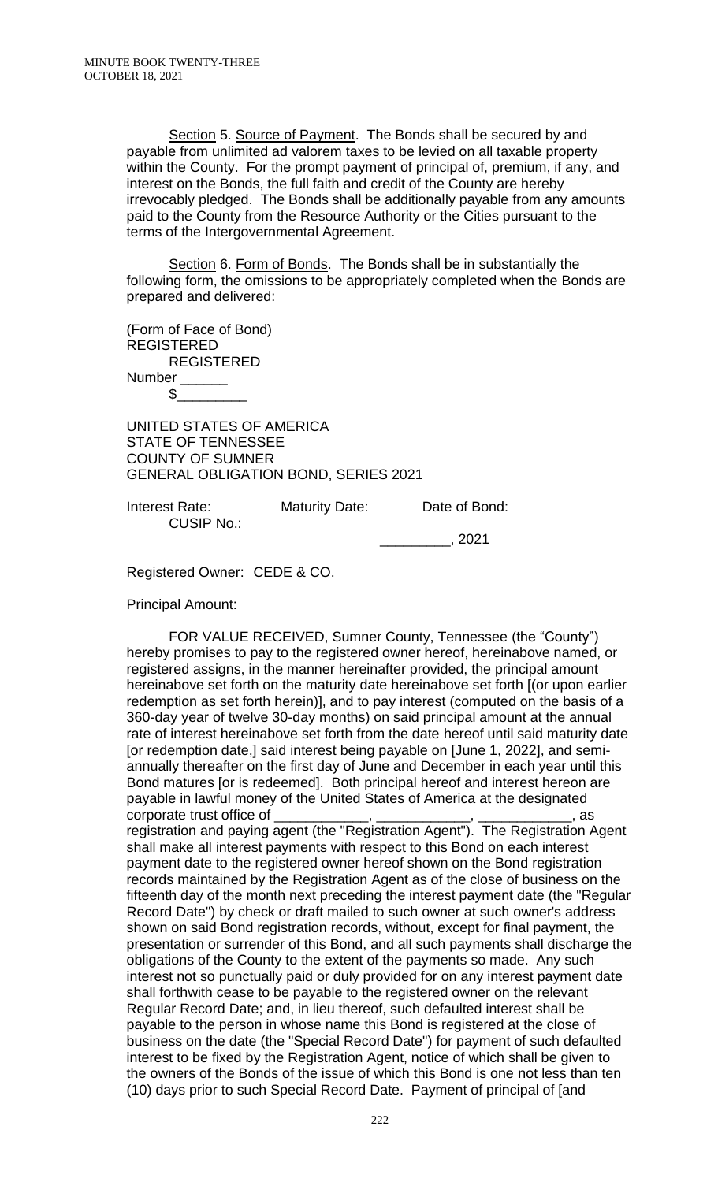Section 5. Source of Payment. The Bonds shall be secured by and payable from unlimited ad valorem taxes to be levied on all taxable property within the County. For the prompt payment of principal of, premium, if any, and interest on the Bonds, the full faith and credit of the County are hereby irrevocably pledged. The Bonds shall be additionally payable from any amounts paid to the County from the Resource Authority or the Cities pursuant to the terms of the Intergovernmental Agreement.

Section 6. Form of Bonds. The Bonds shall be in substantially the following form, the omissions to be appropriately completed when the Bonds are prepared and delivered:

(Form of Face of Bond)
REGISTERED
REGISTERED
Number ______
$_________

UNITED STATES OF AMERICA
STATE OF TENNESSEE
COUNTY OF SUMNER
GENERAL OBLIGATION BOND, SERIES 2021

Interest Rate: Maturity Date: Date of Bond: CUSIP No.:

_________, 2021

Registered Owner: CEDE & CO.

Principal Amount:

FOR VALUE RECEIVED, Sumner County, Tennessee (the "County") hereby promises to pay to the registered owner hereof, hereinabove named, or registered assigns, in the manner hereinafter provided, the principal amount hereinabove set forth on the maturity date hereinabove set forth [(or upon earlier redemption as set forth herein)], and to pay interest (computed on the basis of a 360-day year of twelve 30-day months) on said principal amount at the annual rate of interest hereinabove set forth from the date hereof until said maturity date [or redemption date,] said interest being payable on [June 1, 2022], and semi-annually thereafter on the first day of June and December in each year until this Bond matures [or is redeemed]. Both principal hereof and interest hereon are payable in lawful money of the United States of America at the designated corporate trust office of ____________, ____________, ____________, as registration and paying agent (the "Registration Agent"). The Registration Agent shall make all interest payments with respect to this Bond on each interest payment date to the registered owner hereof shown on the Bond registration records maintained by the Registration Agent as of the close of business on the fifteenth day of the month next preceding the interest payment date (the "Regular Record Date") by check or draft mailed to such owner at such owner's address shown on said Bond registration records, without, except for final payment, the presentation or surrender of this Bond, and all such payments shall discharge the obligations of the County to the extent of the payments so made. Any such interest not so punctually paid or duly provided for on any interest payment date shall forthwith cease to be payable to the registered owner on the relevant Regular Record Date; and, in lieu thereof, such defaulted interest shall be payable to the person in whose name this Bond is registered at the close of business on the date (the "Special Record Date") for payment of such defaulted interest to be fixed by the Registration Agent, notice of which shall be given to the owners of the Bonds of the issue of which this Bond is one not less than ten (10) days prior to such Special Record Date. Payment of principal of [and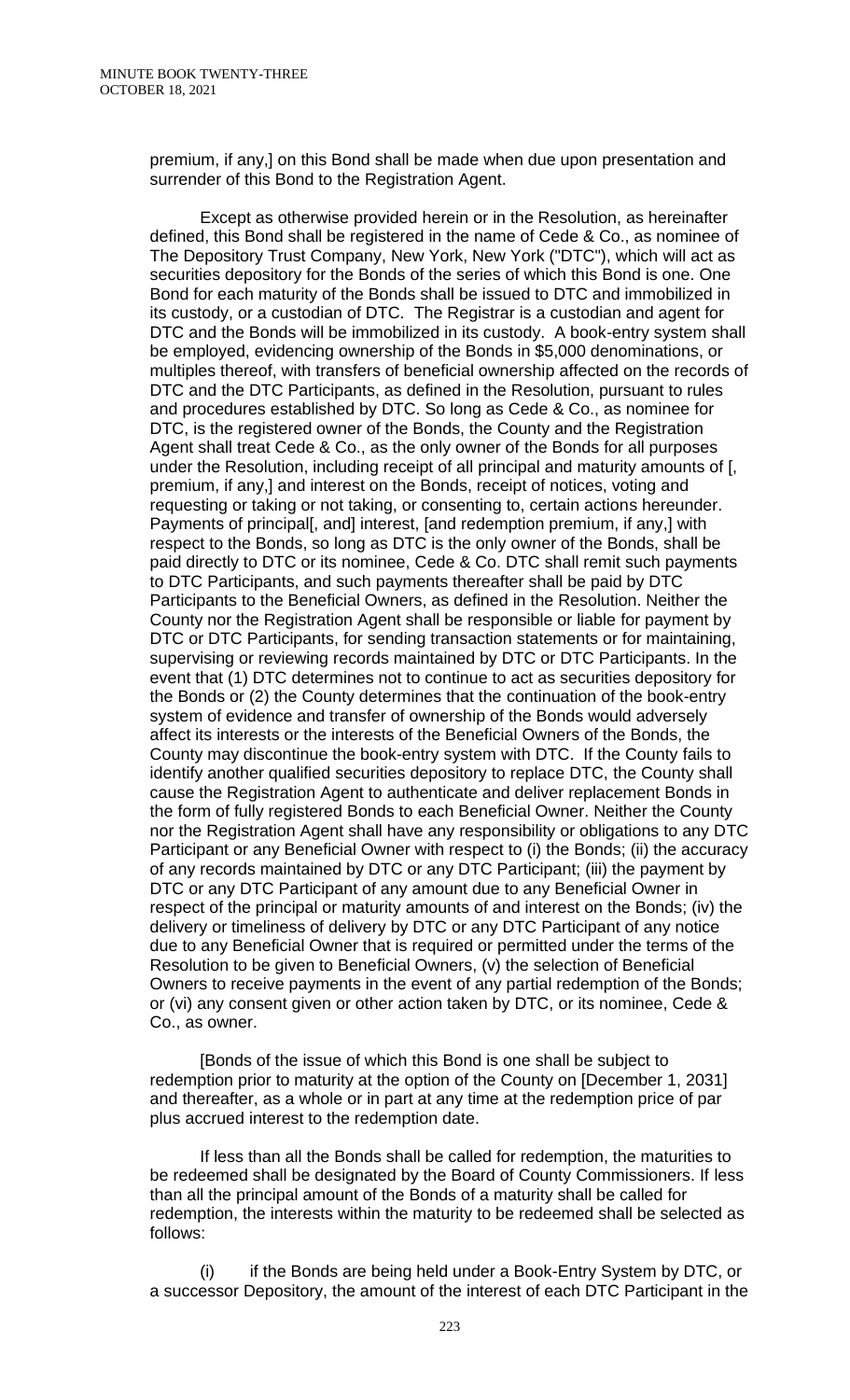premium, if any,] on this Bond shall be made when due upon presentation and surrender of this Bond to the Registration Agent.

Except as otherwise provided herein or in the Resolution, as hereinafter defined, this Bond shall be registered in the name of Cede & Co., as nominee of The Depository Trust Company, New York, New York ("DTC"), which will act as securities depository for the Bonds of the series of which this Bond is one. One Bond for each maturity of the Bonds shall be issued to DTC and immobilized in its custody, or a custodian of DTC. The Registrar is a custodian and agent for DTC and the Bonds will be immobilized in its custody. A book-entry system shall be employed, evidencing ownership of the Bonds in $5,000 denominations, or multiples thereof, with transfers of beneficial ownership affected on the records of DTC and the DTC Participants, as defined in the Resolution, pursuant to rules and procedures established by DTC. So long as Cede & Co., as nominee for DTC, is the registered owner of the Bonds, the County and the Registration Agent shall treat Cede & Co., as the only owner of the Bonds for all purposes under the Resolution, including receipt of all principal and maturity amounts of [, premium, if any,] and interest on the Bonds, receipt of notices, voting and requesting or taking or not taking, or consenting to, certain actions hereunder. Payments of principal[, and] interest, [and redemption premium, if any,] with respect to the Bonds, so long as DTC is the only owner of the Bonds, shall be paid directly to DTC or its nominee, Cede & Co. DTC shall remit such payments to DTC Participants, and such payments thereafter shall be paid by DTC Participants to the Beneficial Owners, as defined in the Resolution. Neither the County nor the Registration Agent shall be responsible or liable for payment by DTC or DTC Participants, for sending transaction statements or for maintaining, supervising or reviewing records maintained by DTC or DTC Participants. In the event that (1) DTC determines not to continue to act as securities depository for the Bonds or (2) the County determines that the continuation of the book-entry system of evidence and transfer of ownership of the Bonds would adversely affect its interests or the interests of the Beneficial Owners of the Bonds, the County may discontinue the book-entry system with DTC. If the County fails to identify another qualified securities depository to replace DTC, the County shall cause the Registration Agent to authenticate and deliver replacement Bonds in the form of fully registered Bonds to each Beneficial Owner. Neither the County nor the Registration Agent shall have any responsibility or obligations to any DTC Participant or any Beneficial Owner with respect to (i) the Bonds; (ii) the accuracy of any records maintained by DTC or any DTC Participant; (iii) the payment by DTC or any DTC Participant of any amount due to any Beneficial Owner in respect of the principal or maturity amounts of and interest on the Bonds; (iv) the delivery or timeliness of delivery by DTC or any DTC Participant of any notice due to any Beneficial Owner that is required or permitted under the terms of the Resolution to be given to Beneficial Owners, (v) the selection of Beneficial Owners to receive payments in the event of any partial redemption of the Bonds; or (vi) any consent given or other action taken by DTC, or its nominee, Cede & Co., as owner.

[Bonds of the issue of which this Bond is one shall be subject to redemption prior to maturity at the option of the County on [December 1, 2031] and thereafter, as a whole or in part at any time at the redemption price of par plus accrued interest to the redemption date.

If less than all the Bonds shall be called for redemption, the maturities to be redeemed shall be designated by the Board of County Commissioners. If less than all the principal amount of the Bonds of a maturity shall be called for redemption, the interests within the maturity to be redeemed shall be selected as follows:

(i) if the Bonds are being held under a Book-Entry System by DTC, or a successor Depository, the amount of the interest of each DTC Participant in the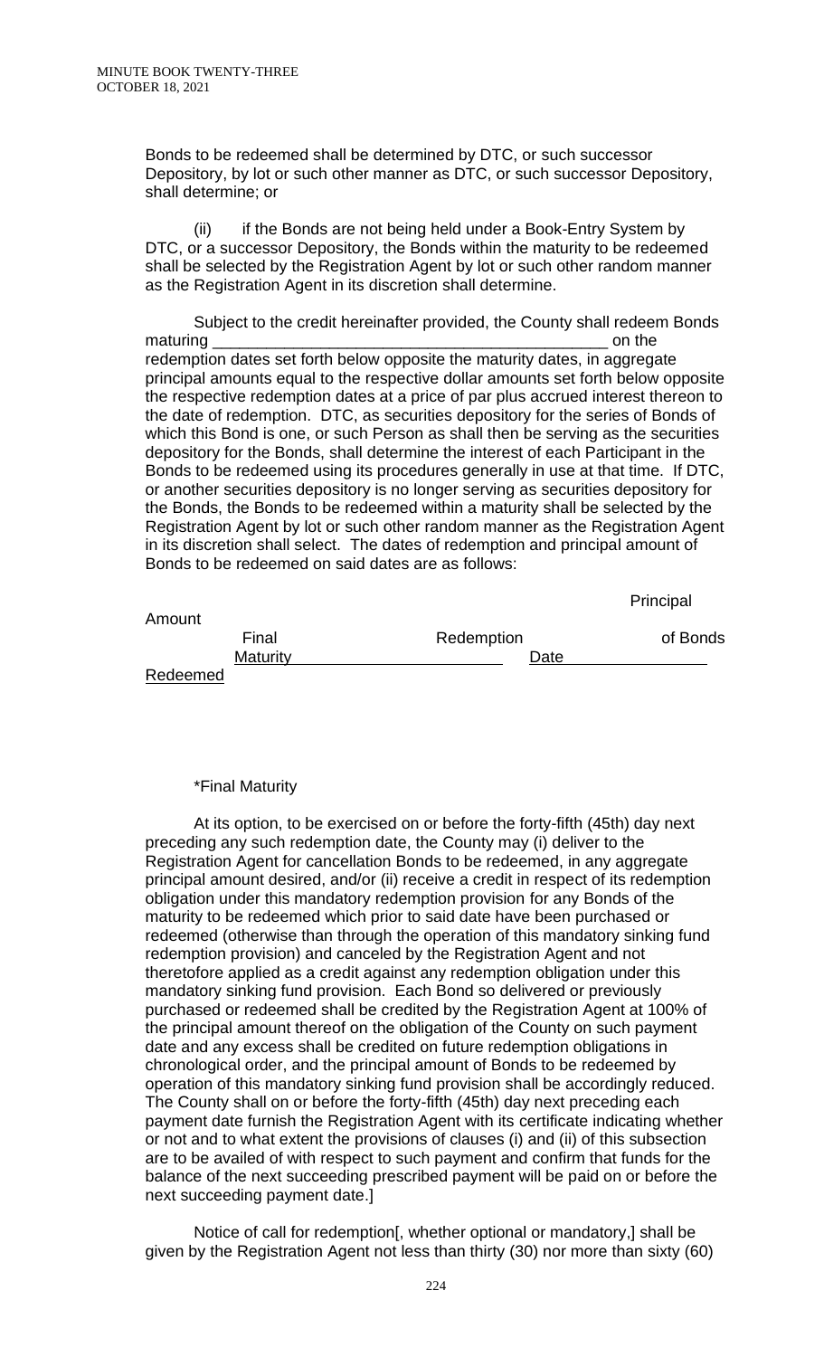Bonds to be redeemed shall be determined by DTC, or such successor Depository, by lot or such other manner as DTC, or such successor Depository, shall determine; or

(ii) if the Bonds are not being held under a Book-Entry System by DTC, or a successor Depository, the Bonds within the maturity to be redeemed shall be selected by the Registration Agent by lot or such other random manner as the Registration Agent in its discretion shall determine.

Subject to the credit hereinafter provided, the County shall redeem Bonds maturing ____________________________________________ on the redemption dates set forth below opposite the maturity dates, in aggregate principal amounts equal to the respective dollar amounts set forth below opposite the respective redemption dates at a price of par plus accrued interest thereon to the date of redemption. DTC, as securities depository for the series of Bonds of which this Bond is one, or such Person as shall then be serving as the securities depository for the Bonds, shall determine the interest of each Participant in the Bonds to be redeemed using its procedures generally in use at that time. If DTC, or another securities depository is no longer serving as securities depository for the Bonds, the Bonds to be redeemed within a maturity shall be selected by the Registration Agent by lot or such other random manner as the Registration Agent in its discretion shall select. The dates of redemption and principal amount of Bonds to be redeemed on said dates are as follows:

| Final Maturity | Redemption Date | Principal Amount of Bonds Redeemed |
|---|---|---|
| | | |

*Final Maturity

At its option, to be exercised on or before the forty-fifth (45th) day next preceding any such redemption date, the County may (i) deliver to the Registration Agent for cancellation Bonds to be redeemed, in any aggregate principal amount desired, and/or (ii) receive a credit in respect of its redemption obligation under this mandatory redemption provision for any Bonds of the maturity to be redeemed which prior to said date have been purchased or redeemed (otherwise than through the operation of this mandatory sinking fund redemption provision) and canceled by the Registration Agent and not theretofore applied as a credit against any redemption obligation under this mandatory sinking fund provision. Each Bond so delivered or previously purchased or redeemed shall be credited by the Registration Agent at 100% of the principal amount thereof on the obligation of the County on such payment date and any excess shall be credited on future redemption obligations in chronological order, and the principal amount of Bonds to be redeemed by operation of this mandatory sinking fund provision shall be accordingly reduced. The County shall on or before the forty-fifth (45th) day next preceding each payment date furnish the Registration Agent with its certificate indicating whether or not and to what extent the provisions of clauses (i) and (ii) of this subsection are to be availed of with respect to such payment and confirm that funds for the balance of the next succeeding prescribed payment will be paid on or before the next succeeding payment date.]

Notice of call for redemption[, whether optional or mandatory,] shall be given by the Registration Agent not less than thirty (30) nor more than sixty (60)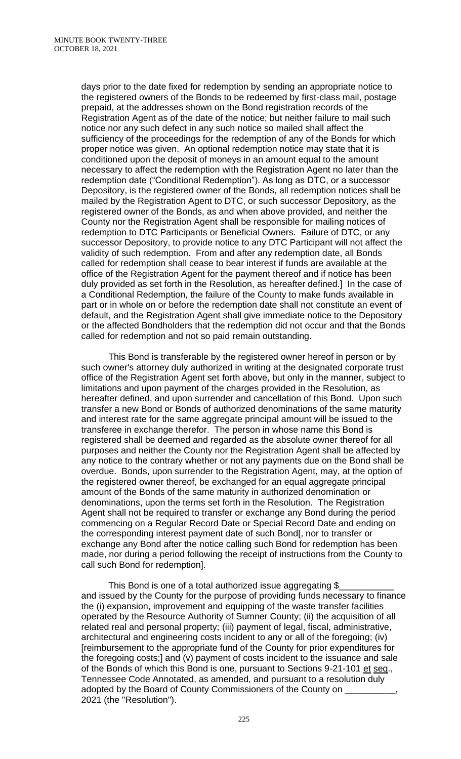days prior to the date fixed for redemption by sending an appropriate notice to the registered owners of the Bonds to be redeemed by first-class mail, postage prepaid, at the addresses shown on the Bond registration records of the Registration Agent as of the date of the notice; but neither failure to mail such notice nor any such defect in any such notice so mailed shall affect the sufficiency of the proceedings for the redemption of any of the Bonds for which proper notice was given. An optional redemption notice may state that it is conditioned upon the deposit of moneys in an amount equal to the amount necessary to affect the redemption with the Registration Agent no later than the redemption date ("Conditional Redemption"). As long as DTC, or a successor Depository, is the registered owner of the Bonds, all redemption notices shall be mailed by the Registration Agent to DTC, or such successor Depository, as the registered owner of the Bonds, as and when above provided, and neither the County nor the Registration Agent shall be responsible for mailing notices of redemption to DTC Participants or Beneficial Owners. Failure of DTC, or any successor Depository, to provide notice to any DTC Participant will not affect the validity of such redemption. From and after any redemption date, all Bonds called for redemption shall cease to bear interest if funds are available at the office of the Registration Agent for the payment thereof and if notice has been duly provided as set forth in the Resolution, as hereafter defined.] In the case of a Conditional Redemption, the failure of the County to make funds available in part or in whole on or before the redemption date shall not constitute an event of default, and the Registration Agent shall give immediate notice to the Depository or the affected Bondholders that the redemption did not occur and that the Bonds called for redemption and not so paid remain outstanding.

This Bond is transferable by the registered owner hereof in person or by such owner's attorney duly authorized in writing at the designated corporate trust office of the Registration Agent set forth above, but only in the manner, subject to limitations and upon payment of the charges provided in the Resolution, as hereafter defined, and upon surrender and cancellation of this Bond. Upon such transfer a new Bond or Bonds of authorized denominations of the same maturity and interest rate for the same aggregate principal amount will be issued to the transferee in exchange therefor. The person in whose name this Bond is registered shall be deemed and regarded as the absolute owner thereof for all purposes and neither the County nor the Registration Agent shall be affected by any notice to the contrary whether or not any payments due on the Bond shall be overdue. Bonds, upon surrender to the Registration Agent, may, at the option of the registered owner thereof, be exchanged for an equal aggregate principal amount of the Bonds of the same maturity in authorized denomination or denominations, upon the terms set forth in the Resolution. The Registration Agent shall not be required to transfer or exchange any Bond during the period commencing on a Regular Record Date or Special Record Date and ending on the corresponding interest payment date of such Bond[, nor to transfer or exchange any Bond after the notice calling such Bond for redemption has been made, nor during a period following the receipt of instructions from the County to call such Bond for redemption].

This Bond is one of a total authorized issue aggregating $__________ and issued by the County for the purpose of providing funds necessary to finance the (i) expansion, improvement and equipping of the waste transfer facilities operated by the Resource Authority of Sumner County; (ii) the acquisition of all related real and personal property; (iii) payment of legal, fiscal, administrative, architectural and engineering costs incident to any or all of the foregoing; (iv) [reimbursement to the appropriate fund of the County for prior expenditures for the foregoing costs;] and (v) payment of costs incident to the issuance and sale of the Bonds of which this Bond is one, pursuant to Sections 9-21-101 et seq., Tennessee Code Annotated, as amended, and pursuant to a resolution duly adopted by the Board of County Commissioners of the County on __________, 2021 (the "Resolution").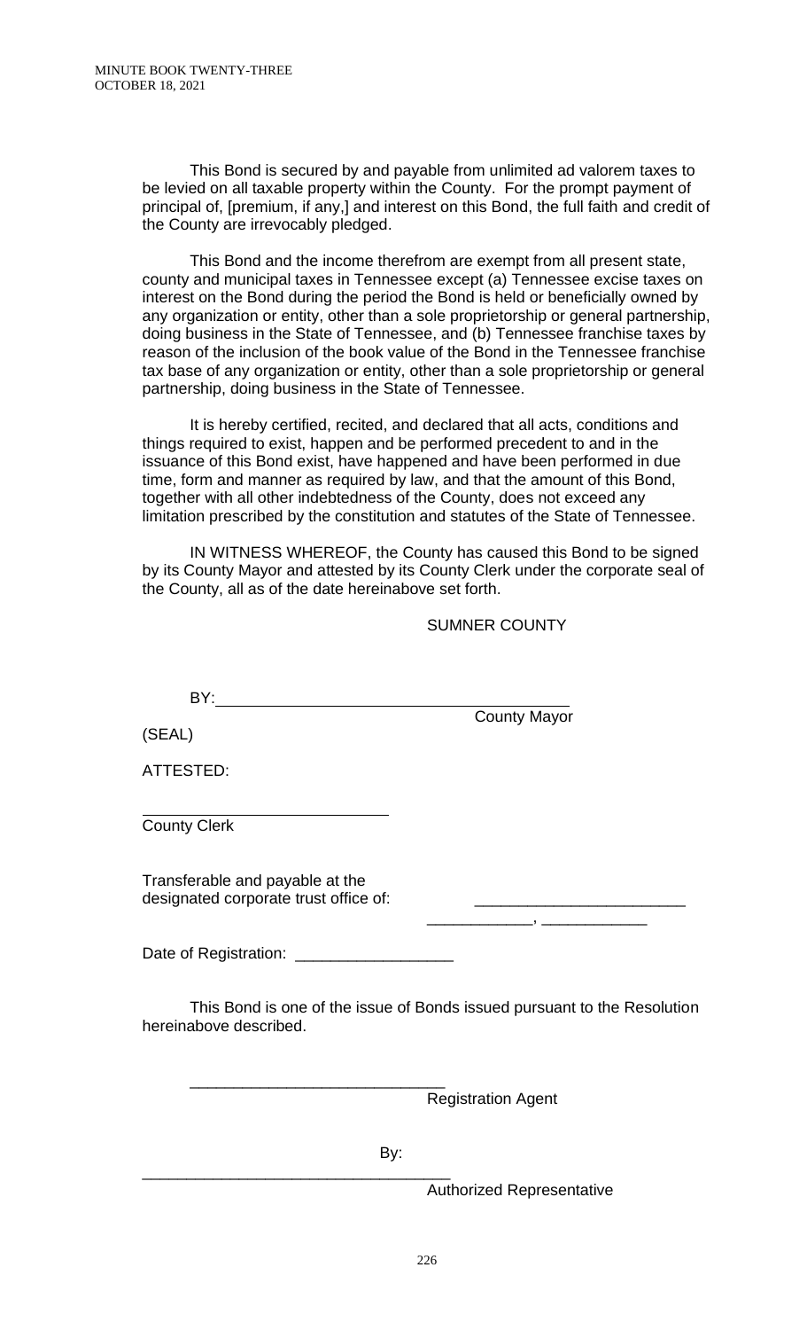This Bond is secured by and payable from unlimited ad valorem taxes to be levied on all taxable property within the County. For the prompt payment of principal of, [premium, if any,] and interest on this Bond, the full faith and credit of the County are irrevocably pledged.

This Bond and the income therefrom are exempt from all present state, county and municipal taxes in Tennessee except (a) Tennessee excise taxes on interest on the Bond during the period the Bond is held or beneficially owned by any organization or entity, other than a sole proprietorship or general partnership, doing business in the State of Tennessee, and (b) Tennessee franchise taxes by reason of the inclusion of the book value of the Bond in the Tennessee franchise tax base of any organization or entity, other than a sole proprietorship or general partnership, doing business in the State of Tennessee.

It is hereby certified, recited, and declared that all acts, conditions and things required to exist, happen and be performed precedent to and in the issuance of this Bond exist, have happened and have been performed in due time, form and manner as required by law, and that the amount of this Bond, together with all other indebtedness of the County, does not exceed any limitation prescribed by the constitution and statutes of the State of Tennessee.

IN WITNESS WHEREOF, the County has caused this Bond to be signed by its County Mayor and attested by its County Clerk under the corporate seal of the County, all as of the date hereinabove set forth.

SUMNER COUNTY

BY: ________________________________________
County Mayor

(SEAL)

ATTESTED:

____________________________
County Clerk

Transferable and payable at the designated corporate trust office of: ________________________

____________, ____________

Date of Registration: __________________

This Bond is one of the issue of Bonds issued pursuant to the Resolution hereinabove described.

_____________________________
Registration Agent

By:

____________________________________
Authorized Representative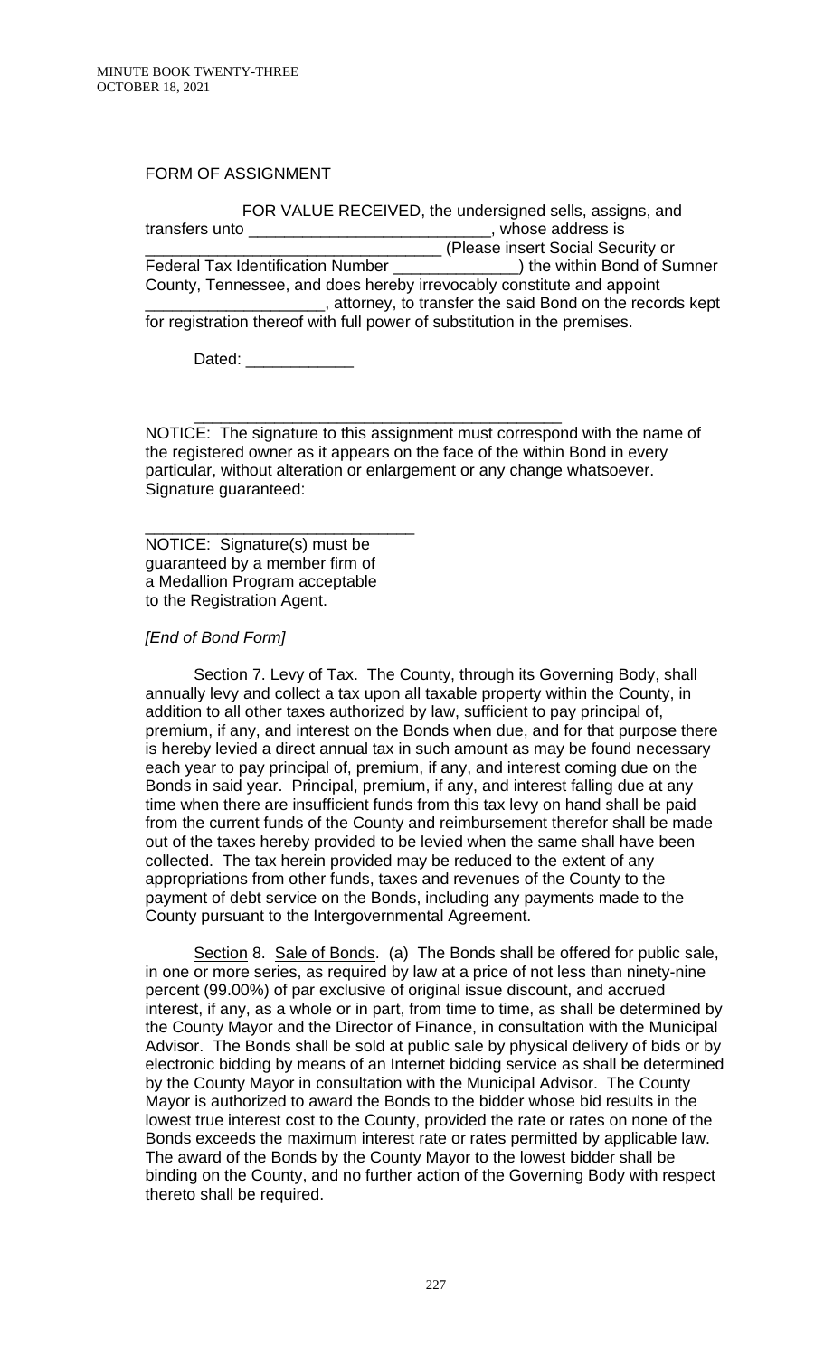FORM OF ASSIGNMENT

FOR VALUE RECEIVED, the undersigned sells, assigns, and transfers unto ___________________________, whose address is _________________________________ (Please insert Social Security or Federal Tax Identification Number ______________) the within Bond of Sumner County, Tennessee, and does hereby irrevocably constitute and appoint ____________________, attorney, to transfer the said Bond on the records kept for registration thereof with full power of substitution in the premises.

Dated: ____________

_________________________________________

NOTICE: The signature to this assignment must correspond with the name of the registered owner as it appears on the face of the within Bond in every particular, without alteration or enlargement or any change whatsoever. Signature guaranteed:

______________________________

NOTICE: Signature(s) must be guaranteed by a member firm of a Medallion Program acceptable to the Registration Agent.

*[End of Bond Form]*

Section 7. Levy of Tax. The County, through its Governing Body, shall annually levy and collect a tax upon all taxable property within the County, in addition to all other taxes authorized by law, sufficient to pay principal of, premium, if any, and interest on the Bonds when due, and for that purpose there is hereby levied a direct annual tax in such amount as may be found necessary each year to pay principal of, premium, if any, and interest coming due on the Bonds in said year. Principal, premium, if any, and interest falling due at any time when there are insufficient funds from this tax levy on hand shall be paid from the current funds of the County and reimbursement therefor shall be made out of the taxes hereby provided to be levied when the same shall have been collected. The tax herein provided may be reduced to the extent of any appropriations from other funds, taxes and revenues of the County to the payment of debt service on the Bonds, including any payments made to the County pursuant to the Intergovernmental Agreement.

Section 8. Sale of Bonds. (a) The Bonds shall be offered for public sale, in one or more series, as required by law at a price of not less than ninety-nine percent (99.00%) of par exclusive of original issue discount, and accrued interest, if any, as a whole or in part, from time to time, as shall be determined by the County Mayor and the Director of Finance, in consultation with the Municipal Advisor. The Bonds shall be sold at public sale by physical delivery of bids or by electronic bidding by means of an Internet bidding service as shall be determined by the County Mayor in consultation with the Municipal Advisor. The County Mayor is authorized to award the Bonds to the bidder whose bid results in the lowest true interest cost to the County, provided the rate or rates on none of the Bonds exceeds the maximum interest rate or rates permitted by applicable law. The award of the Bonds by the County Mayor to the lowest bidder shall be binding on the County, and no further action of the Governing Body with respect thereto shall be required.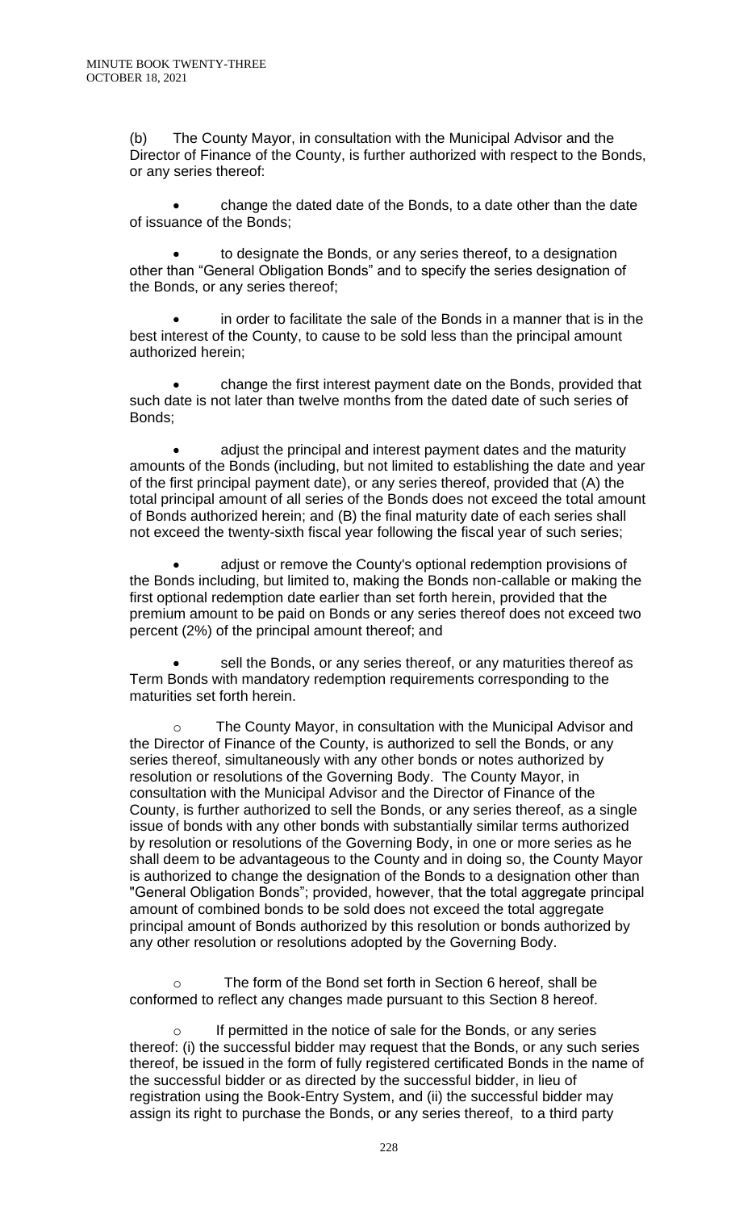(b) The County Mayor, in consultation with the Municipal Advisor and the Director of Finance of the County, is further authorized with respect to the Bonds, or any series thereof:

- change the dated date of the Bonds, to a date other than the date of issuance of the Bonds;

- to designate the Bonds, or any series thereof, to a designation other than "General Obligation Bonds" and to specify the series designation of the Bonds, or any series thereof;

- in order to facilitate the sale of the Bonds in a manner that is in the best interest of the County, to cause to be sold less than the principal amount authorized herein;

- change the first interest payment date on the Bonds, provided that such date is not later than twelve months from the dated date of such series of Bonds;

- adjust the principal and interest payment dates and the maturity amounts of the Bonds (including, but not limited to establishing the date and year of the first principal payment date), or any series thereof, provided that (A) the total principal amount of all series of the Bonds does not exceed the total amount of Bonds authorized herein; and (B) the final maturity date of each series shall not exceed the twenty-sixth fiscal year following the fiscal year of such series;

- adjust or remove the County's optional redemption provisions of the Bonds including, but limited to, making the Bonds non-callable or making the first optional redemption date earlier than set forth herein, provided that the premium amount to be paid on Bonds or any series thereof does not exceed two percent (2%) of the principal amount thereof; and

- sell the Bonds, or any series thereof, or any maturities thereof as Term Bonds with mandatory redemption requirements corresponding to the maturities set forth herein.

  - The County Mayor, in consultation with the Municipal Advisor and the Director of Finance of the County, is authorized to sell the Bonds, or any series thereof, simultaneously with any other bonds or notes authorized by resolution or resolutions of the Governing Body. The County Mayor, in consultation with the Municipal Advisor and the Director of Finance of the County, is further authorized to sell the Bonds, or any series thereof, as a single issue of bonds with any other bonds with substantially similar terms authorized by resolution or resolutions of the Governing Body, in one or more series as he shall deem to be advantageous to the County and in doing so, the County Mayor is authorized to change the designation of the Bonds to a designation other than "General Obligation Bonds"; provided, however, that the total aggregate principal amount of combined bonds to be sold does not exceed the total aggregate principal amount of Bonds authorized by this resolution or bonds authorized by any other resolution or resolutions adopted by the Governing Body.

  - The form of the Bond set forth in Section 6 hereof, shall be conformed to reflect any changes made pursuant to this Section 8 hereof.

  - If permitted in the notice of sale for the Bonds, or any series thereof: (i) the successful bidder may request that the Bonds, or any such series thereof, be issued in the form of fully registered certificated Bonds in the name of the successful bidder or as directed by the successful bidder, in lieu of registration using the Book-Entry System, and (ii) the successful bidder may assign its right to purchase the Bonds, or any series thereof, to a third party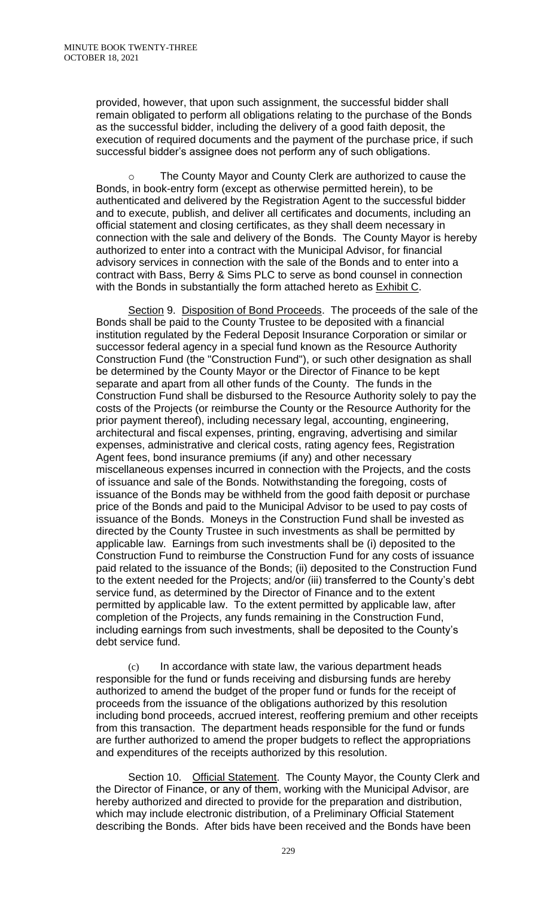provided, however, that upon such assignment, the successful bidder shall remain obligated to perform all obligations relating to the purchase of the Bonds as the successful bidder, including the delivery of a good faith deposit, the execution of required documents and the payment of the purchase price, if such successful bidder's assignee does not perform any of such obligations.

o The County Mayor and County Clerk are authorized to cause the Bonds, in book-entry form (except as otherwise permitted herein), to be authenticated and delivered by the Registration Agent to the successful bidder and to execute, publish, and deliver all certificates and documents, including an official statement and closing certificates, as they shall deem necessary in connection with the sale and delivery of the Bonds. The County Mayor is hereby authorized to enter into a contract with the Municipal Advisor, for financial advisory services in connection with the sale of the Bonds and to enter into a contract with Bass, Berry & Sims PLC to serve as bond counsel in connection with the Bonds in substantially the form attached hereto as Exhibit C.

Section 9. Disposition of Bond Proceeds. The proceeds of the sale of the Bonds shall be paid to the County Trustee to be deposited with a financial institution regulated by the Federal Deposit Insurance Corporation or similar or successor federal agency in a special fund known as the Resource Authority Construction Fund (the "Construction Fund"), or such other designation as shall be determined by the County Mayor or the Director of Finance to be kept separate and apart from all other funds of the County. The funds in the Construction Fund shall be disbursed to the Resource Authority solely to pay the costs of the Projects (or reimburse the County or the Resource Authority for the prior payment thereof), including necessary legal, accounting, engineering, architectural and fiscal expenses, printing, engraving, advertising and similar expenses, administrative and clerical costs, rating agency fees, Registration Agent fees, bond insurance premiums (if any) and other necessary miscellaneous expenses incurred in connection with the Projects, and the costs of issuance and sale of the Bonds. Notwithstanding the foregoing, costs of issuance of the Bonds may be withheld from the good faith deposit or purchase price of the Bonds and paid to the Municipal Advisor to be used to pay costs of issuance of the Bonds. Moneys in the Construction Fund shall be invested as directed by the County Trustee in such investments as shall be permitted by applicable law. Earnings from such investments shall be (i) deposited to the Construction Fund to reimburse the Construction Fund for any costs of issuance paid related to the issuance of the Bonds; (ii) deposited to the Construction Fund to the extent needed for the Projects; and/or (iii) transferred to the County's debt service fund, as determined by the Director of Finance and to the extent permitted by applicable law. To the extent permitted by applicable law, after completion of the Projects, any funds remaining in the Construction Fund, including earnings from such investments, shall be deposited to the County's debt service fund.

(c) In accordance with state law, the various department heads responsible for the fund or funds receiving and disbursing funds are hereby authorized to amend the budget of the proper fund or funds for the receipt of proceeds from the issuance of the obligations authorized by this resolution including bond proceeds, accrued interest, reoffering premium and other receipts from this transaction. The department heads responsible for the fund or funds are further authorized to amend the proper budgets to reflect the appropriations and expenditures of the receipts authorized by this resolution.

Section 10. Official Statement. The County Mayor, the County Clerk and the Director of Finance, or any of them, working with the Municipal Advisor, are hereby authorized and directed to provide for the preparation and distribution, which may include electronic distribution, of a Preliminary Official Statement describing the Bonds. After bids have been received and the Bonds have been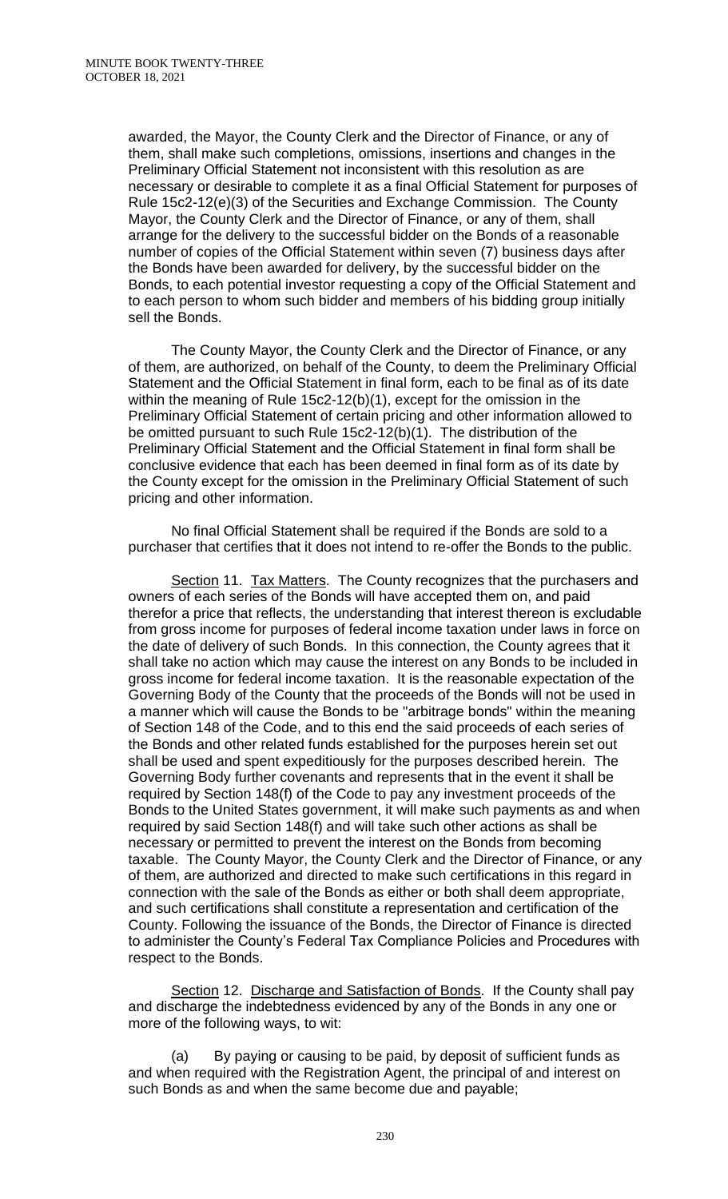awarded, the Mayor, the County Clerk and the Director of Finance, or any of them, shall make such completions, omissions, insertions and changes in the Preliminary Official Statement not inconsistent with this resolution as are necessary or desirable to complete it as a final Official Statement for purposes of Rule 15c2-12(e)(3) of the Securities and Exchange Commission. The County Mayor, the County Clerk and the Director of Finance, or any of them, shall arrange for the delivery to the successful bidder on the Bonds of a reasonable number of copies of the Official Statement within seven (7) business days after the Bonds have been awarded for delivery, by the successful bidder on the Bonds, to each potential investor requesting a copy of the Official Statement and to each person to whom such bidder and members of his bidding group initially sell the Bonds.

The County Mayor, the County Clerk and the Director of Finance, or any of them, are authorized, on behalf of the County, to deem the Preliminary Official Statement and the Official Statement in final form, each to be final as of its date within the meaning of Rule 15c2-12(b)(1), except for the omission in the Preliminary Official Statement of certain pricing and other information allowed to be omitted pursuant to such Rule 15c2-12(b)(1). The distribution of the Preliminary Official Statement and the Official Statement in final form shall be conclusive evidence that each has been deemed in final form as of its date by the County except for the omission in the Preliminary Official Statement of such pricing and other information.

No final Official Statement shall be required if the Bonds are sold to a purchaser that certifies that it does not intend to re-offer the Bonds to the public.

Section 11. Tax Matters. The County recognizes that the purchasers and owners of each series of the Bonds will have accepted them on, and paid therefor a price that reflects, the understanding that interest thereon is excludable from gross income for purposes of federal income taxation under laws in force on the date of delivery of such Bonds. In this connection, the County agrees that it shall take no action which may cause the interest on any Bonds to be included in gross income for federal income taxation. It is the reasonable expectation of the Governing Body of the County that the proceeds of the Bonds will not be used in a manner which will cause the Bonds to be "arbitrage bonds" within the meaning of Section 148 of the Code, and to this end the said proceeds of each series of the Bonds and other related funds established for the purposes herein set out shall be used and spent expeditiously for the purposes described herein. The Governing Body further covenants and represents that in the event it shall be required by Section 148(f) of the Code to pay any investment proceeds of the Bonds to the United States government, it will make such payments as and when required by said Section 148(f) and will take such other actions as shall be necessary or permitted to prevent the interest on the Bonds from becoming taxable. The County Mayor, the County Clerk and the Director of Finance, or any of them, are authorized and directed to make such certifications in this regard in connection with the sale of the Bonds as either or both shall deem appropriate, and such certifications shall constitute a representation and certification of the County. Following the issuance of the Bonds, the Director of Finance is directed to administer the County's Federal Tax Compliance Policies and Procedures with respect to the Bonds.

Section 12. Discharge and Satisfaction of Bonds. If the County shall pay and discharge the indebtedness evidenced by any of the Bonds in any one or more of the following ways, to wit:

(a) By paying or causing to be paid, by deposit of sufficient funds as and when required with the Registration Agent, the principal of and interest on such Bonds as and when the same become due and payable;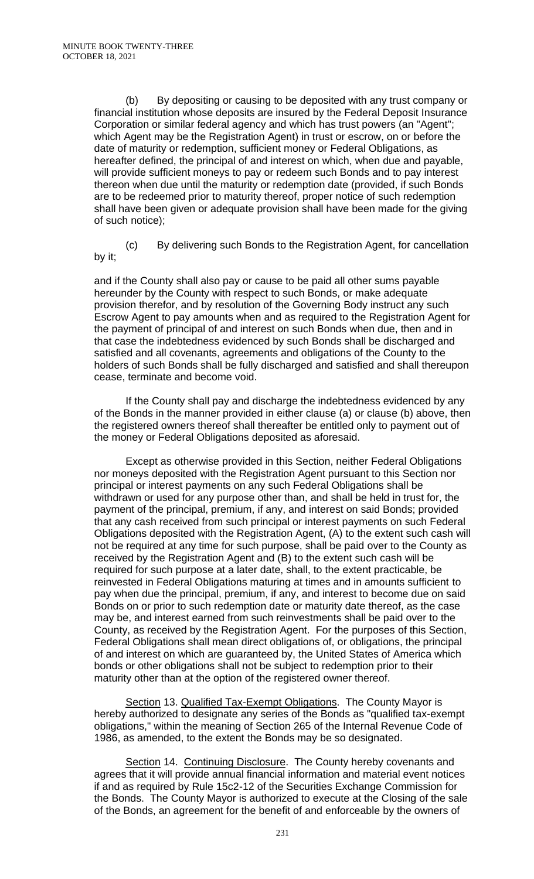(b) By depositing or causing to be deposited with any trust company or financial institution whose deposits are insured by the Federal Deposit Insurance Corporation or similar federal agency and which has trust powers (an "Agent"; which Agent may be the Registration Agent) in trust or escrow, on or before the date of maturity or redemption, sufficient money or Federal Obligations, as hereafter defined, the principal of and interest on which, when due and payable, will provide sufficient moneys to pay or redeem such Bonds and to pay interest thereon when due until the maturity or redemption date (provided, if such Bonds are to be redeemed prior to maturity thereof, proper notice of such redemption shall have been given or adequate provision shall have been made for the giving of such notice);

(c) By delivering such Bonds to the Registration Agent, for cancellation by it;

and if the County shall also pay or cause to be paid all other sums payable hereunder by the County with respect to such Bonds, or make adequate provision therefor, and by resolution of the Governing Body instruct any such Escrow Agent to pay amounts when and as required to the Registration Agent for the payment of principal of and interest on such Bonds when due, then and in that case the indebtedness evidenced by such Bonds shall be discharged and satisfied and all covenants, agreements and obligations of the County to the holders of such Bonds shall be fully discharged and satisfied and shall thereupon cease, terminate and become void.

If the County shall pay and discharge the indebtedness evidenced by any of the Bonds in the manner provided in either clause (a) or clause (b) above, then the registered owners thereof shall thereafter be entitled only to payment out of the money or Federal Obligations deposited as aforesaid.

Except as otherwise provided in this Section, neither Federal Obligations nor moneys deposited with the Registration Agent pursuant to this Section nor principal or interest payments on any such Federal Obligations shall be withdrawn or used for any purpose other than, and shall be held in trust for, the payment of the principal, premium, if any, and interest on said Bonds; provided that any cash received from such principal or interest payments on such Federal Obligations deposited with the Registration Agent, (A) to the extent such cash will not be required at any time for such purpose, shall be paid over to the County as received by the Registration Agent and (B) to the extent such cash will be required for such purpose at a later date, shall, to the extent practicable, be reinvested in Federal Obligations maturing at times and in amounts sufficient to pay when due the principal, premium, if any, and interest to become due on said Bonds on or prior to such redemption date or maturity date thereof, as the case may be, and interest earned from such reinvestments shall be paid over to the County, as received by the Registration Agent. For the purposes of this Section, Federal Obligations shall mean direct obligations of, or obligations, the principal of and interest on which are guaranteed by, the United States of America which bonds or other obligations shall not be subject to redemption prior to their maturity other than at the option of the registered owner thereof.

Section 13. Qualified Tax-Exempt Obligations. The County Mayor is hereby authorized to designate any series of the Bonds as "qualified tax-exempt obligations," within the meaning of Section 265 of the Internal Revenue Code of 1986, as amended, to the extent the Bonds may be so designated.

Section 14. Continuing Disclosure. The County hereby covenants and agrees that it will provide annual financial information and material event notices if and as required by Rule 15c2-12 of the Securities Exchange Commission for the Bonds. The County Mayor is authorized to execute at the Closing of the sale of the Bonds, an agreement for the benefit of and enforceable by the owners of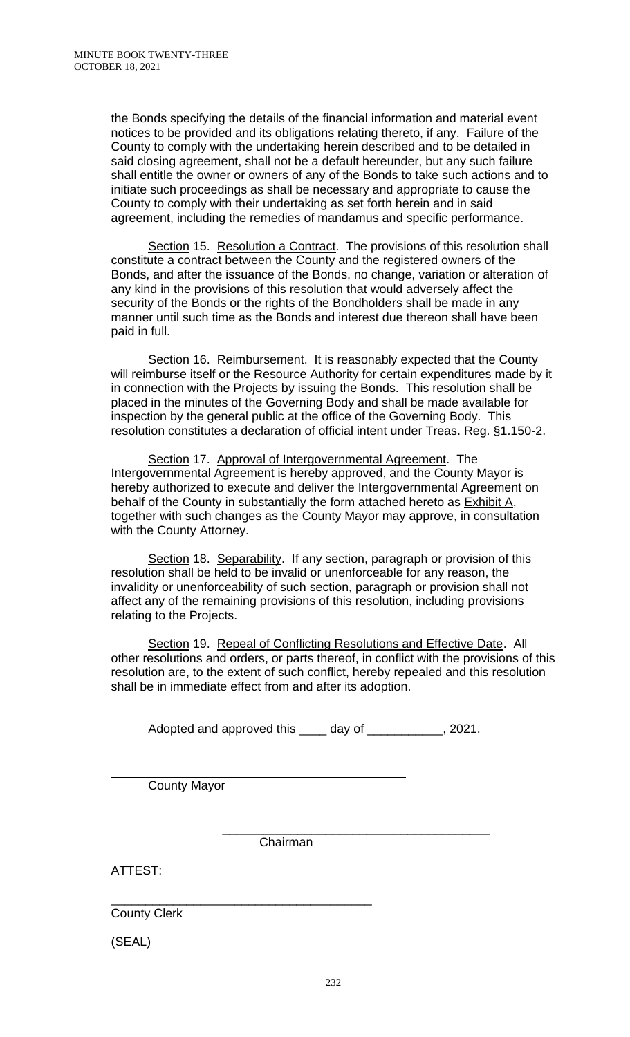the Bonds specifying the details of the financial information and material event notices to be provided and its obligations relating thereto, if any. Failure of the County to comply with the undertaking herein described and to be detailed in said closing agreement, shall not be a default hereunder, but any such failure shall entitle the owner or owners of any of the Bonds to take such actions and to initiate such proceedings as shall be necessary and appropriate to cause the County to comply with their undertaking as set forth herein and in said agreement, including the remedies of mandamus and specific performance.

Section 15. Resolution a Contract. The provisions of this resolution shall constitute a contract between the County and the registered owners of the Bonds, and after the issuance of the Bonds, no change, variation or alteration of any kind in the provisions of this resolution that would adversely affect the security of the Bonds or the rights of the Bondholders shall be made in any manner until such time as the Bonds and interest due thereon shall have been paid in full.

Section 16. Reimbursement. It is reasonably expected that the County will reimburse itself or the Resource Authority for certain expenditures made by it in connection with the Projects by issuing the Bonds. This resolution shall be placed in the minutes of the Governing Body and shall be made available for inspection by the general public at the office of the Governing Body. This resolution constitutes a declaration of official intent under Treas. Reg. §1.150-2.

Section 17. Approval of Intergovernmental Agreement. The Intergovernmental Agreement is hereby approved, and the County Mayor is hereby authorized to execute and deliver the Intergovernmental Agreement on behalf of the County in substantially the form attached hereto as Exhibit A, together with such changes as the County Mayor may approve, in consultation with the County Attorney.

Section 18. Separability. If any section, paragraph or provision of this resolution shall be held to be invalid or unenforceable for any reason, the invalidity or unenforceability of such section, paragraph or provision shall not affect any of the remaining provisions of this resolution, including provisions relating to the Projects.

Section 19. Repeal of Conflicting Resolutions and Effective Date. All other resolutions and orders, or parts thereof, in conflict with the provisions of this resolution are, to the extent of such conflict, hereby repealed and this resolution shall be in immediate effect from and after its adoption.

Adopted and approved this ____ day of ___________, 2021.

______________________________________
County Mayor

______________________________________
Chairman

ATTEST:

______________________________________
County Clerk

(SEAL)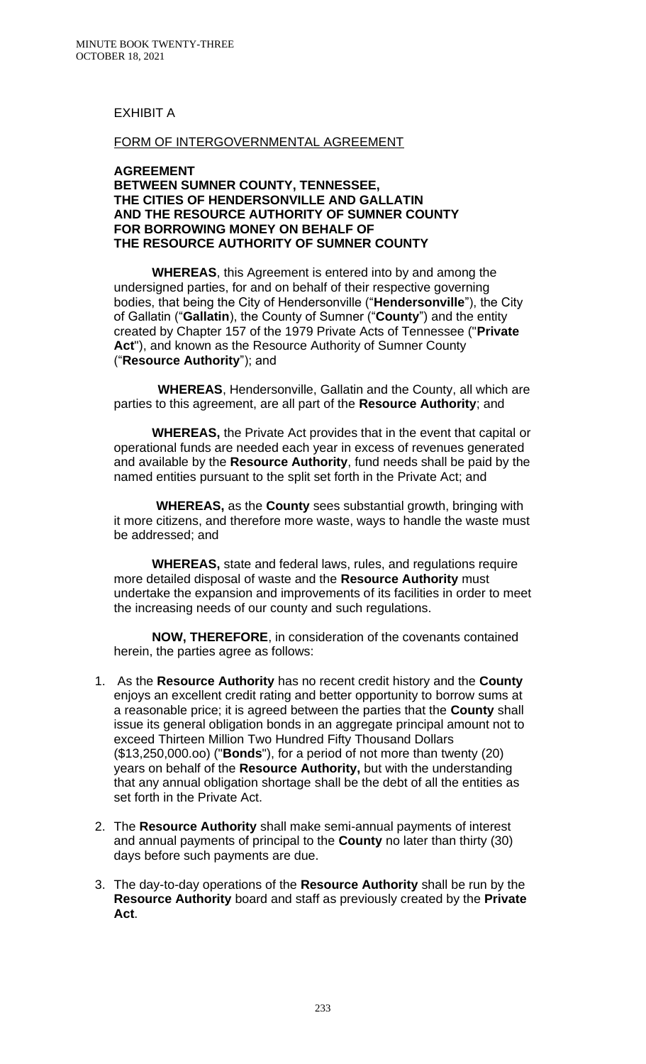EXHIBIT A

FORM OF INTERGOVERNMENTAL AGREEMENT

**AGREEMENT**
**BETWEEN SUMNER COUNTY, TENNESSEE,**
**THE CITIES OF HENDERSONVILLE AND GALLATIN**
**AND THE RESOURCE AUTHORITY OF SUMNER COUNTY**
**FOR BORROWING MONEY ON BEHALF OF**
**THE RESOURCE AUTHORITY OF SUMNER COUNTY**

**WHEREAS**, this Agreement is entered into by and among the undersigned parties, for and on behalf of their respective governing bodies, that being the City of Hendersonville ("**Hendersonville**"), the City of Gallatin ("**Gallatin**), the County of Sumner ("**County**") and the entity created by Chapter 157 of the 1979 Private Acts of Tennessee ("**Private Act**"), and known as the Resource Authority of Sumner County ("**Resource Authority**"); and

**WHEREAS**, Hendersonville, Gallatin and the County, all which are parties to this agreement, are all part of the **Resource Authority**; and

**WHEREAS,** the Private Act provides that in the event that capital or operational funds are needed each year in excess of revenues generated and available by the **Resource Authority**, fund needs shall be paid by the named entities pursuant to the split set forth in the Private Act; and

**WHEREAS,** as the **County** sees substantial growth, bringing with it more citizens, and therefore more waste, ways to handle the waste must be addressed; and

**WHEREAS,** state and federal laws, rules, and regulations require more detailed disposal of waste and the **Resource Authority** must undertake the expansion and improvements of its facilities in order to meet the increasing needs of our county and such regulations.

**NOW, THEREFORE**, in consideration of the covenants contained herein, the parties agree as follows:

1. As the **Resource Authority** has no recent credit history and the **County** enjoys an excellent credit rating and better opportunity to borrow sums at a reasonable price; it is agreed between the parties that the **County** shall issue its general obligation bonds in an aggregate principal amount not to exceed Thirteen Million Two Hundred Fifty Thousand Dollars ($13,250,000.oo) ("**Bonds**"), for a period of not more than twenty (20) years on behalf of the **Resource Authority,** but with the understanding that any annual obligation shortage shall be the debt of all the entities as set forth in the Private Act.

2. The **Resource Authority** shall make semi-annual payments of interest and annual payments of principal to the **County** no later than thirty (30) days before such payments are due.

3. The day-to-day operations of the **Resource Authority** shall be run by the **Resource Authority** board and staff as previously created by the **Private Act**.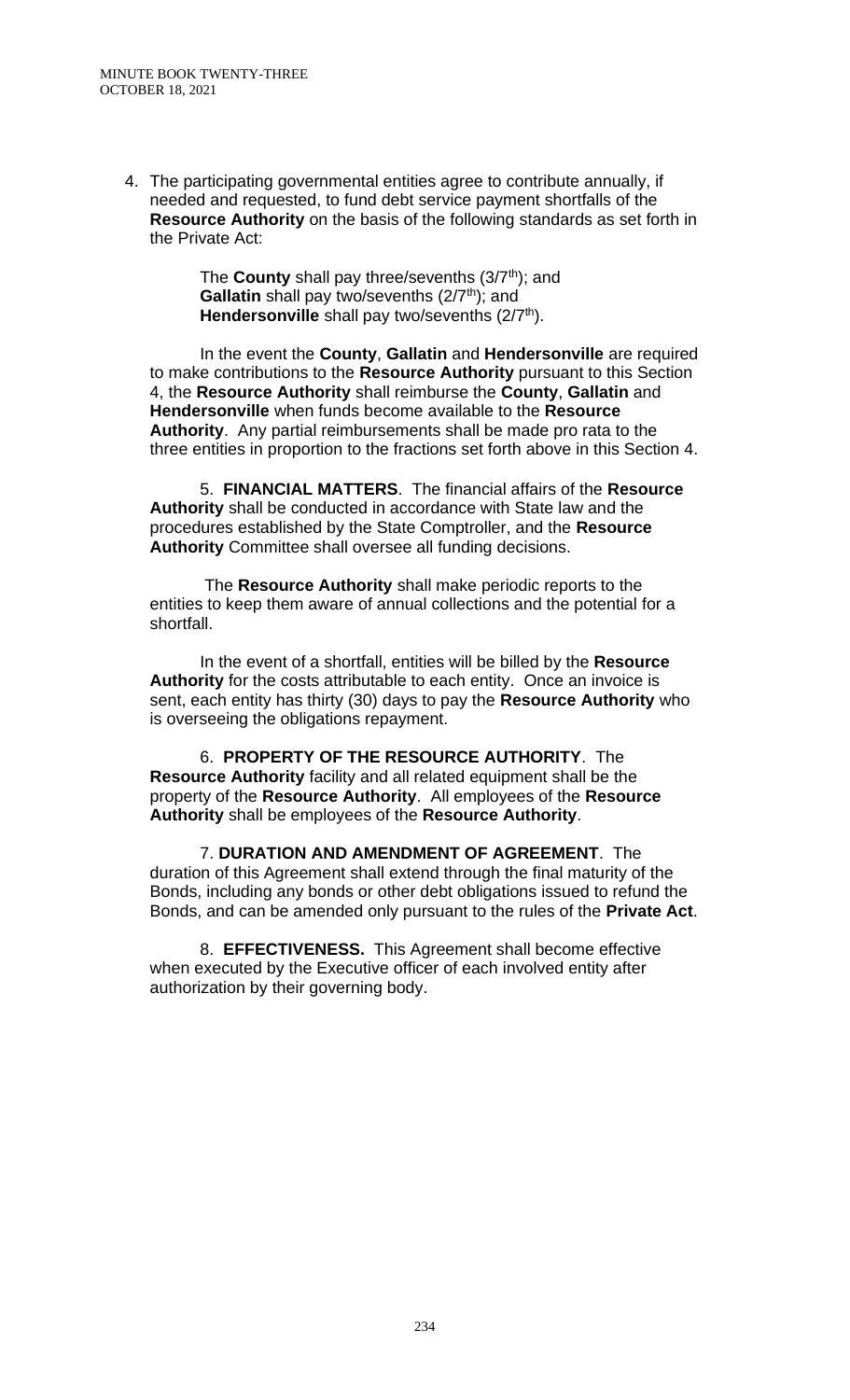4. The participating governmental entities agree to contribute annually, if needed and requested, to fund debt service payment shortfalls of the **Resource Authority** on the basis of the following standards as set forth in the Private Act:

   The **County** shall pay three/sevenths (3/7th); and
   **Gallatin** shall pay two/sevenths (2/7th); and
   **Hendersonville** shall pay two/sevenths (2/7th).

   In the event the **County**, **Gallatin** and **Hendersonville** are required to make contributions to the **Resource Authority** pursuant to this Section 4, the **Resource Authority** shall reimburse the **County**, **Gallatin** and **Hendersonville** when funds become available to the **Resource Authority**. Any partial reimbursements shall be made pro rata to the three entities in proportion to the fractions set forth above in this Section 4.

5. **FINANCIAL MATTERS**. The financial affairs of the **Resource Authority** shall be conducted in accordance with State law and the procedures established by the State Comptroller, and the **Resource Authority** Committee shall oversee all funding decisions.

   The **Resource Authority** shall make periodic reports to the entities to keep them aware of annual collections and the potential for a shortfall.

   In the event of a shortfall, entities will be billed by the **Resource Authority** for the costs attributable to each entity. Once an invoice is sent, each entity has thirty (30) days to pay the **Resource Authority** who is overseeing the obligations repayment.

6. **PROPERTY OF THE RESOURCE AUTHORITY**. The **Resource Authority** facility and all related equipment shall be the property of the **Resource Authority**. All employees of the **Resource Authority** shall be employees of the **Resource Authority**.

7. **DURATION AND AMENDMENT OF AGREEMENT**. The duration of this Agreement shall extend through the final maturity of the Bonds, including any bonds or other debt obligations issued to refund the Bonds, and can be amended only pursuant to the rules of the **Private Act**.

8. **EFFECTIVENESS.** This Agreement shall become effective when executed by the Executive officer of each involved entity after authorization by their governing body.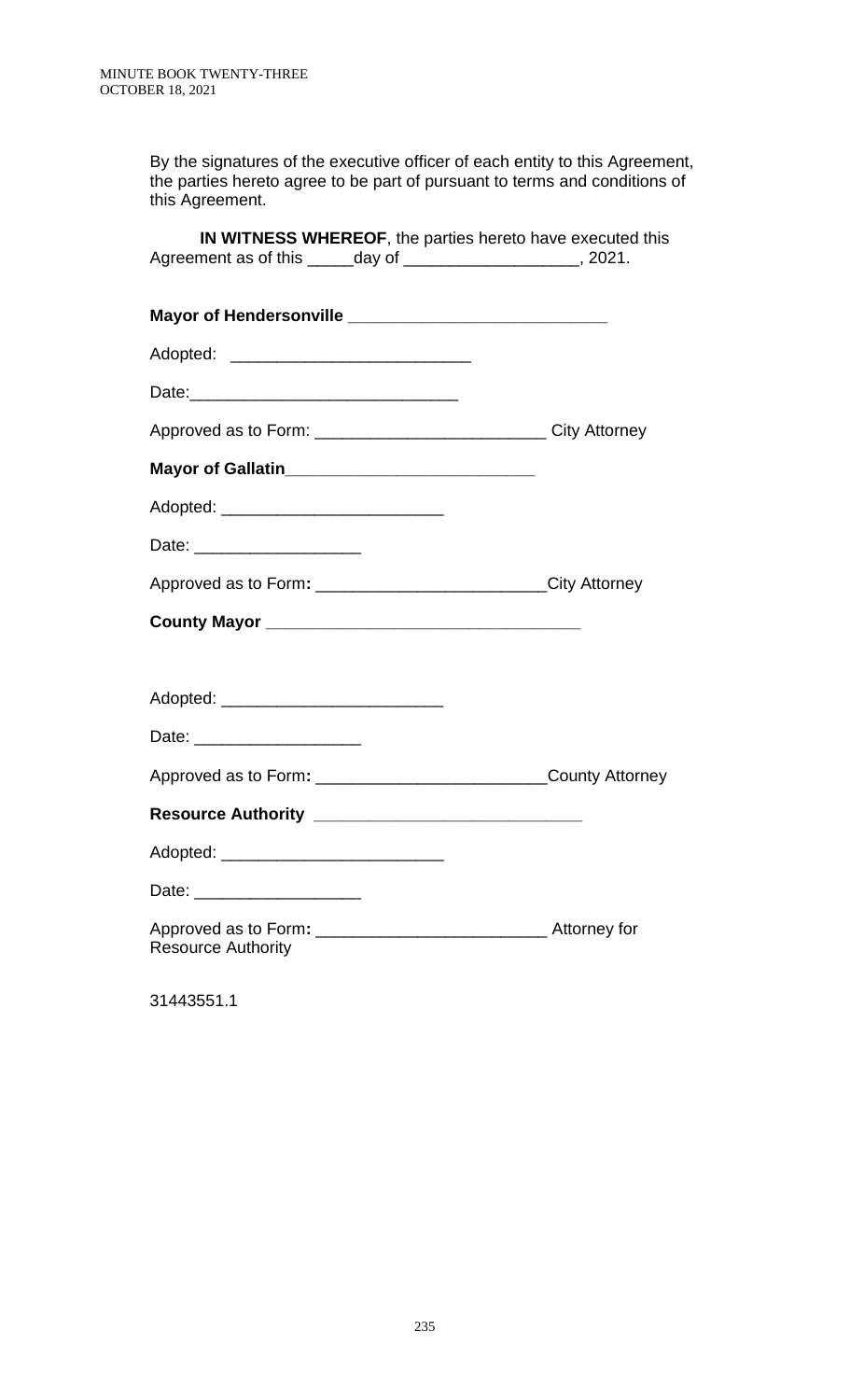By the signatures of the executive officer of each entity to this Agreement, the parties hereto agree to be part of pursuant to terms and conditions of this Agreement.

**IN WITNESS WHEREOF**, the parties hereto have executed this Agreement as of this _____day of ___________________, 2021.

**Mayor of Hendersonville ____________________________**

Adopted: __________________________

Date:_____________________________

Approved as to Form: ________________________ City Attorney

**Mayor of Gallatin___________________________**

Adopted: ________________________

Date: __________________

Approved as to Form**:** ________________________City Attorney

**County Mayor _________________________________**

Adopted: ________________________

Date: __________________

Approved as to Form**:** ________________________County Attorney

**Resource Authority _____________________________**

Adopted: ________________________

Date: __________________

Approved as to Form**:** ________________________ Attorney for Resource Authority

31443551.1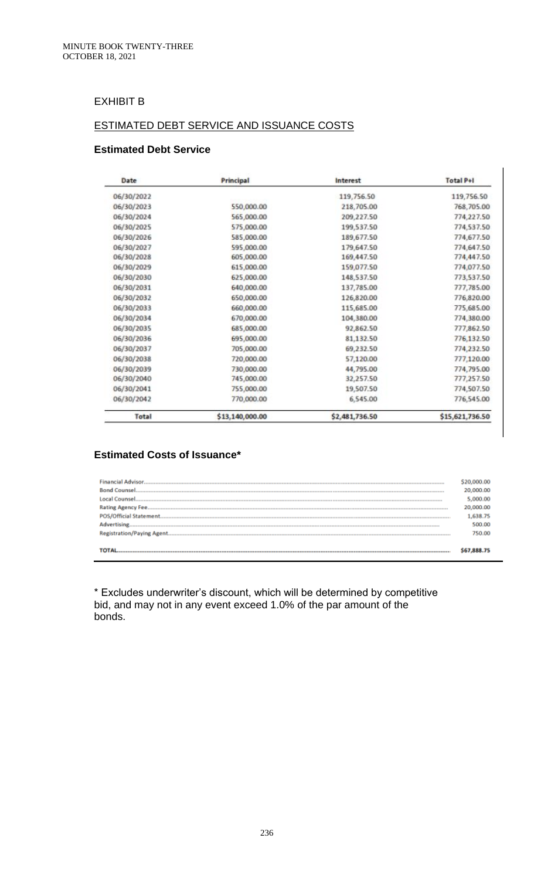## EXHIBIT B

## ESTIMATED DEBT SERVICE AND ISSUANCE COSTS

### Estimated Debt Service

| Date | Principal | Interest | Total P+I |
|---|---|---|---|
| 06/30/2022 | | 119,756.50 | 119,756.50 |
| 06/30/2023 | 550,000.00 | 218,705.00 | 768,705.00 |
| 06/30/2024 | 565,000.00 | 209,227.50 | 774,227.50 |
| 06/30/2025 | 575,000.00 | 199,537.50 | 774,537.50 |
| 06/30/2026 | 585,000.00 | 189,677.50 | 774,677.50 |
| 06/30/2027 | 595,000.00 | 179,647.50 | 774,647.50 |
| 06/30/2028 | 605,000.00 | 169,447.50 | 774,447.50 |
| 06/30/2029 | 615,000.00 | 159,077.50 | 774,077.50 |
| 06/30/2030 | 625,000.00 | 148,537.50 | 773,537.50 |
| 06/30/2031 | 640,000.00 | 137,785.00 | 777,785.00 |
| 06/30/2032 | 650,000.00 | 126,820.00 | 776,820.00 |
| 06/30/2033 | 660,000.00 | 115,685.00 | 775,685.00 |
| 06/30/2034 | 670,000.00 | 104,380.00 | 774,380.00 |
| 06/30/2035 | 685,000.00 | 92,862.50 | 777,862.50 |
| 06/30/2036 | 695,000.00 | 81,132.50 | 776,132.50 |
| 06/30/2037 | 705,000.00 | 69,232.50 | 774,232.50 |
| 06/30/2038 | 720,000.00 | 57,120.00 | 777,120.00 |
| 06/30/2039 | 730,000.00 | 44,795.00 | 774,795.00 |
| 06/30/2040 | 745,000.00 | 32,257.50 | 777,257.50 |
| 06/30/2041 | 755,000.00 | 19,507.50 | 774,507.50 |
| 06/30/2042 | 770,000.00 | 6,545.00 | 776,545.00 |
| **Total** | **$13,140,000.00** | **$2,481,736.50** | **$15,621,736.50** |

### Estimated Costs of Issuance*

| Item | Amount |
|---|---|
| Financial Advisor | $20,000.00 |
| Bond Counsel | 20,000.00 |
| Local Counsel | 5,000.00 |
| Rating Agency Fee | 20,000.00 |
| POS/Official Statement | 1,638.75 |
| Advertising | 500.00 |
| Registration/Paying Agent | 750.00 |
| **TOTAL** | **$67,888.75** |

* Excludes underwriter's discount, which will be determined by competitive bid, and may not in any event exceed 1.0% of the par amount of the bonds.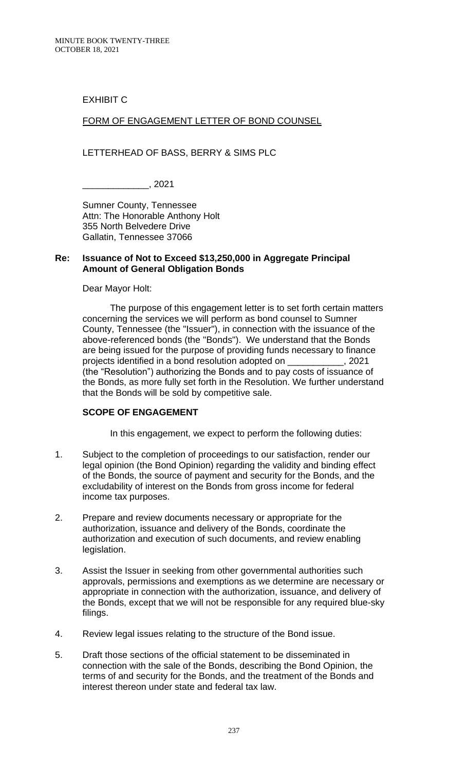EXHIBIT C

FORM OF ENGAGEMENT LETTER OF BOND COUNSEL

LETTERHEAD OF BASS, BERRY & SIMS PLC

_____________, 2021

Sumner County, Tennessee
Attn: The Honorable Anthony Holt
355 North Belvedere Drive
Gallatin, Tennessee 37066

**Re: Issuance of Not to Exceed $13,250,000 in Aggregate Principal Amount of General Obligation Bonds**

Dear Mayor Holt:

The purpose of this engagement letter is to set forth certain matters concerning the services we will perform as bond counsel to Sumner County, Tennessee (the "Issuer"), in connection with the issuance of the above-referenced bonds (the "Bonds"). We understand that the Bonds are being issued for the purpose of providing funds necessary to finance projects identified in a bond resolution adopted on ___________, 2021 (the "Resolution") authorizing the Bonds and to pay costs of issuance of the Bonds, as more fully set forth in the Resolution. We further understand that the Bonds will be sold by competitive sale.

**SCOPE OF ENGAGEMENT**

In this engagement, we expect to perform the following duties:

1. Subject to the completion of proceedings to our satisfaction, render our legal opinion (the Bond Opinion) regarding the validity and binding effect of the Bonds, the source of payment and security for the Bonds, and the excludability of interest on the Bonds from gross income for federal income tax purposes.

2. Prepare and review documents necessary or appropriate for the authorization, issuance and delivery of the Bonds, coordinate the authorization and execution of such documents, and review enabling legislation.

3. Assist the Issuer in seeking from other governmental authorities such approvals, permissions and exemptions as we determine are necessary or appropriate in connection with the authorization, issuance, and delivery of the Bonds, except that we will not be responsible for any required blue-sky filings.

4. Review legal issues relating to the structure of the Bond issue.

5. Draft those sections of the official statement to be disseminated in connection with the sale of the Bonds, describing the Bond Opinion, the terms of and security for the Bonds, and the treatment of the Bonds and interest thereon under state and federal tax law.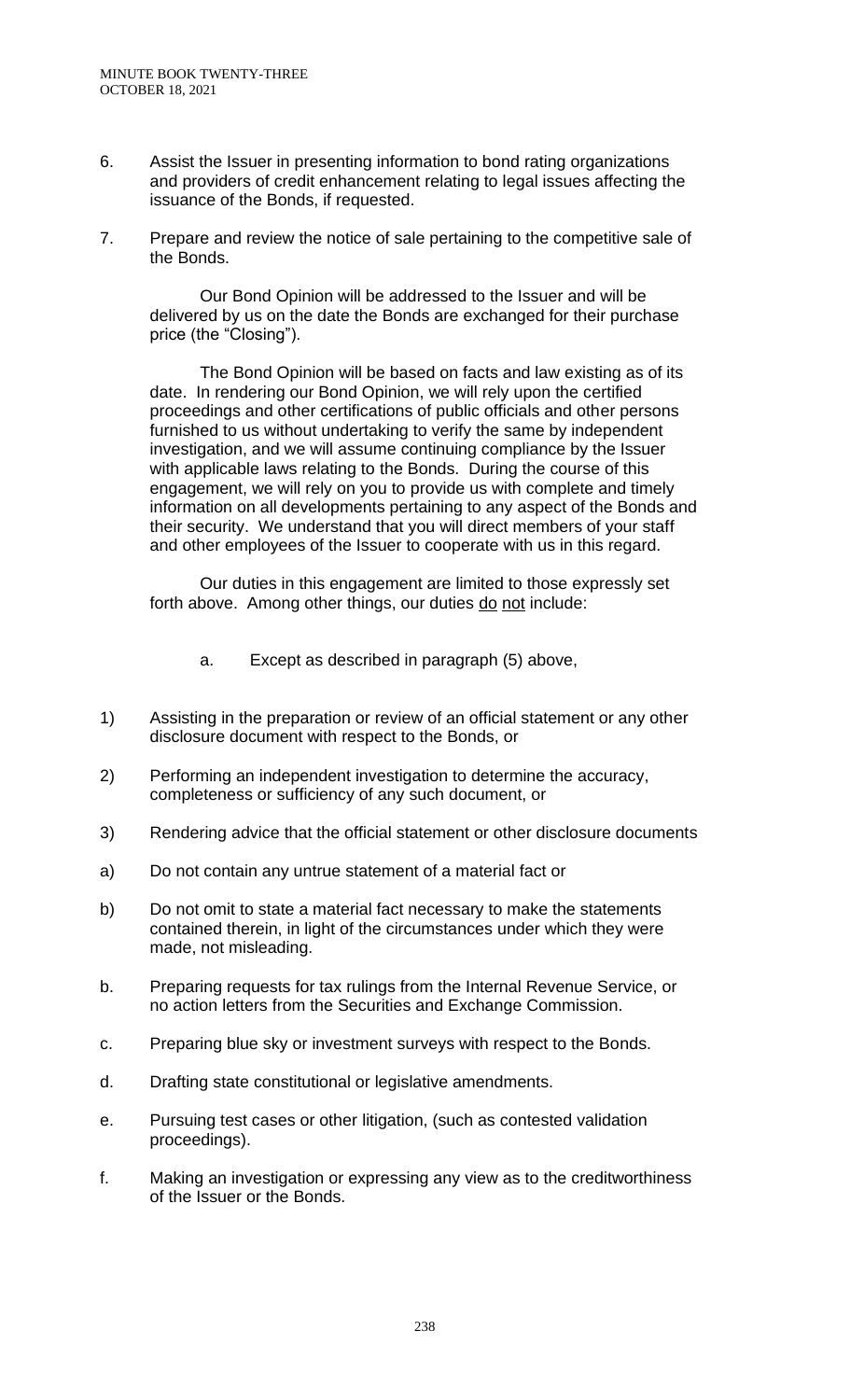6. Assist the Issuer in presenting information to bond rating organizations and providers of credit enhancement relating to legal issues affecting the issuance of the Bonds, if requested.

7. Prepare and review the notice of sale pertaining to the competitive sale of the Bonds.

Our Bond Opinion will be addressed to the Issuer and will be delivered by us on the date the Bonds are exchanged for their purchase price (the "Closing").

The Bond Opinion will be based on facts and law existing as of its date. In rendering our Bond Opinion, we will rely upon the certified proceedings and other certifications of public officials and other persons furnished to us without undertaking to verify the same by independent investigation, and we will assume continuing compliance by the Issuer with applicable laws relating to the Bonds. During the course of this engagement, we will rely on you to provide us with complete and timely information on all developments pertaining to any aspect of the Bonds and their security. We understand that you will direct members of your staff and other employees of the Issuer to cooperate with us in this regard.

Our duties in this engagement are limited to those expressly set forth above. Among other things, our duties <u>do not</u> include:

a. Except as described in paragraph (5) above,

1) Assisting in the preparation or review of an official statement or any other disclosure document with respect to the Bonds, or

2) Performing an independent investigation to determine the accuracy, completeness or sufficiency of any such document, or

3) Rendering advice that the official statement or other disclosure documents

a) Do not contain any untrue statement of a material fact or

b) Do not omit to state a material fact necessary to make the statements contained therein, in light of the circumstances under which they were made, not misleading.

b. Preparing requests for tax rulings from the Internal Revenue Service, or no action letters from the Securities and Exchange Commission.

c. Preparing blue sky or investment surveys with respect to the Bonds.

d. Drafting state constitutional or legislative amendments.

e. Pursuing test cases or other litigation, (such as contested validation proceedings).

f. Making an investigation or expressing any view as to the creditworthiness of the Issuer or the Bonds.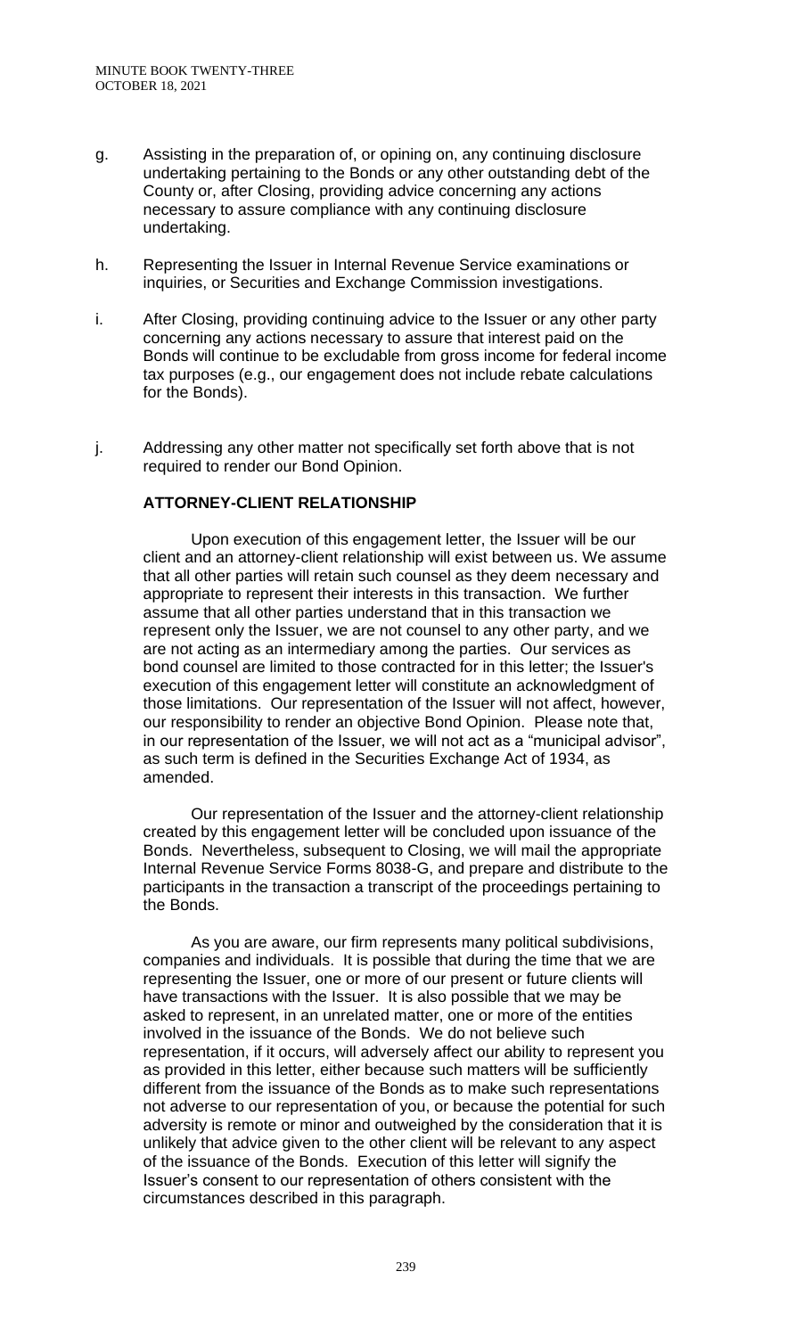g. Assisting in the preparation of, or opining on, any continuing disclosure undertaking pertaining to the Bonds or any other outstanding debt of the County or, after Closing, providing advice concerning any actions necessary to assure compliance with any continuing disclosure undertaking.

h. Representing the Issuer in Internal Revenue Service examinations or inquiries, or Securities and Exchange Commission investigations.

i. After Closing, providing continuing advice to the Issuer or any other party concerning any actions necessary to assure that interest paid on the Bonds will continue to be excludable from gross income for federal income tax purposes (e.g., our engagement does not include rebate calculations for the Bonds).

j. Addressing any other matter not specifically set forth above that is not required to render our Bond Opinion.

**ATTORNEY-CLIENT RELATIONSHIP**

Upon execution of this engagement letter, the Issuer will be our client and an attorney-client relationship will exist between us. We assume that all other parties will retain such counsel as they deem necessary and appropriate to represent their interests in this transaction. We further assume that all other parties understand that in this transaction we represent only the Issuer, we are not counsel to any other party, and we are not acting as an intermediary among the parties. Our services as bond counsel are limited to those contracted for in this letter; the Issuer's execution of this engagement letter will constitute an acknowledgment of those limitations. Our representation of the Issuer will not affect, however, our responsibility to render an objective Bond Opinion. Please note that, in our representation of the Issuer, we will not act as a "municipal advisor", as such term is defined in the Securities Exchange Act of 1934, as amended.

Our representation of the Issuer and the attorney-client relationship created by this engagement letter will be concluded upon issuance of the Bonds. Nevertheless, subsequent to Closing, we will mail the appropriate Internal Revenue Service Forms 8038-G, and prepare and distribute to the participants in the transaction a transcript of the proceedings pertaining to the Bonds.

As you are aware, our firm represents many political subdivisions, companies and individuals. It is possible that during the time that we are representing the Issuer, one or more of our present or future clients will have transactions with the Issuer. It is also possible that we may be asked to represent, in an unrelated matter, one or more of the entities involved in the issuance of the Bonds. We do not believe such representation, if it occurs, will adversely affect our ability to represent you as provided in this letter, either because such matters will be sufficiently different from the issuance of the Bonds as to make such representations not adverse to our representation of you, or because the potential for such adversity is remote or minor and outweighed by the consideration that it is unlikely that advice given to the other client will be relevant to any aspect of the issuance of the Bonds. Execution of this letter will signify the Issuer's consent to our representation of others consistent with the circumstances described in this paragraph.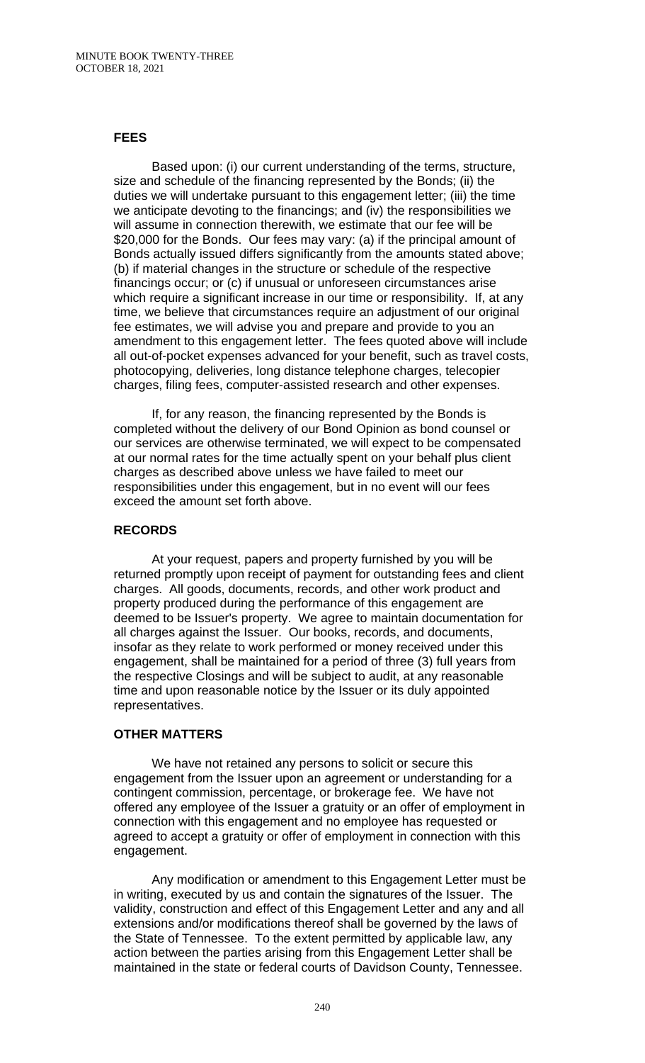## FEES

Based upon: (i) our current understanding of the terms, structure, size and schedule of the financing represented by the Bonds; (ii) the duties we will undertake pursuant to this engagement letter; (iii) the time we anticipate devoting to the financings; and (iv) the responsibilities we will assume in connection therewith, we estimate that our fee will be $20,000 for the Bonds. Our fees may vary: (a) if the principal amount of Bonds actually issued differs significantly from the amounts stated above; (b) if material changes in the structure or schedule of the respective financings occur; or (c) if unusual or unforeseen circumstances arise which require a significant increase in our time or responsibility. If, at any time, we believe that circumstances require an adjustment of our original fee estimates, we will advise you and prepare and provide to you an amendment to this engagement letter. The fees quoted above will include all out-of-pocket expenses advanced for your benefit, such as travel costs, photocopying, deliveries, long distance telephone charges, telecopier charges, filing fees, computer-assisted research and other expenses.

If, for any reason, the financing represented by the Bonds is completed without the delivery of our Bond Opinion as bond counsel or our services are otherwise terminated, we will expect to be compensated at our normal rates for the time actually spent on your behalf plus client charges as described above unless we have failed to meet our responsibilities under this engagement, but in no event will our fees exceed the amount set forth above.

## RECORDS

At your request, papers and property furnished by you will be returned promptly upon receipt of payment for outstanding fees and client charges. All goods, documents, records, and other work product and property produced during the performance of this engagement are deemed to be Issuer's property. We agree to maintain documentation for all charges against the Issuer. Our books, records, and documents, insofar as they relate to work performed or money received under this engagement, shall be maintained for a period of three (3) full years from the respective Closings and will be subject to audit, at any reasonable time and upon reasonable notice by the Issuer or its duly appointed representatives.

## OTHER MATTERS

We have not retained any persons to solicit or secure this engagement from the Issuer upon an agreement or understanding for a contingent commission, percentage, or brokerage fee. We have not offered any employee of the Issuer a gratuity or an offer of employment in connection with this engagement and no employee has requested or agreed to accept a gratuity or offer of employment in connection with this engagement.

Any modification or amendment to this Engagement Letter must be in writing, executed by us and contain the signatures of the Issuer. The validity, construction and effect of this Engagement Letter and any and all extensions and/or modifications thereof shall be governed by the laws of the State of Tennessee. To the extent permitted by applicable law, any action between the parties arising from this Engagement Letter shall be maintained in the state or federal courts of Davidson County, Tennessee.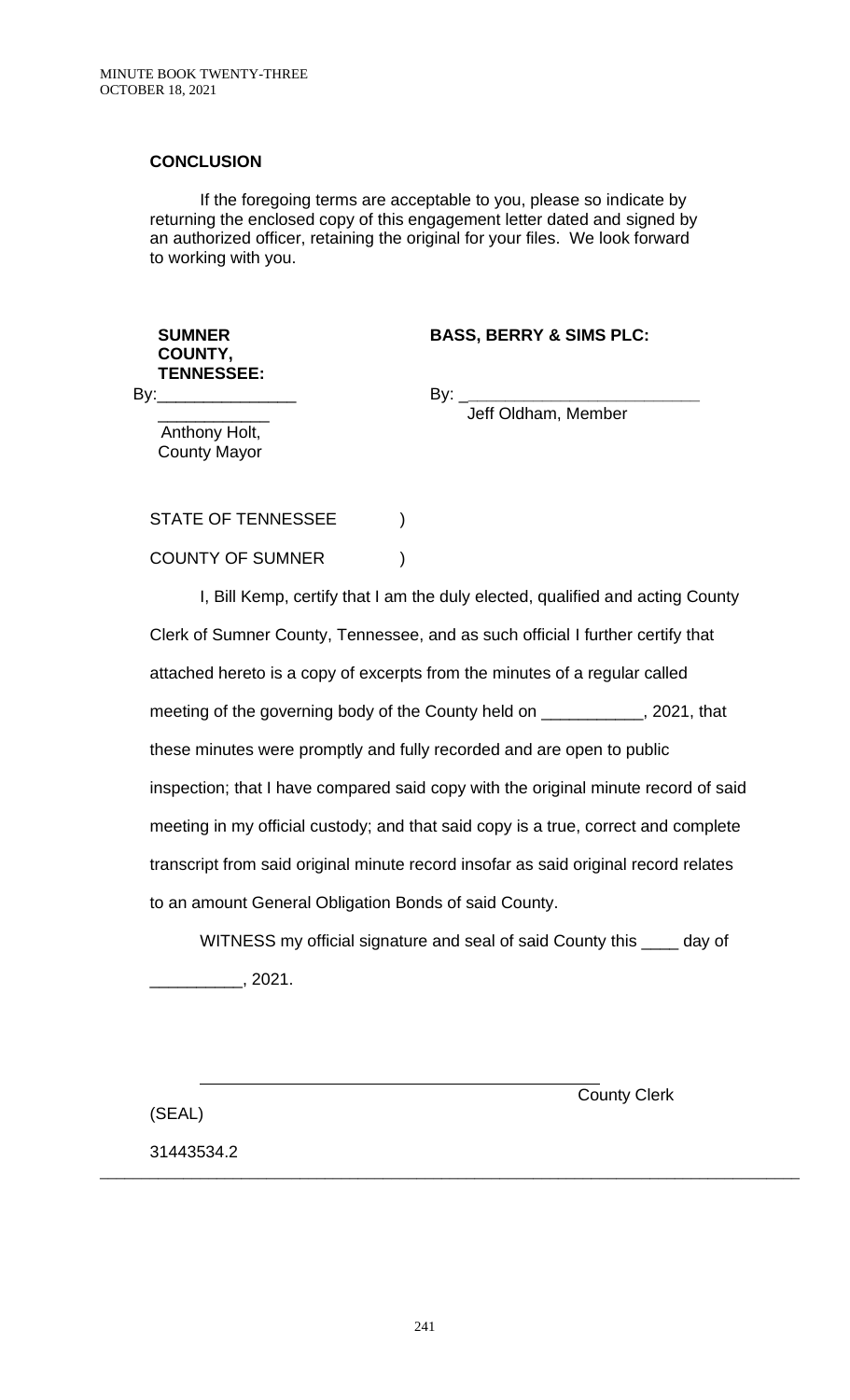**CONCLUSION**

If the foregoing terms are acceptable to you, please so indicate by returning the enclosed copy of this engagement letter dated and signed by an authorized officer, retaining the original for your files. We look forward to working with you.

| **SUMNER COUNTY, TENNESSEE:** | **BASS, BERRY & SIMS PLC:** |
|---|---|
| By:___________________________ | By: ___________________________ |
| Anthony Holt, County Mayor | Jeff Oldham, Member |

STATE OF TENNESSEE )

COUNTY OF SUMNER )

I, Bill Kemp, certify that I am the duly elected, qualified and acting County Clerk of Sumner County, Tennessee, and as such official I further certify that attached hereto is a copy of excerpts from the minutes of a regular called meeting of the governing body of the County held on ___________, 2021, that these minutes were promptly and fully recorded and are open to public inspection; that I have compared said copy with the original minute record of said meeting in my official custody; and that said copy is a true, correct and complete transcript from said original minute record insofar as said original record relates to an amount General Obligation Bonds of said County.

WITNESS my official signature and seal of said County this ____ day of __________, 2021.

_____________________________________________
County Clerk

(SEAL)

31443534.2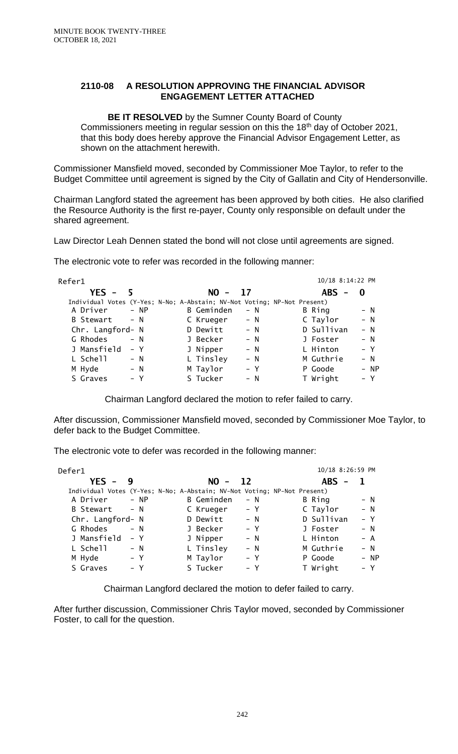## 2110-08 A RESOLUTION APPROVING THE FINANCIAL ADVISOR ENGAGEMENT LETTER ATTACHED

**BE IT RESOLVED** by the Sumner County Board of County Commissioners meeting in regular session on this the 18th day of October 2021, that this body does hereby approve the Financial Advisor Engagement Letter, as shown on the attachment herewith.

Commissioner Mansfield moved, seconded by Commissioner Moe Taylor, to refer to the Budget Committee until agreement is signed by the City of Gallatin and City of Hendersonville.

Chairman Langford stated the agreement has been approved by both cities. He also clarified the Resource Authority is the first re-payer, County only responsible on default under the shared agreement.

Law Director Leah Dennen stated the bond will not close until agreements are signed.

The electronic vote to refer was recorded in the following manner:

Refer1 — 10/18 8:14:22 PM

| YES - 5 | | NO - 17 | | ABS - 0 | |
|---|---|---|---|---|---|
| Individual Votes (Y-Yes; N-No; A-Abstain; NV-Not Voting; NP-Not Present) | | | | | |
| A Driver | NP | B Geminden | N | B Ring | N |
| B Stewart | N | C Krueger | N | C Taylor | N |
| Chr. Langford | N | D Dewitt | N | D Sullivan | N |
| G Rhodes | N | J Becker | N | J Foster | N |
| J Mansfield | Y | J Nipper | N | L Hinton | Y |
| L Schell | N | L Tinsley | N | M Guthrie | N |
| M Hyde | N | M Taylor | Y | P Goode | NP |
| S Graves | Y | S Tucker | N | T Wright | Y |

Chairman Langford declared the motion to refer failed to carry.

After discussion, Commissioner Mansfield moved, seconded by Commissioner Moe Taylor, to defer back to the Budget Committee.

The electronic vote to defer was recorded in the following manner:

Defer1 — 10/18 8:26:59 PM

| YES - 9 | | NO - 12 | | ABS - 1 | |
|---|---|---|---|---|---|
| Individual Votes (Y-Yes; N-No; A-Abstain; NV-Not Voting; NP-Not Present) | | | | | |
| A Driver | NP | B Geminden | N | B Ring | N |
| B Stewart | N | C Krueger | Y | C Taylor | N |
| Chr. Langford | N | D Dewitt | N | D Sullivan | Y |
| G Rhodes | N | J Becker | Y | J Foster | N |
| J Mansfield | Y | J Nipper | N | L Hinton | A |
| L Schell | N | L Tinsley | N | M Guthrie | N |
| M Hyde | Y | M Taylor | Y | P Goode | NP |
| S Graves | Y | S Tucker | Y | T Wright | Y |

Chairman Langford declared the motion to defer failed to carry.

After further discussion, Commissioner Chris Taylor moved, seconded by Commissioner Foster, to call for the question.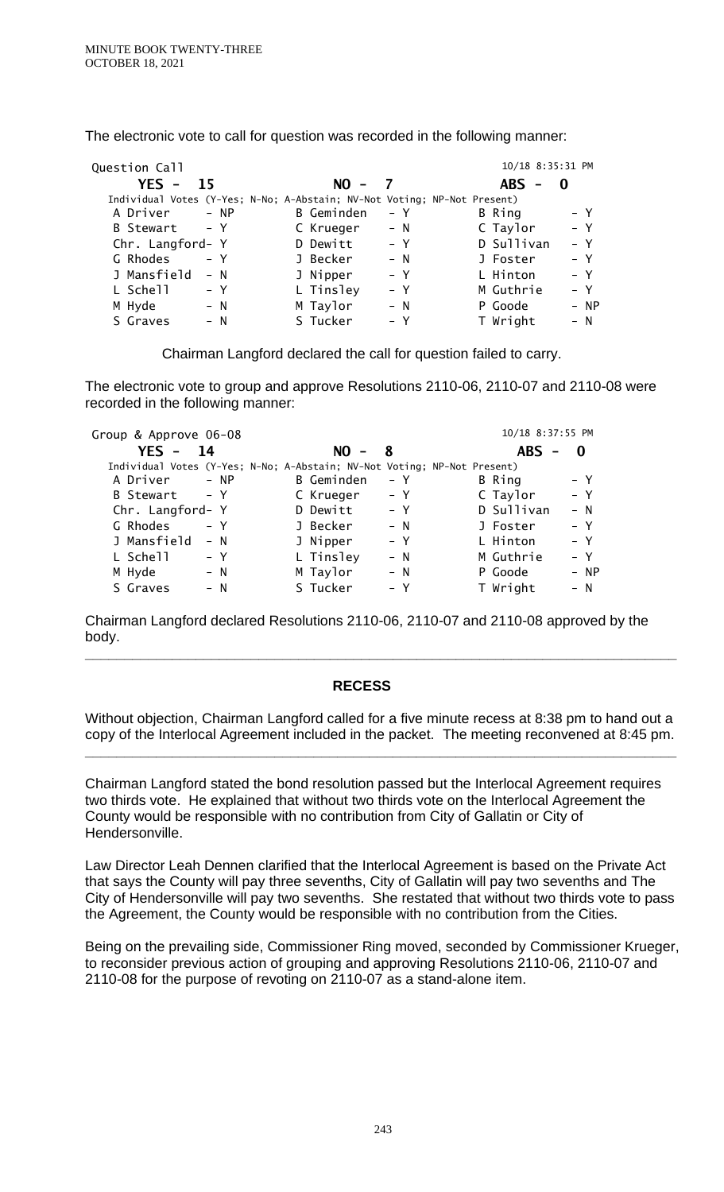The electronic vote to call for question was recorded in the following manner:

| Question Call | | | | 10/18 8:35:31 PM | |
|---|---|---|---|---|---|
| **YES - 15** | | **NO - 7** | | **ABS - 0** | |

Individual Votes (Y-Yes; N-No; A-Abstain; NV-Not Voting; NP-Not Present)

| | | | | | |
|---|---|---|---|---|---|
| A Driver | - NP | B Geminden | - Y | B Ring | - Y |
| B Stewart | - Y | C Krueger | - N | C Taylor | - Y |
| Chr. Langford | - Y | D Dewitt | - Y | D Sullivan | - Y |
| G Rhodes | - Y | J Becker | - N | J Foster | - Y |
| J Mansfield | - N | J Nipper | - Y | L Hinton | - Y |
| L Schell | - Y | L Tinsley | - Y | M Guthrie | - Y |
| M Hyde | - N | M Taylor | - N | P Goode | - NP |
| S Graves | - N | S Tucker | - Y | T Wright | - N |

Chairman Langford declared the call for question failed to carry.

The electronic vote to group and approve Resolutions 2110-06, 2110-07 and 2110-08 were recorded in the following manner:

| Group & Approve 06-08 | | | | 10/18 8:37:55 PM | |
|---|---|---|---|---|---|
| **YES - 14** | | **NO - 8** | | **ABS - 0** | |

Individual Votes (Y-Yes; N-No; A-Abstain; NV-Not Voting; NP-Not Present)

| | | | | | |
|---|---|---|---|---|---|
| A Driver | - NP | B Geminden | - Y | B Ring | - Y |
| B Stewart | - Y | C Krueger | - Y | C Taylor | - Y |
| Chr. Langford | - Y | D Dewitt | - Y | D Sullivan | - N |
| G Rhodes | - Y | J Becker | - N | J Foster | - Y |
| J Mansfield | - N | J Nipper | - Y | L Hinton | - Y |
| L Schell | - Y | L Tinsley | - N | M Guthrie | - Y |
| M Hyde | - N | M Taylor | - N | P Goode | - NP |
| S Graves | - N | S Tucker | - Y | T Wright | - N |

Chairman Langford declared Resolutions 2110-06, 2110-07 and 2110-08 approved by the body.

---

## RECESS

Without objection, Chairman Langford called for a five minute recess at 8:38 pm to hand out a copy of the Interlocal Agreement included in the packet. The meeting reconvened at 8:45 pm.

---

Chairman Langford stated the bond resolution passed but the Interlocal Agreement requires two thirds vote. He explained that without two thirds vote on the Interlocal Agreement the County would be responsible with no contribution from City of Gallatin or City of Hendersonville.

Law Director Leah Dennen clarified that the Interlocal Agreement is based on the Private Act that says the County will pay three sevenths, City of Gallatin will pay two sevenths and The City of Hendersonville will pay two sevenths. She restated that without two thirds vote to pass the Agreement, the County would be responsible with no contribution from the Cities.

Being on the prevailing side, Commissioner Ring moved, seconded by Commissioner Krueger, to reconsider previous action of grouping and approving Resolutions 2110-06, 2110-07 and 2110-08 for the purpose of revoting on 2110-07 as a stand-alone item.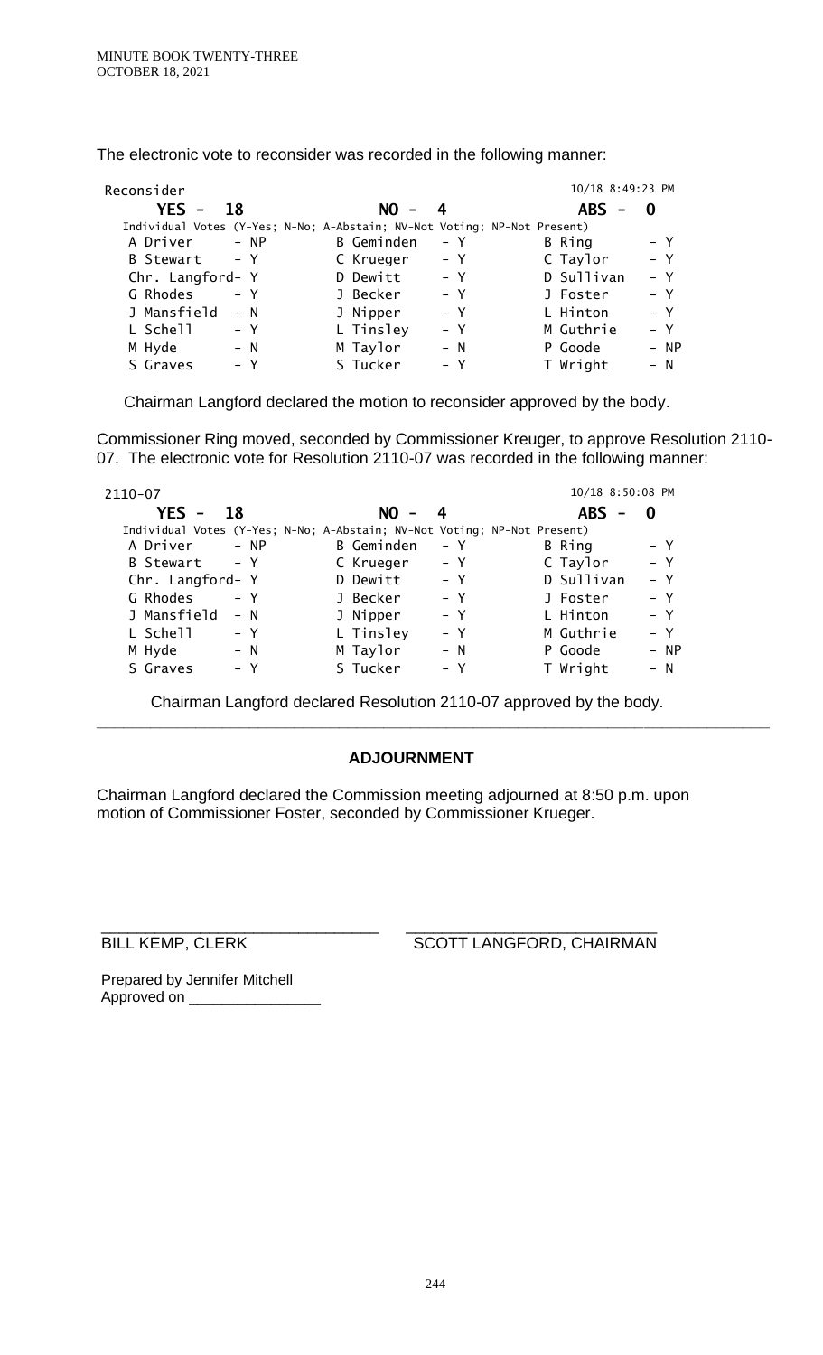The electronic vote to reconsider was recorded in the following manner:

| Reconsider | | | | | 10/18 8:49:23 PM |
|---|---|---|---|---|---|
| **YES - 18** | | **NO - 4** | | **ABS - 0** | |
| Individual Votes (Y-Yes; N-No; A-Abstain; NV-Not Voting; NP-Not Present) | | | | | |
| A Driver | - NP | B Geminden | - Y | B Ring | - Y |
| B Stewart | - Y | C Krueger | - Y | C Taylor | - Y |
| Chr. Langford | - Y | D Dewitt | - Y | D Sullivan | - Y |
| G Rhodes | - Y | J Becker | - Y | J Foster | - Y |
| J Mansfield | - N | J Nipper | - Y | L Hinton | - Y |
| L Schell | - Y | L Tinsley | - Y | M Guthrie | - Y |
| M Hyde | - N | M Taylor | - N | P Goode | - NP |
| S Graves | - Y | S Tucker | - Y | T Wright | - N |

Chairman Langford declared the motion to reconsider approved by the body.

Commissioner Ring moved, seconded by Commissioner Kreuger, to approve Resolution 2110-07. The electronic vote for Resolution 2110-07 was recorded in the following manner:

| 2110-07 | | | | | 10/18 8:50:08 PM |
|---|---|---|---|---|---|
| **YES - 18** | | **NO - 4** | | **ABS - 0** | |
| Individual Votes (Y-Yes; N-No; A-Abstain; NV-Not Voting; NP-Not Present) | | | | | |
| A Driver | - NP | B Geminden | - Y | B Ring | - Y |
| B Stewart | - Y | C Krueger | - Y | C Taylor | - Y |
| Chr. Langford | - Y | D Dewitt | - Y | D Sullivan | - Y |
| G Rhodes | - Y | J Becker | - Y | J Foster | - Y |
| J Mansfield | - N | J Nipper | - Y | L Hinton | - Y |
| L Schell | - Y | L Tinsley | - Y | M Guthrie | - Y |
| M Hyde | - N | M Taylor | - N | P Goode | - NP |
| S Graves | - Y | S Tucker | - Y | T Wright | - N |

Chairman Langford declared Resolution 2110-07 approved by the body.

---

## ADJOURNMENT

Chairman Langford declared the Commission meeting adjourned at 8:50 p.m. upon motion of Commissioner Foster, seconded by Commissioner Krueger.

\_\_\_\_\_\_\_\_\_\_\_\_\_\_\_\_\_\_\_\_\_\_\_\_\_\_\_\_\_\_ \_\_\_\_\_\_\_\_\_\_\_\_\_\_\_\_\_\_\_\_\_\_\_\_\_\_\_\_\_\_

BILL KEMP, CLERK SCOTT LANGFORD, CHAIRMAN

Prepared by Jennifer Mitchell
Approved on \_\_\_\_\_\_\_\_\_\_\_\_\_\_\_\_